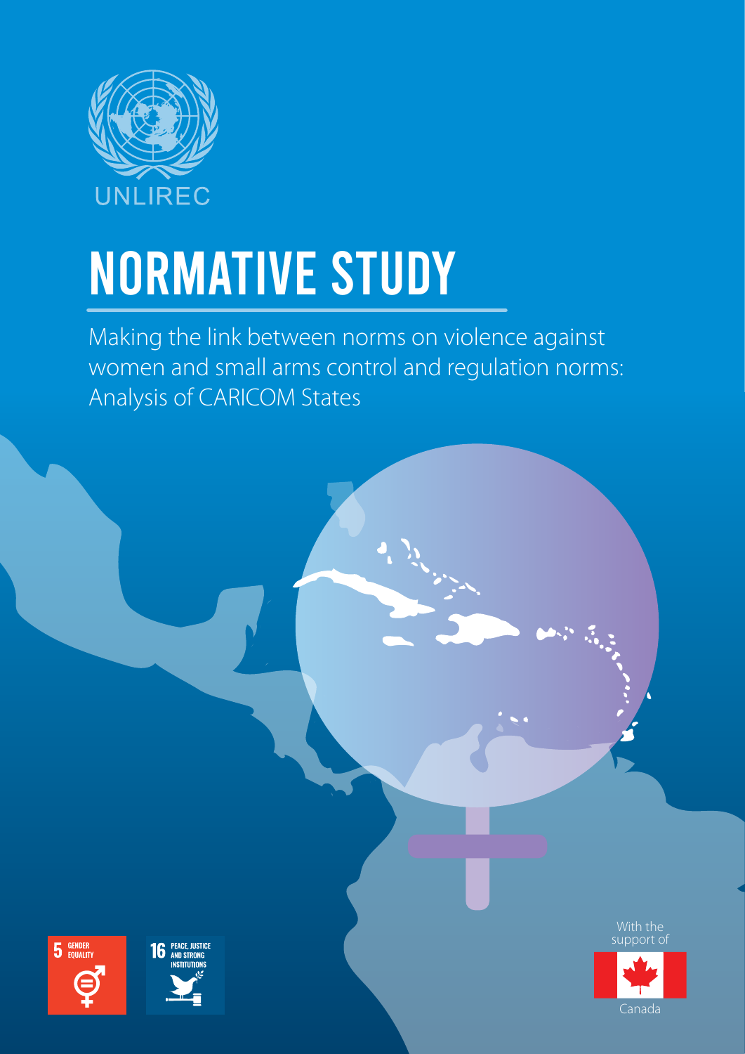UNLIREC

# NORMATIVE STUDY

Making the link between norms on violence against women and small arms control and regulation norms: Analysis of CARICOM States

5 GENDER EQUALITY

16 PEACE, JUSTICE AND STRONG INSTITUTIONS

With the support of

Canada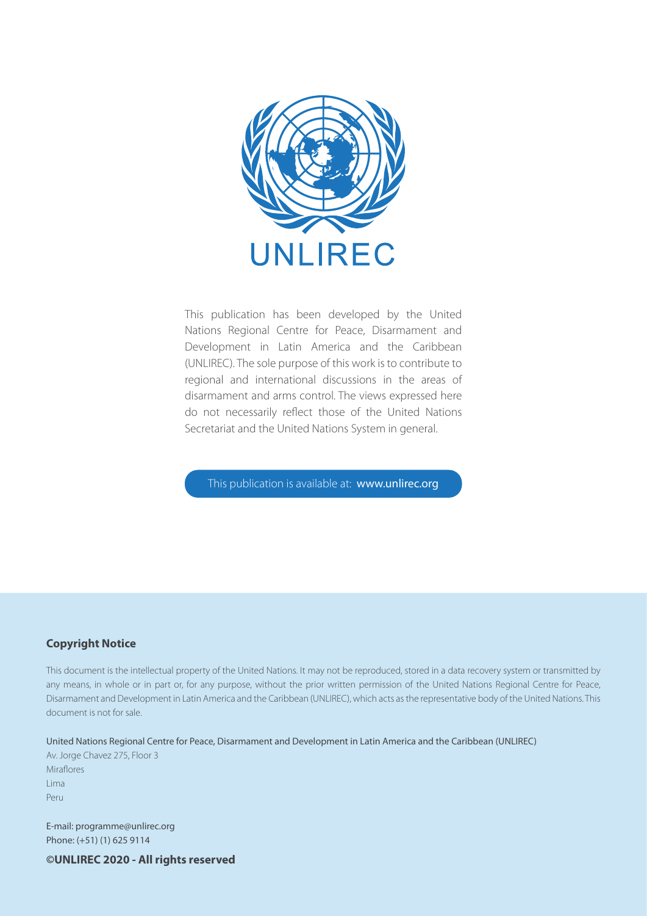UNLIREC

This publication has been developed by the United Nations Regional Centre for Peace, Disarmament and Development in Latin America and the Caribbean (UNLIREC). The sole purpose of this work is to contribute to regional and international discussions in the areas of disarmament and arms control. The views expressed here do not necessarily reflect those of the United Nations Secretariat and the United Nations System in general.

This publication is available at: www.unlirec.org

**Copyright Notice**

This document is the intellectual property of the United Nations. It may not be reproduced, stored in a data recovery system or transmitted by any means, in whole or in part or, for any purpose, without the prior written permission of the United Nations Regional Centre for Peace, Disarmament and Development in Latin America and the Caribbean (UNLIREC), which acts as the representative body of the United Nations. This document is not for sale.

United Nations Regional Centre for Peace, Disarmament and Development in Latin America and the Caribbean (UNLIREC)
Av. Jorge Chavez 275, Floor 3
Miraflores
Lima
Peru

E-mail: programme@unlirec.org
Phone: (+51) (1) 625 9114

**©UNLIREC 2020 - All rights reserved**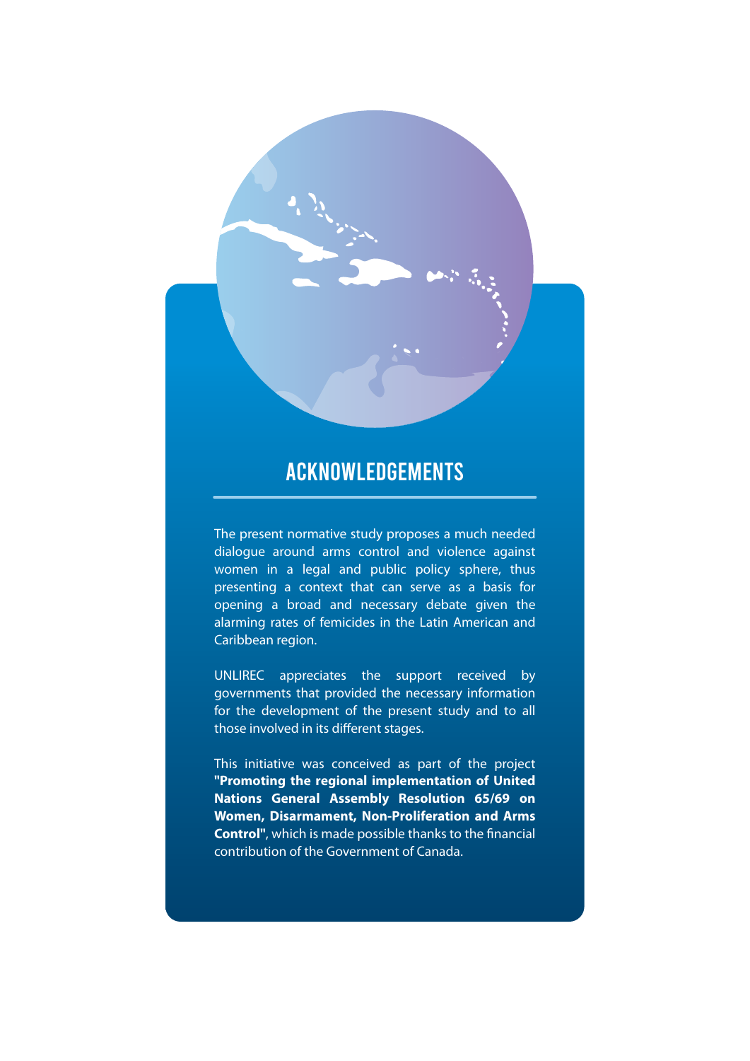# ACKNOWLEDGEMENTS

The present normative study proposes a much needed dialogue around arms control and violence against women in a legal and public policy sphere, thus presenting a context that can serve as a basis for opening a broad and necessary debate given the alarming rates of femicides in the Latin American and Caribbean region.

UNLIREC appreciates the support received by governments that provided the necessary information for the development of the present study and to all those involved in its different stages.

This initiative was conceived as part of the project **"Promoting the regional implementation of United Nations General Assembly Resolution 65/69 on Women, Disarmament, Non-Proliferation and Arms Control"**, which is made possible thanks to the financial contribution of the Government of Canada.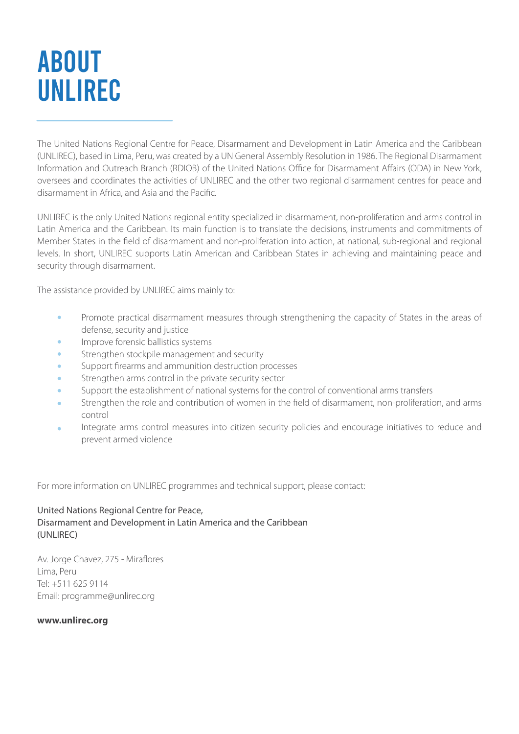# ABOUT UNLIREC

The United Nations Regional Centre for Peace, Disarmament and Development in Latin America and the Caribbean (UNLIREC), based in Lima, Peru, was created by a UN General Assembly Resolution in 1986. The Regional Disarmament Information and Outreach Branch (RDIOB) of the United Nations Office for Disarmament Affairs (ODA) in New York, oversees and coordinates the activities of UNLIREC and the other two regional disarmament centres for peace and disarmament in Africa, and Asia and the Pacific.

UNLIREC is the only United Nations regional entity specialized in disarmament, non-proliferation and arms control in Latin America and the Caribbean. Its main function is to translate the decisions, instruments and commitments of Member States in the field of disarmament and non-proliferation into action, at national, sub-regional and regional levels. In short, UNLIREC supports Latin American and Caribbean States in achieving and maintaining peace and security through disarmament.

The assistance provided by UNLIREC aims mainly to:

- Promote practical disarmament measures through strengthening the capacity of States in the areas of defense, security and justice
- Improve forensic ballistics systems
- Strengthen stockpile management and security
- Support firearms and ammunition destruction processes
- Strengthen arms control in the private security sector
- Support the establishment of national systems for the control of conventional arms transfers
- Strengthen the role and contribution of women in the field of disarmament, non-proliferation, and arms control
- Integrate arms control measures into citizen security policies and encourage initiatives to reduce and prevent armed violence

For more information on UNLIREC programmes and technical support, please contact:

United Nations Regional Centre for Peace,
Disarmament and Development in Latin America and the Caribbean
(UNLIREC)

Av. Jorge Chavez, 275 - Miraflores
Lima, Peru
Tel: +511 625 9114
Email: programme@unlirec.org

**www.unlirec.org**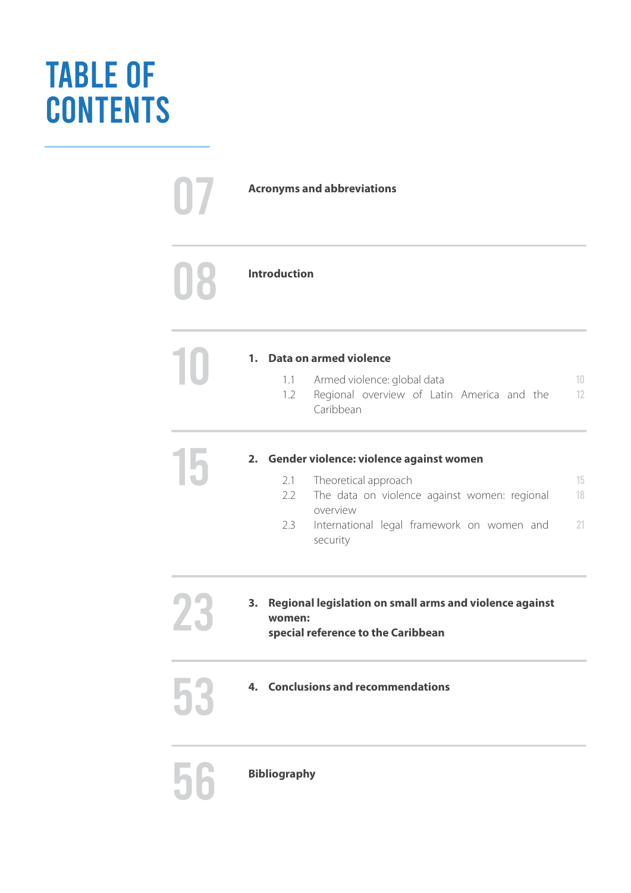# TABLE OF CONTENTS

| Page | Section | |
|---|---|---|
| 07 | **Acronyms and abbreviations** | |
| 08 | **Introduction** | |
| 10 | **1. Data on armed violence** | |
| | 1.1 Armed violence: global data | 10 |
| | 1.2 Regional overview of Latin America and the Caribbean | 12 |
| 15 | **2. Gender violence: violence against women** | |
| | 2.1 Theoretical approach | 15 |
| | 2.2 The data on violence against women: regional overview | 18 |
| | 2.3 International legal framework on women and security | 21 |
| 23 | **3. Regional legislation on small arms and violence against women: special reference to the Caribbean** | |
| 53 | **4. Conclusions and recommendations** | |
| 56 | **Bibliography** | |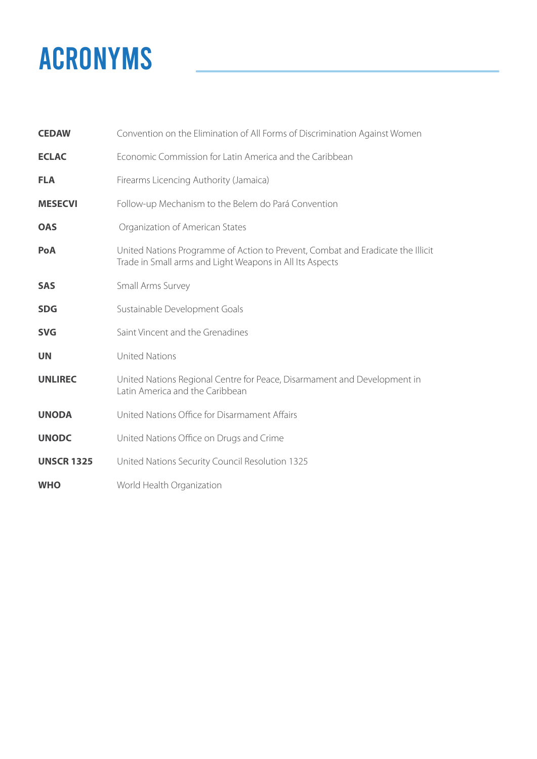# ACRONYMS

| | |
|---|---|
| **CEDAW** | Convention on the Elimination of All Forms of Discrimination Against Women |
| **ECLAC** | Economic Commission for Latin America and the Caribbean |
| **FLA** | Firearms Licencing Authority (Jamaica) |
| **MESECVI** | Follow-up Mechanism to the Belem do Pará Convention |
| **OAS** | Organization of American States |
| **PoA** | United Nations Programme of Action to Prevent, Combat and Eradicate the Illicit Trade in Small arms and Light Weapons in All Its Aspects |
| **SAS** | Small Arms Survey |
| **SDG** | Sustainable Development Goals |
| **SVG** | Saint Vincent and the Grenadines |
| **UN** | United Nations |
| **UNLIREC** | United Nations Regional Centre for Peace, Disarmament and Development in Latin America and the Caribbean |
| **UNODA** | United Nations Office for Disarmament Affairs |
| **UNODC** | United Nations Office on Drugs and Crime |
| **UNSCR 1325** | United Nations Security Council Resolution 1325 |
| **WHO** | World Health Organization |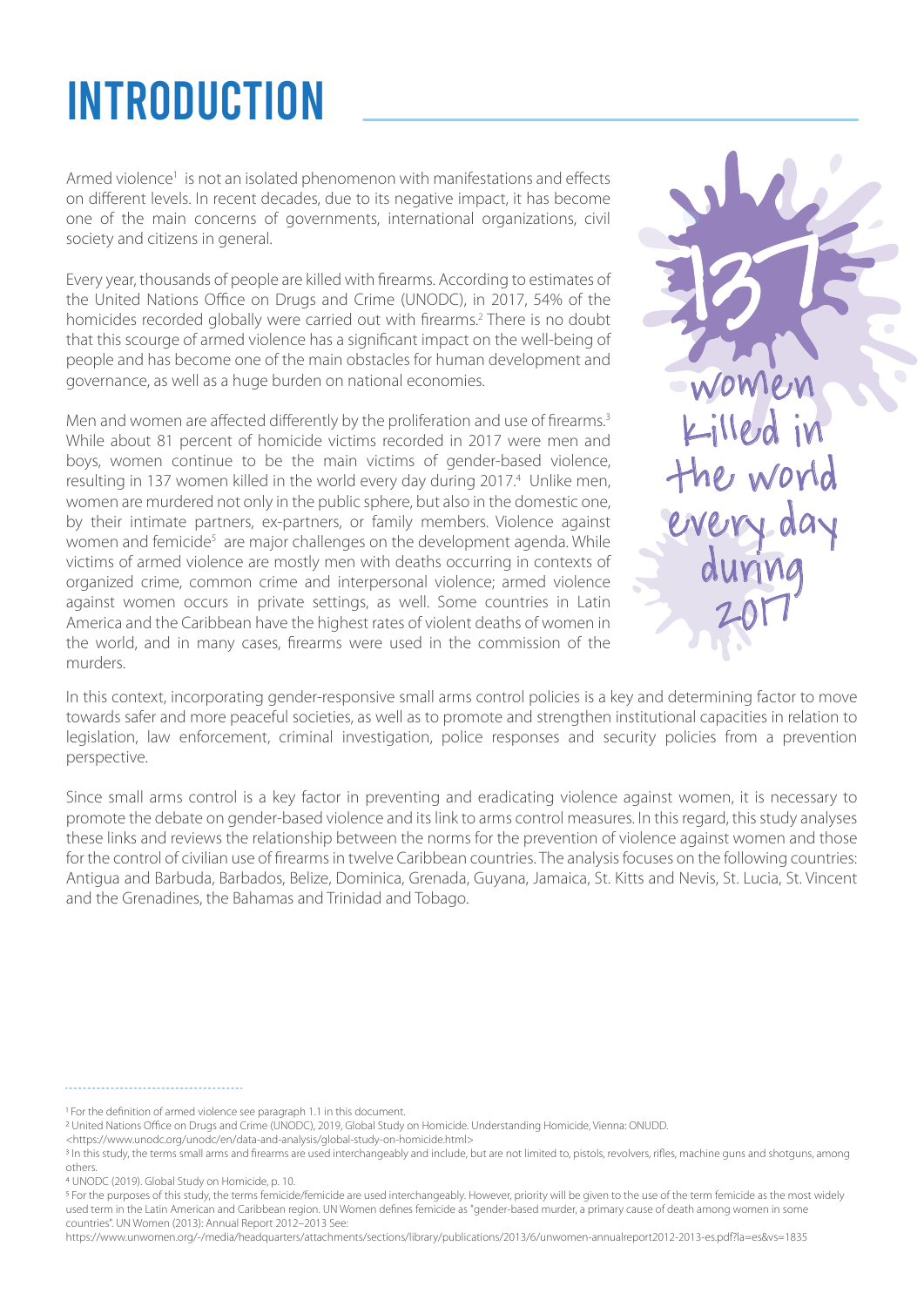# INTRODUCTION

Armed violence[1] is not an isolated phenomenon with manifestations and effects on different levels. In recent decades, due to its negative impact, it has become one of the main concerns of governments, international organizations, civil society and citizens in general.

Every year, thousands of people are killed with firearms. According to estimates of the United Nations Office on Drugs and Crime (UNODC), in 2017, 54% of the homicides recorded globally were carried out with firearms.[2] There is no doubt that this scourge of armed violence has a significant impact on the well-being of people and has become one of the main obstacles for human development and governance, as well as a huge burden on national economies.

Men and women are affected differently by the proliferation and use of firearms.[3] While about 81 percent of homicide victims recorded in 2017 were men and boys, women continue to be the main victims of gender-based violence, resulting in 137 women killed in the world every day during 2017.[4] Unlike men, women are murdered not only in the public sphere, but also in the domestic one, by their intimate partners, ex-partners, or family members. Violence against women and femicide[5] are major challenges on the development agenda. While victims of armed violence are mostly men with deaths occurring in contexts of organized crime, common crime and interpersonal violence; armed violence against women occurs in private settings, as well. Some countries in Latin America and the Caribbean have the highest rates of violent deaths of women in the world, and in many cases, firearms were used in the commission of the murders.

**137 women killed in the world every day during 2017**

In this context, incorporating gender-responsive small arms control policies is a key and determining factor to move towards safer and more peaceful societies, as well as to promote and strengthen institutional capacities in relation to legislation, law enforcement, criminal investigation, police responses and security policies from a prevention perspective.

Since small arms control is a key factor in preventing and eradicating violence against women, it is necessary to promote the debate on gender-based violence and its link to arms control measures. In this regard, this study analyses these links and reviews the relationship between the norms for the prevention of violence against women and those for the control of civilian use of firearms in twelve Caribbean countries. The analysis focuses on the following countries: Antigua and Barbuda, Barbados, Belize, Dominica, Grenada, Guyana, Jamaica, St. Kitts and Nevis, St. Lucia, St. Vincent and the Grenadines, the Bahamas and Trinidad and Tobago.

---

[1] For the definition of armed violence see paragraph 1.1 in this document.

[2] United Nations Office on Drugs and Crime (UNODC), 2019, Global Study on Homicide. Understanding Homicide, Vienna: ONUDD. <https://www.unodc.org/unodc/en/data-and-analysis/global-study-on-homicide.html>

[3] In this study, the terms small arms and firearms are used interchangeably and include, but are not limited to, pistols, revolvers, rifles, machine guns and shotguns, among others.

[4] UNODC (2019). Global Study on Homicide, p. 10.

[5] For the purposes of this study, the terms femicide/femicide are used interchangeably. However, priority will be given to the use of the term femicide as the most widely used term in the Latin American and Caribbean region. UN Women defines femicide as "gender-based murder, a primary cause of death among women in some countries". UN Women (2013): Annual Report 2012–2013 See: https://www.unwomen.org/-/media/headquarters/attachments/sections/library/publications/2013/6/unwomen-annualreport2012-2013-es.pdf?la=es&vs=1835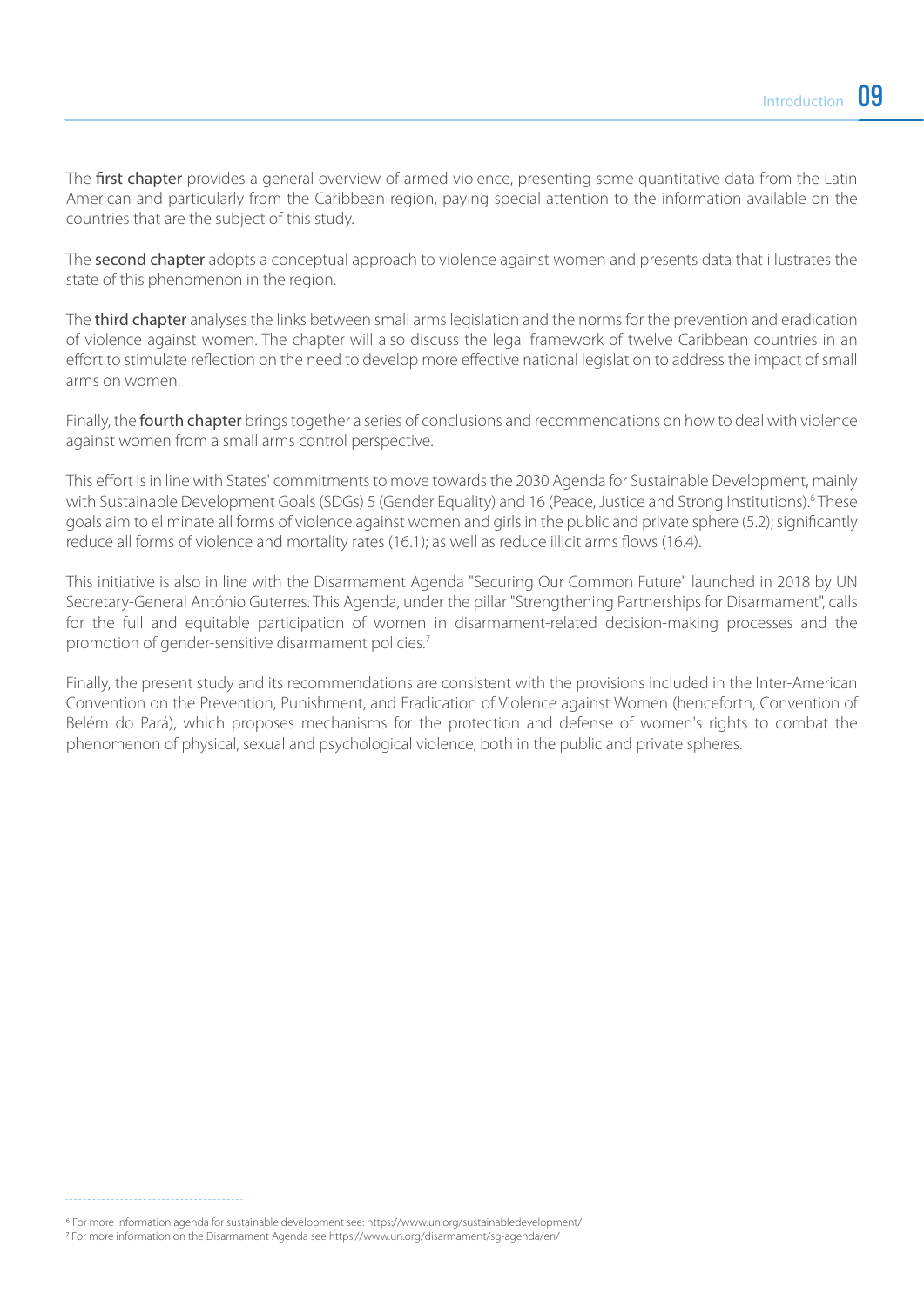The **first chapter** provides a general overview of armed violence, presenting some quantitative data from the Latin American and particularly from the Caribbean region, paying special attention to the information available on the countries that are the subject of this study.

The **second chapter** adopts a conceptual approach to violence against women and presents data that illustrates the state of this phenomenon in the region.

The **third chapter** analyses the links between small arms legislation and the norms for the prevention and eradication of violence against women. The chapter will also discuss the legal framework of twelve Caribbean countries in an effort to stimulate reflection on the need to develop more effective national legislation to address the impact of small arms on women.

Finally, the **fourth chapter** brings together a series of conclusions and recommendations on how to deal with violence against women from a small arms control perspective.

This effort is in line with States' commitments to move towards the 2030 Agenda for Sustainable Development, mainly with Sustainable Development Goals (SDGs) 5 (Gender Equality) and 16 (Peace, Justice and Strong Institutions).[6] These goals aim to eliminate all forms of violence against women and girls in the public and private sphere (5.2); significantly reduce all forms of violence and mortality rates (16.1); as well as reduce illicit arms flows (16.4).

This initiative is also in line with the Disarmament Agenda "Securing Our Common Future" launched in 2018 by UN Secretary-General António Guterres. This Agenda, under the pillar "Strengthening Partnerships for Disarmament", calls for the full and equitable participation of women in disarmament-related decision-making processes and the promotion of gender-sensitive disarmament policies.[7]

Finally, the present study and its recommendations are consistent with the provisions included in the Inter-American Convention on the Prevention, Punishment, and Eradication of Violence against Women (henceforth, Convention of Belém do Pará), which proposes mechanisms for the protection and defense of women's rights to combat the phenomenon of physical, sexual and psychological violence, both in the public and private spheres.

---

[6] For more information agenda for sustainable development see: https://www.un.org/sustainabledevelopment/

[7] For more information on the Disarmament Agenda see https://www.un.org/disarmament/sg-agenda/en/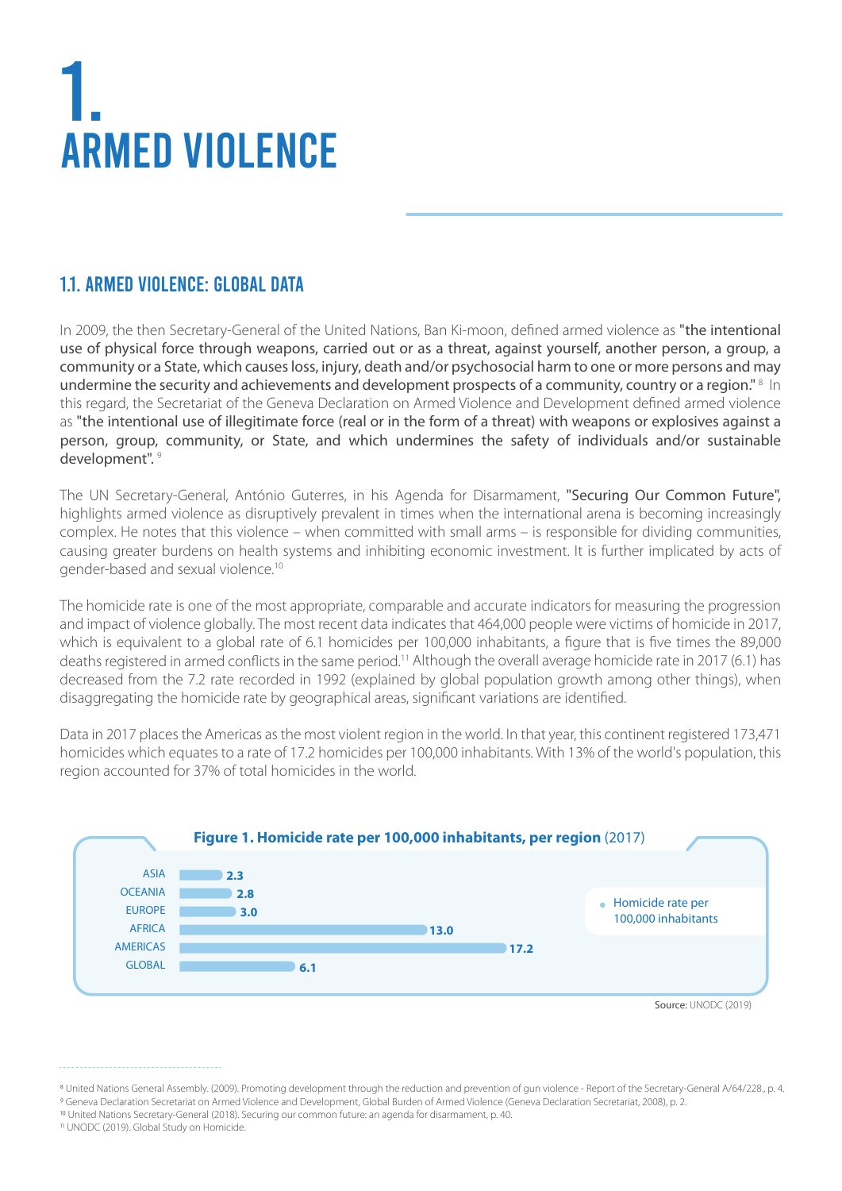# 1. ARMED VIOLENCE

## 1.1. ARMED VIOLENCE: GLOBAL DATA

In 2009, the then Secretary-General of the United Nations, Ban Ki-moon, defined armed violence as "the intentional use of physical force through weapons, carried out or as a threat, against yourself, another person, a group, a community or a State, which causes loss, injury, death and/or psychosocial harm to one or more persons and may undermine the security and achievements and development prospects of a community, country or a region." [8] In this regard, the Secretariat of the Geneva Declaration on Armed Violence and Development defined armed violence as "the intentional use of illegitimate force (real or in the form of a threat) with weapons or explosives against a person, group, community, or State, and which undermines the safety of individuals and/or sustainable development". [9]

The UN Secretary-General, António Guterres, in his Agenda for Disarmament, "Securing Our Common Future", highlights armed violence as disruptively prevalent in times when the international arena is becoming increasingly complex. He notes that this violence – when committed with small arms – is responsible for dividing communities, causing greater burdens on health systems and inhibiting economic investment. It is further implicated by acts of gender-based and sexual violence.[10]

The homicide rate is one of the most appropriate, comparable and accurate indicators for measuring the progression and impact of violence globally. The most recent data indicates that 464,000 people were victims of homicide in 2017, which is equivalent to a global rate of 6.1 homicides per 100,000 inhabitants, a figure that is five times the 89,000 deaths registered in armed conflicts in the same period.[11] Although the overall average homicide rate in 2017 (6.1) has decreased from the 7.2 rate recorded in 1992 (explained by global population growth among other things), when disaggregating the homicide rate by geographical areas, significant variations are identified.

Data in 2017 places the Americas as the most violent region in the world. In that year, this continent registered 173,471 homicides which equates to a rate of 17.2 homicides per 100,000 inhabitants. With 13% of the world's population, this region accounted for 37% of total homicides in the world.

**Figure 1. Homicide rate per 100,000 inhabitants, per region** (2017)

| Region | Homicide rate per 100,000 inhabitants |
|---|---|
| ASIA | 2.3 |
| OCEANIA | 2.8 |
| EUROPE | 3.0 |
| AFRICA | 13.0 |
| AMERICAS | 17.2 |
| GLOBAL | 6.1 |

Source: UNODC (2019)

---

[8] United Nations General Assembly. (2009). Promoting development through the reduction and prevention of gun violence - Report of the Secretary-General A/64/228., p. 4.
[9] Geneva Declaration Secretariat on Armed Violence and Development, Global Burden of Armed Violence (Geneva Declaration Secretariat, 2008), p. 2.
[10] United Nations Secretary-General (2018). Securing our common future: an agenda for disarmament, p. 40.
[11] UNODC (2019). Global Study on Homicide.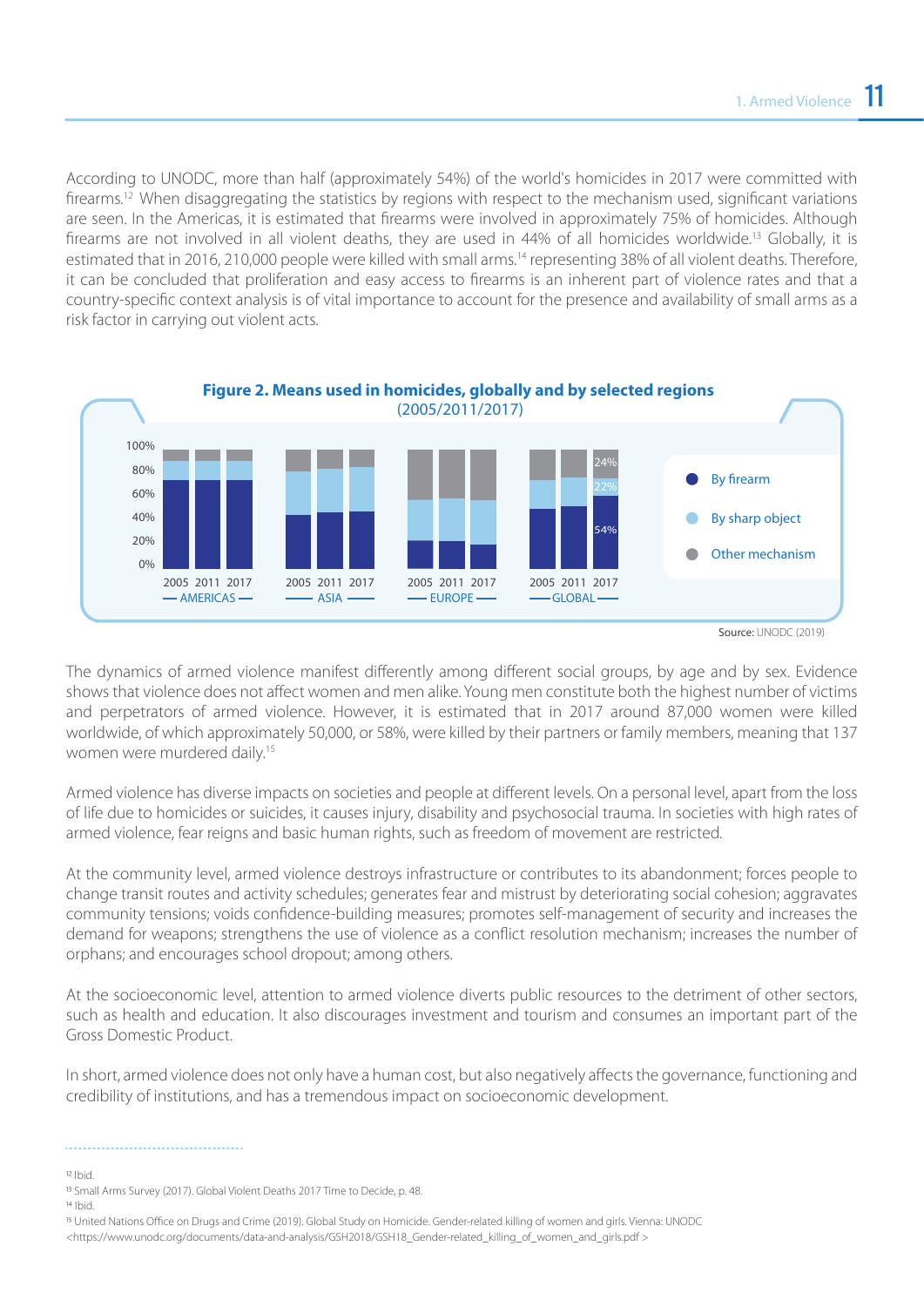According to UNODC, more than half (approximately 54%) of the world's homicides in 2017 were committed with firearms.[12] When disaggregating the statistics by regions with respect to the mechanism used, significant variations are seen. In the Americas, it is estimated that firearms were involved in approximately 75% of homicides. Although firearms are not involved in all violent deaths, they are used in 44% of all homicides worldwide.[13] Globally, it is estimated that in 2016, 210,000 people were killed with small arms.[14] representing 38% of all violent deaths. Therefore, it can be concluded that proliferation and easy access to firearms is an inherent part of violence rates and that a country-specific context analysis is of vital importance to account for the presence and availability of small arms as a risk factor in carrying out violent acts.

**Figure 2. Means used in homicides, globally and by selected regions**
(2005/2011/2017)

Legend: By firearm; By sharp object; Other mechanism

Regions: AMERICAS, ASIA, EUROPE, GLOBAL (2005, 2011, 2017). Global 2017: By firearm 54%, By sharp object 22%, Other mechanism 24%.

Source: UNODC (2019)

The dynamics of armed violence manifest differently among different social groups, by age and by sex. Evidence shows that violence does not affect women and men alike. Young men constitute both the highest number of victims and perpetrators of armed violence. However, it is estimated that in 2017 around 87,000 women were killed worldwide, of which approximately 50,000, or 58%, were killed by their partners or family members, meaning that 137 women were murdered daily.[15]

Armed violence has diverse impacts on societies and people at different levels. On a personal level, apart from the loss of life due to homicides or suicides, it causes injury, disability and psychosocial trauma. In societies with high rates of armed violence, fear reigns and basic human rights, such as freedom of movement are restricted.

At the community level, armed violence destroys infrastructure or contributes to its abandonment; forces people to change transit routes and activity schedules; generates fear and mistrust by deteriorating social cohesion; aggravates community tensions; voids confidence-building measures; promotes self-management of security and increases the demand for weapons; strengthens the use of violence as a conflict resolution mechanism; increases the number of orphans; and encourages school dropout; among others.

At the socioeconomic level, attention to armed violence diverts public resources to the detriment of other sectors, such as health and education. It also discourages investment and tourism and consumes an important part of the Gross Domestic Product.

In short, armed violence does not only have a human cost, but also negatively affects the governance, functioning and credibility of institutions, and has a tremendous impact on socioeconomic development.

---

[12] Ibid.

[13] Small Arms Survey (2017). Global Violent Deaths 2017 Time to Decide, p. 48.

[14] Ibid.

[15] United Nations Office on Drugs and Crime (2019). Global Study on Homicide. Gender-related killing of women and girls. Vienna: UNODC <https://www.unodc.org/documents/data-and-analysis/GSH2018/GSH18_Gender-related_killing_of_women_and_girls.pdf >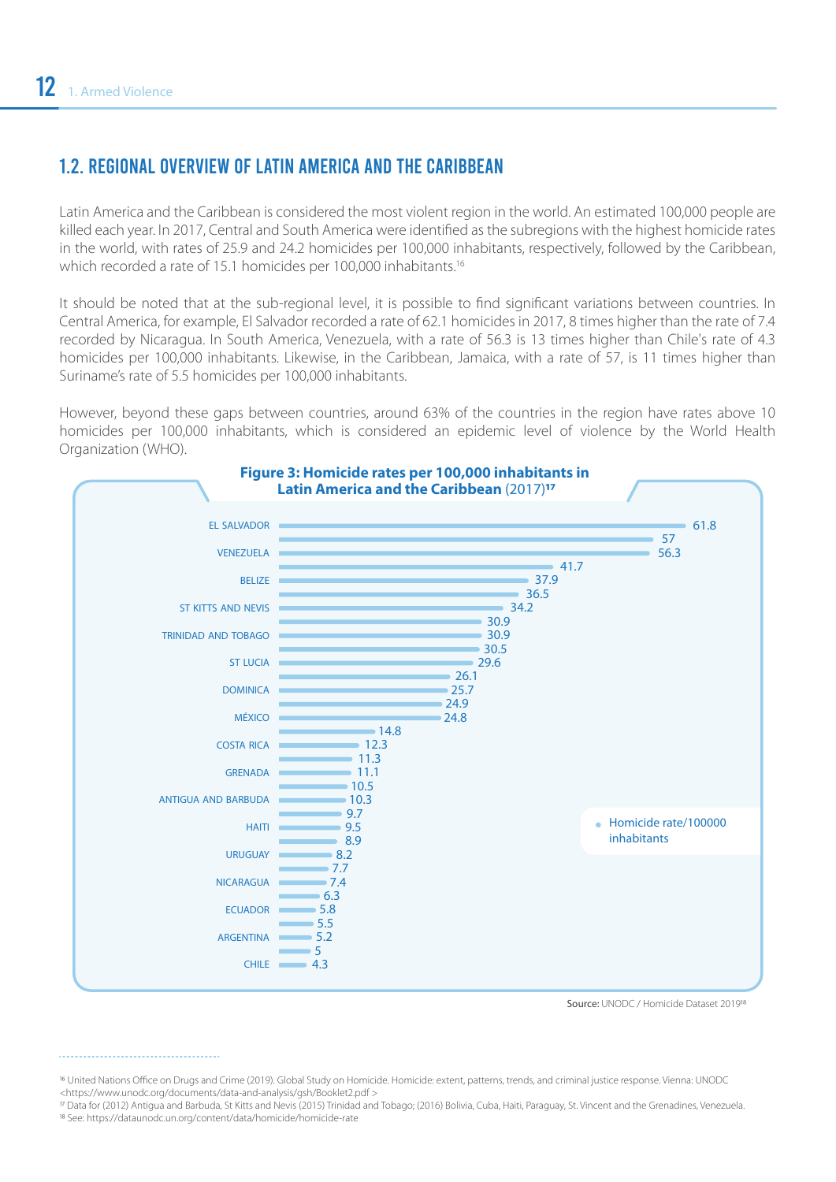## 1.2. REGIONAL OVERVIEW OF LATIN AMERICA AND THE CARIBBEAN

Latin America and the Caribbean is considered the most violent region in the world. An estimated 100,000 people are killed each year. In 2017, Central and South America were identified as the subregions with the highest homicide rates in the world, with rates of 25.9 and 24.2 homicides per 100,000 inhabitants, respectively, followed by the Caribbean, which recorded a rate of 15.1 homicides per 100,000 inhabitants.[16]

It should be noted that at the sub-regional level, it is possible to find significant variations between countries. In Central America, for example, El Salvador recorded a rate of 62.1 homicides in 2017, 8 times higher than the rate of 7.4 recorded by Nicaragua. In South America, Venezuela, with a rate of 56.3 is 13 times higher than Chile's rate of 4.3 homicides per 100,000 inhabitants. Likewise, in the Caribbean, Jamaica, with a rate of 57, is 11 times higher than Suriname's rate of 5.5 homicides per 100,000 inhabitants.

However, beyond these gaps between countries, around 63% of the countries in the region have rates above 10 homicides per 100,000 inhabitants, which is considered an epidemic level of violence by the World Health Organization (WHO).

**Figure 3: Homicide rates per 100,000 inhabitants in Latin America and the Caribbean** (2017)[17]

| Country | Homicide rate/100000 inhabitants |
|---|---|
| EL SALVADOR | 61.8 |
| | 57 |
| VENEZUELA | 56.3 |
| | 41.7 |
| BELIZE | 37.9 |
| | 36.5 |
| ST KITTS AND NEVIS | 34.2 |
| | 30.9 |
| TRINIDAD AND TOBAGO | 30.9 |
| | 30.5 |
| ST LUCIA | 29.6 |
| | 26.1 |
| DOMINICA | 25.7 |
| | 24.9 |
| MÉXICO | 24.8 |
| | 14.8 |
| COSTA RICA | 12.3 |
| | 11.3 |
| GRENADA | 11.1 |
| | 10.5 |
| ANTIGUA AND BARBUDA | 10.3 |
| | 9.7 |
| HAITI | 9.5 |
| | 8.9 |
| URUGUAY | 8.2 |
| | 7.7 |
| NICARAGUA | 7.4 |
| | 6.3 |
| ECUADOR | 5.8 |
| | 5.5 |
| ARGENTINA | 5.2 |
| | 5 |
| CHILE | 4.3 |

Source: UNODC / Homicide Dataset 2019[18]

---

[16] United Nations Office on Drugs and Crime (2019). Global Study on Homicide. Homicide: extent, patterns, trends, and criminal justice response. Vienna: UNODC <https://www.unodc.org/documents/data-and-analysis/gsh/Booklet2.pdf >

[17] Data for (2012) Antigua and Barbuda, St Kitts and Nevis (2015) Trinidad and Tobago; (2016) Bolivia, Cuba, Haiti, Paraguay, St. Vincent and the Grenadines, Venezuela.

[18] See: https://dataunodc.un.org/content/data/homicide/homicide-rate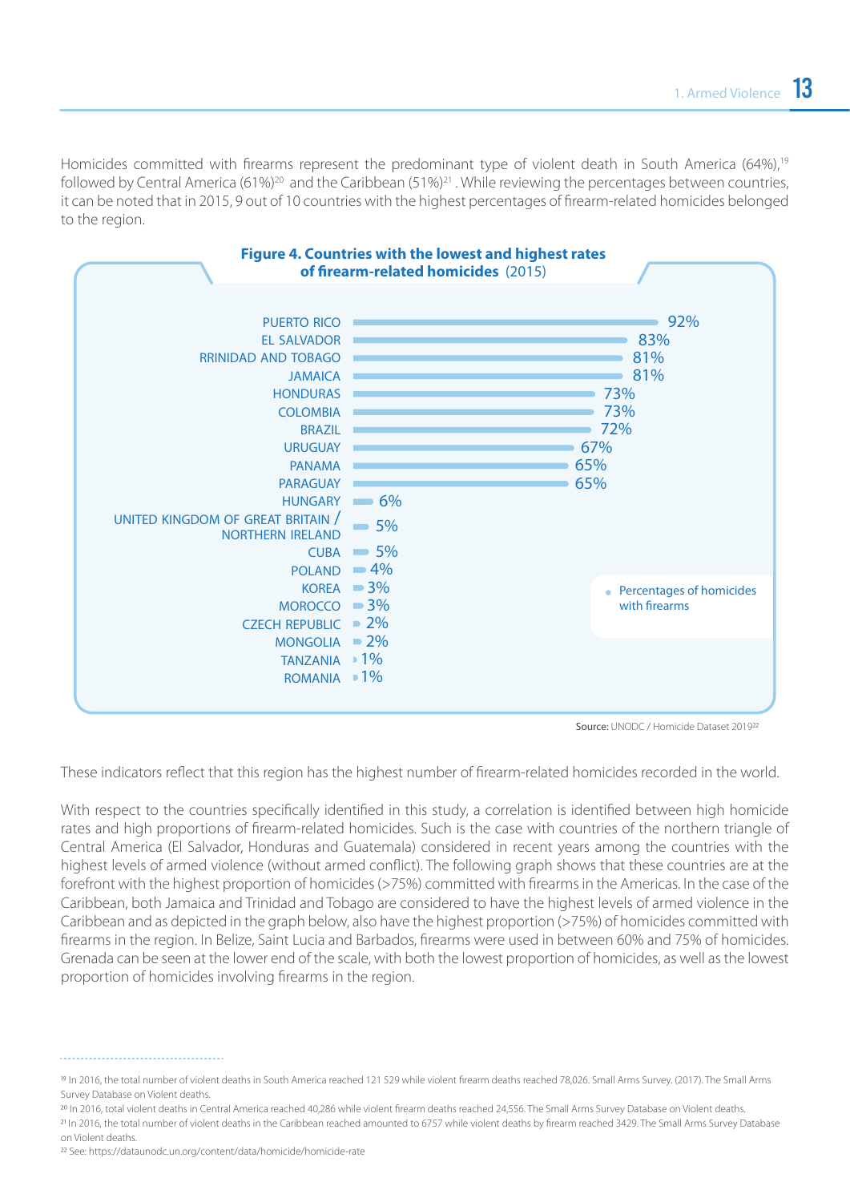Homicides committed with firearms represent the predominant type of violent death in South America (64%),[19] followed by Central America (61%)[20] and the Caribbean (51%)[21]. While reviewing the percentages between countries, it can be noted that in 2015, 9 out of 10 countries with the highest percentages of firearm-related homicides belonged to the region.

**Figure 4. Countries with the lowest and highest rates of firearm-related homicides** (2015)

| Country | Percentages of homicides with firearms |
|---|---|
| PUERTO RICO | 92% |
| EL SALVADOR | 83% |
| RRINIDAD AND TOBAGO | 81% |
| JAMAICA | 81% |
| HONDURAS | 73% |
| COLOMBIA | 73% |
| BRAZIL | 72% |
| URUGUAY | 67% |
| PANAMA | 65% |
| PARAGUAY | 65% |
| HUNGARY | 6% |
| UNITED KINGDOM OF GREAT BRITAIN / NORTHERN IRELAND | 5% |
| CUBA | 5% |
| POLAND | 4% |
| KOREA | 3% |
| MOROCCO | 3% |
| CZECH REPUBLIC | 2% |
| MONGOLIA | 2% |
| TANZANIA | 1% |
| ROMANIA | 1% |

**Source:** UNODC / Homicide Dataset 2019[22]

These indicators reflect that this region has the highest number of firearm-related homicides recorded in the world.

With respect to the countries specifically identified in this study, a correlation is identified between high homicide rates and high proportions of firearm-related homicides. Such is the case with countries of the northern triangle of Central America (El Salvador, Honduras and Guatemala) considered in recent years among the countries with the highest levels of armed violence (without armed conflict). The following graph shows that these countries are at the forefront with the highest proportion of homicides (>75%) committed with firearms in the Americas. In the case of the Caribbean, both Jamaica and Trinidad and Tobago are considered to have the highest levels of armed violence in the Caribbean and as depicted in the graph below, also have the highest proportion (>75%) of homicides committed with firearms in the region. In Belize, Saint Lucia and Barbados, firearms were used in between 60% and 75% of homicides. Grenada can be seen at the lower end of the scale, with both the lowest proportion of homicides, as well as the lowest proportion of homicides involving firearms in the region.

---

[19] In 2016, the total number of violent deaths in South America reached 121 529 while violent firearm deaths reached 78,026. Small Arms Survey. (2017). The Small Arms Survey Database on Violent deaths.

[20] In 2016, total violent deaths in Central America reached 40,286 while violent firearm deaths reached 24,556. The Small Arms Survey Database on Violent deaths.

[21] In 2016, the total number of violent deaths in the Caribbean reached amounted to 6757 while violent deaths by firearm reached 3429. The Small Arms Survey Database on Violent deaths.

[22] See: https://dataunodc.un.org/content/data/homicide/homicide-rate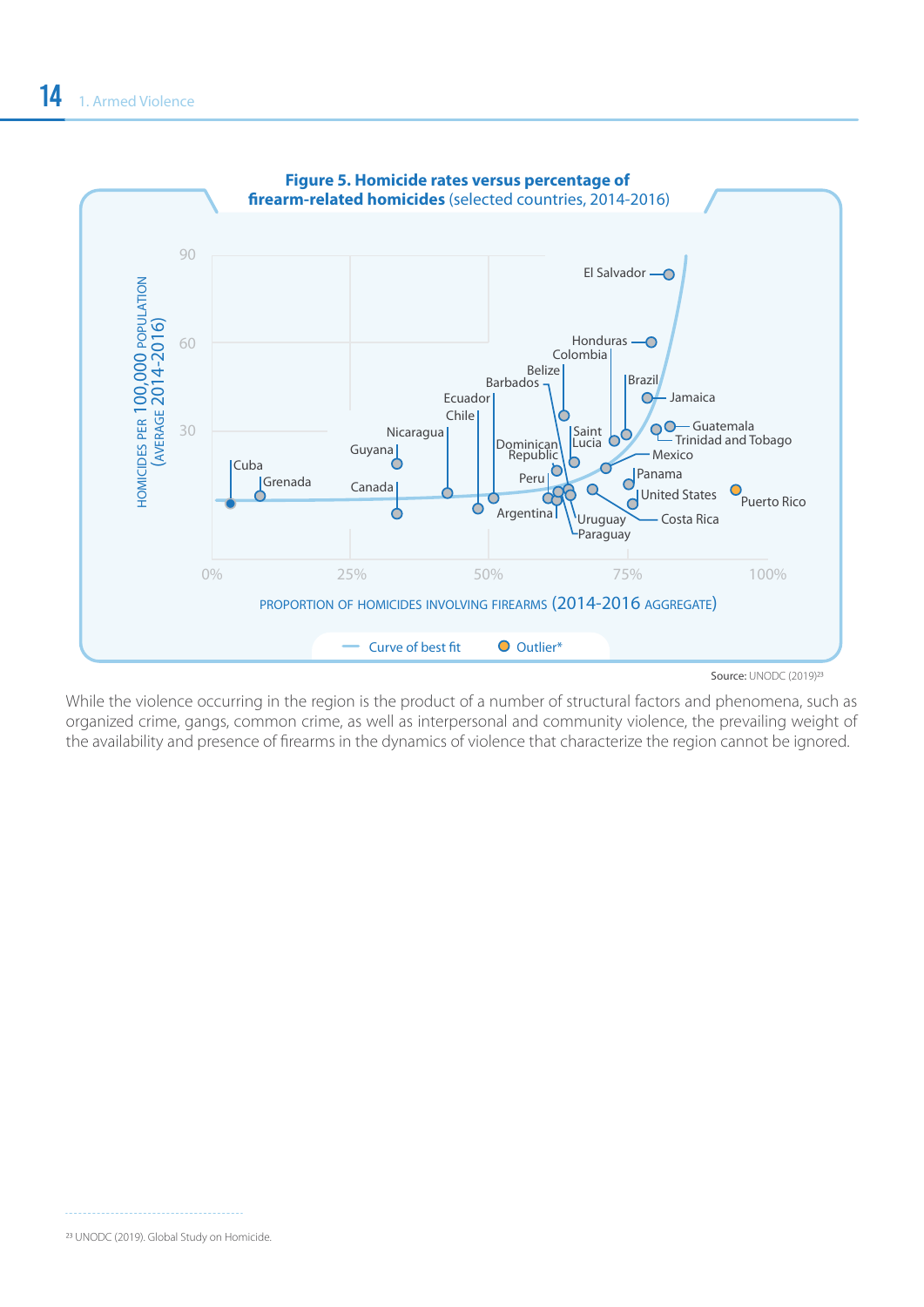**Figure 5. Homicide rates versus percentage of firearm-related homicides** (selected countries, 2014-2016)

Source: UNODC (2019)[23]

While the violence occurring in the region is the product of a number of structural factors and phenomena, such as organized crime, gangs, common crime, as well as interpersonal and community violence, the prevailing weight of the availability and presence of firearms in the dynamics of violence that characterize the region cannot be ignored.

[23] UNODC (2019). Global Study on Homicide.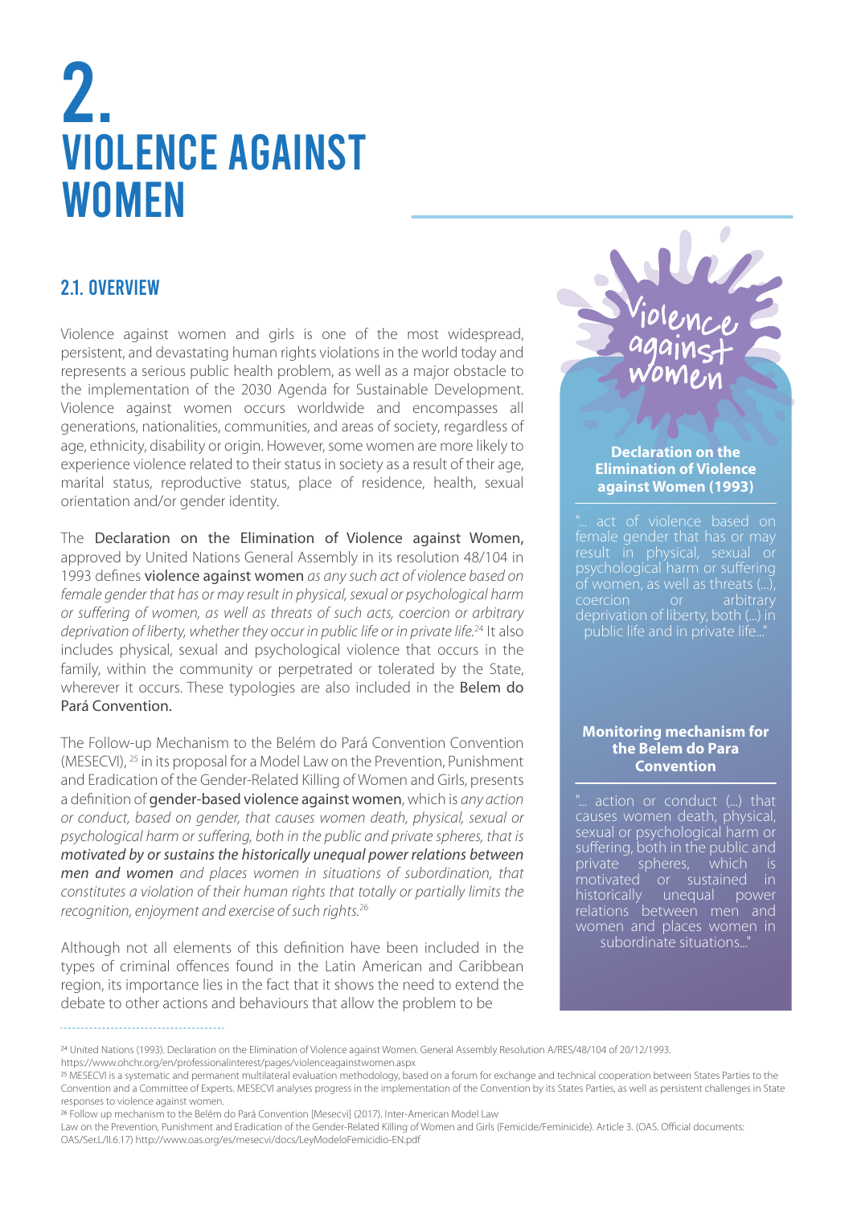# 2. VIOLENCE AGAINST WOMEN

## 2.1. OVERVIEW

Violence against women and girls is one of the most widespread, persistent, and devastating human rights violations in the world today and represents a serious public health problem, as well as a major obstacle to the implementation of the 2030 Agenda for Sustainable Development. Violence against women occurs worldwide and encompasses all generations, nationalities, communities, and areas of society, regardless of age, ethnicity, disability or origin. However, some women are more likely to experience violence related to their status in society as a result of their age, marital status, reproductive status, place of residence, health, sexual orientation and/or gender identity.

The Declaration on the Elimination of Violence against Women, approved by United Nations General Assembly in its resolution 48/104 in 1993 defines violence against women *as any such act of violence based on female gender that has or may result in physical, sexual or psychological harm or suffering of women, as well as threats of such acts, coercion or arbitrary deprivation of liberty, whether they occur in public life or in private life.*[24] It also includes physical, sexual and psychological violence that occurs in the family, within the community or perpetrated or tolerated by the State, wherever it occurs. These typologies are also included in the Belem do Pará Convention.

The Follow-up Mechanism to the Belém do Pará Convention Convention (MESECVI), [25] in its proposal for a Model Law on the Prevention, Punishment and Eradication of the Gender-Related Killing of Women and Girls, presents a definition of gender-based violence against women, which is *any action or conduct, based on gender, that causes women death, physical, sexual or psychological harm or suffering, both in the public and private spheres, that is* ***motivated by or sustains the historically unequal power relations between men and women*** *and places women in situations of subordination, that constitutes a violation of their human rights that totally or partially limits the recognition, enjoyment and exercise of such rights.*[26]

Although not all elements of this definition have been included in the types of criminal offences found in the Latin American and Caribbean region, its importance lies in the fact that it shows the need to extend the debate to other actions and behaviours that allow the problem to be

Violence against women

**Declaration on the Elimination of Violence against Women (1993)**

"... act of violence based on female gender that has or may result in physical, sexual or psychological harm or suffering of women, as well as threats (...), coercion or arbitrary deprivation of liberty, both (...) in public life and in private life..."

**Monitoring mechanism for the Belem do Para Convention**

"... action or conduct (...) that causes women death, physical, sexual or psychological harm or suffering, both in the public and private spheres, which is motivated or sustained in historically unequal power relations between men and women and places women in subordinate situations..."

---

[24] United Nations (1993). Declaration on the Elimination of Violence against Women. General Assembly Resolution A/RES/48/104 of 20/12/1993. https://www.ohchr.org/en/professionalinterest/pages/violenceagainstwomen.aspx

[25] MESECVI is a systematic and permanent multilateral evaluation methodology, based on a forum for exchange and technical cooperation between States Parties to the Convention and a Committee of Experts. MESECVI analyses progress in the implementation of the Convention by its States Parties, as well as persistent challenges in State responses to violence against women.

[26] Follow up mechanism to the Belém do Pará Convention [Mesecvi] (2017). Inter-American Model Law on the Prevention, Punishment and Eradication of the Gender-Related Killing of Women and Girls (Femicide/Feminicide). Article 3. (OAS. Official documents: OAS/Ser.L/II.6.17) http://www.oas.org/es/mesecvi/docs/LeyModeloFemicidio-EN.pdf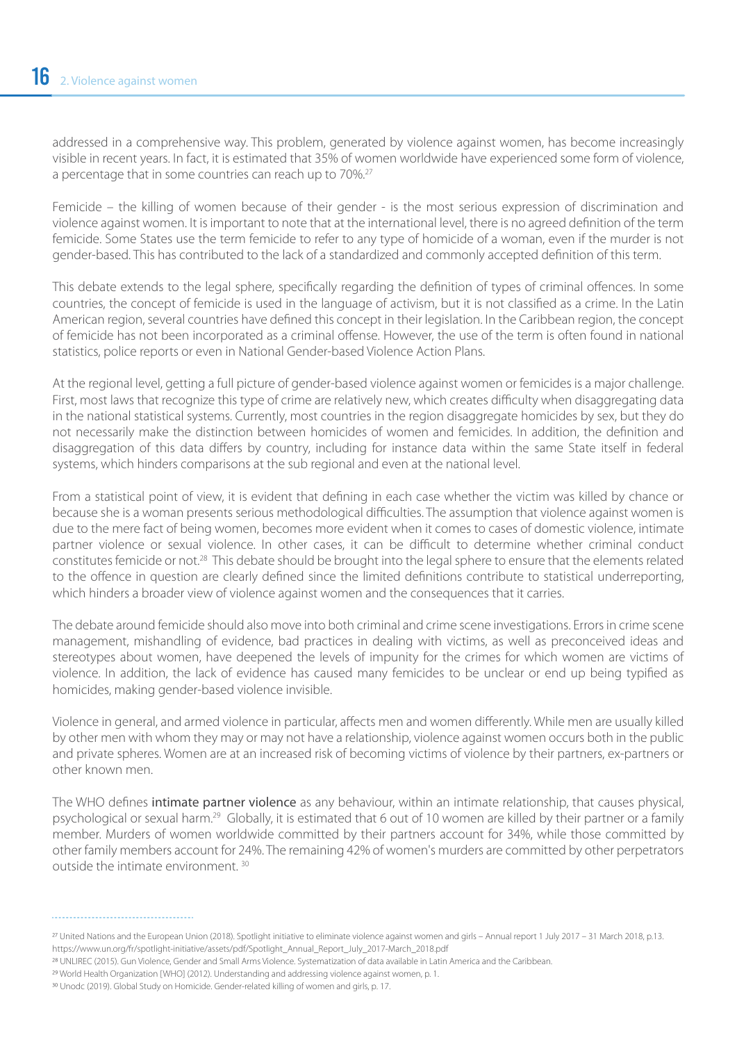addressed in a comprehensive way. This problem, generated by violence against women, has become increasingly visible in recent years. In fact, it is estimated that 35% of women worldwide have experienced some form of violence, a percentage that in some countries can reach up to 70%.[27]

Femicide – the killing of women because of their gender - is the most serious expression of discrimination and violence against women. It is important to note that at the international level, there is no agreed definition of the term femicide. Some States use the term femicide to refer to any type of homicide of a woman, even if the murder is not gender-based. This has contributed to the lack of a standardized and commonly accepted definition of this term.

This debate extends to the legal sphere, specifically regarding the definition of types of criminal offences. In some countries, the concept of femicide is used in the language of activism, but it is not classified as a crime. In the Latin American region, several countries have defined this concept in their legislation. In the Caribbean region, the concept of femicide has not been incorporated as a criminal offense. However, the use of the term is often found in national statistics, police reports or even in National Gender-based Violence Action Plans.

At the regional level, getting a full picture of gender-based violence against women or femicides is a major challenge. First, most laws that recognize this type of crime are relatively new, which creates difficulty when disaggregating data in the national statistical systems. Currently, most countries in the region disaggregate homicides by sex, but they do not necessarily make the distinction between homicides of women and femicides. In addition, the definition and disaggregation of this data differs by country, including for instance data within the same State itself in federal systems, which hinders comparisons at the sub regional and even at the national level.

From a statistical point of view, it is evident that defining in each case whether the victim was killed by chance or because she is a woman presents serious methodological difficulties. The assumption that violence against women is due to the mere fact of being women, becomes more evident when it comes to cases of domestic violence, intimate partner violence or sexual violence. In other cases, it can be difficult to determine whether criminal conduct constitutes femicide or not.[28] This debate should be brought into the legal sphere to ensure that the elements related to the offence in question are clearly defined since the limited definitions contribute to statistical underreporting, which hinders a broader view of violence against women and the consequences that it carries.

The debate around femicide should also move into both criminal and crime scene investigations. Errors in crime scene management, mishandling of evidence, bad practices in dealing with victims, as well as preconceived ideas and stereotypes about women, have deepened the levels of impunity for the crimes for which women are victims of violence. In addition, the lack of evidence has caused many femicides to be unclear or end up being typified as homicides, making gender-based violence invisible.

Violence in general, and armed violence in particular, affects men and women differently. While men are usually killed by other men with whom they may or may not have a relationship, violence against women occurs both in the public and private spheres. Women are at an increased risk of becoming victims of violence by their partners, ex-partners or other known men.

The WHO defines **intimate partner violence** as any behaviour, within an intimate relationship, that causes physical, psychological or sexual harm.[29] Globally, it is estimated that 6 out of 10 women are killed by their partner or a family member. Murders of women worldwide committed by their partners account for 34%, while those committed by other family members account for 24%. The remaining 42% of women's murders are committed by other perpetrators outside the intimate environment.[30]

---

[27] United Nations and the European Union (2018). Spotlight initiative to eliminate violence against women and girls – Annual report 1 July 2017 – 31 March 2018, p.13. https://www.un.org/fr/spotlight-initiative/assets/pdf/Spotlight_Annual_Report_July_2017-March_2018.pdf

[28] UNLIREC (2015). Gun Violence, Gender and Small Arms Violence. Systematization of data available in Latin America and the Caribbean.

[29] World Health Organization [WHO] (2012). Understanding and addressing violence against women, p. 1.

[30] Unodc (2019). Global Study on Homicide. Gender-related killing of women and girls, p. 17.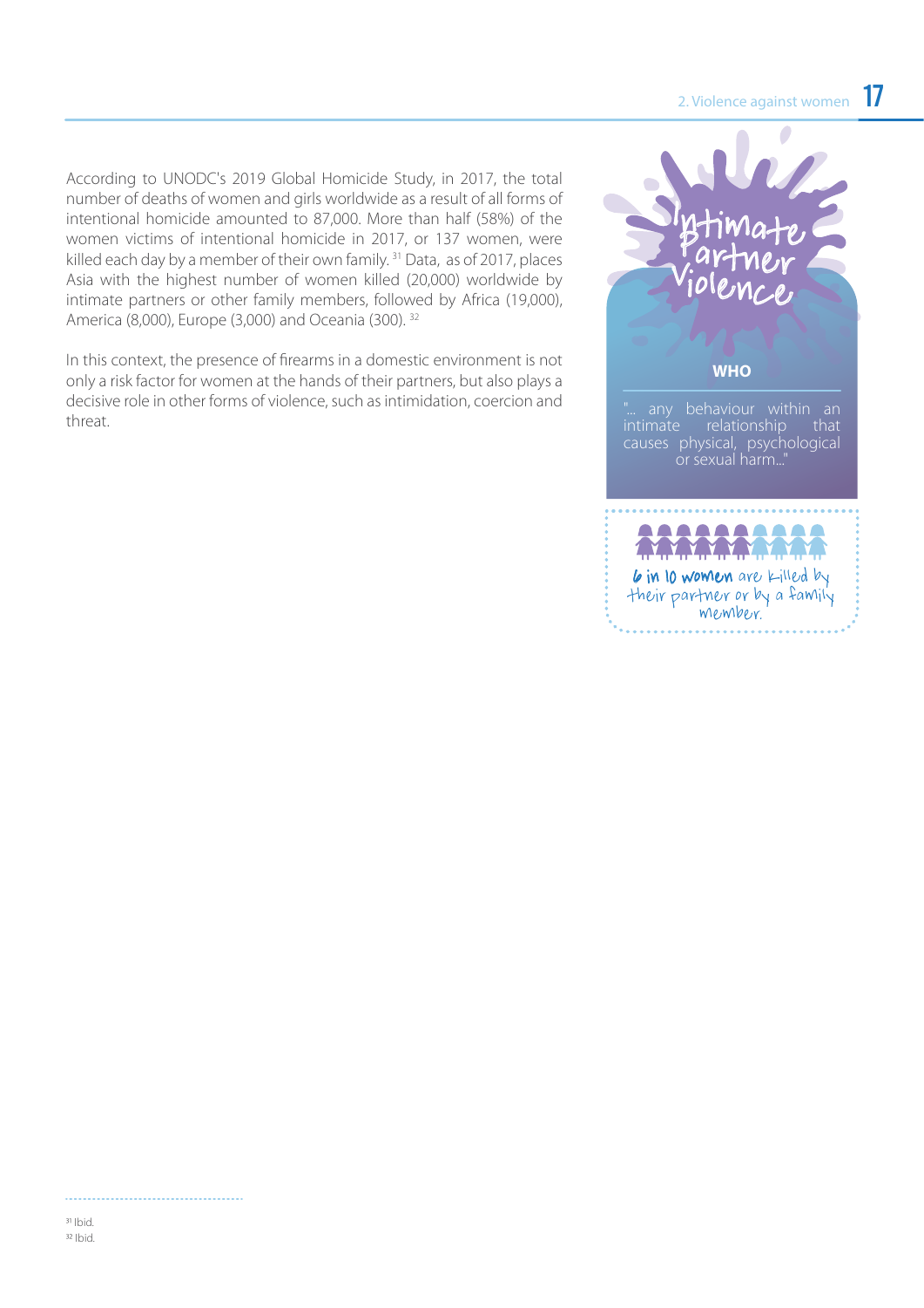According to UNODC's 2019 Global Homicide Study, in 2017, the total number of deaths of women and girls worldwide as a result of all forms of intentional homicide amounted to 87,000. More than half (58%) of the women victims of intentional homicide in 2017, or 137 women, were killed each day by a member of their own family. [31] Data, as of 2017, places Asia with the highest number of women killed (20,000) worldwide by intimate partners or other family members, followed by Africa (19,000), America (8,000), Europe (3,000) and Oceania (300). [32]

In this context, the presence of firearms in a domestic environment is not only a risk factor for women at the hands of their partners, but also plays a decisive role in other forms of violence, such as intimidation, coercion and threat.

**Intimate Partner Violence**

**WHO**

"... any behaviour within an intimate relationship that causes physical, psychological or sexual harm..."

**6 in 10 women** are killed by their partner or by a family member.

[31] Ibid.
[32] Ibid.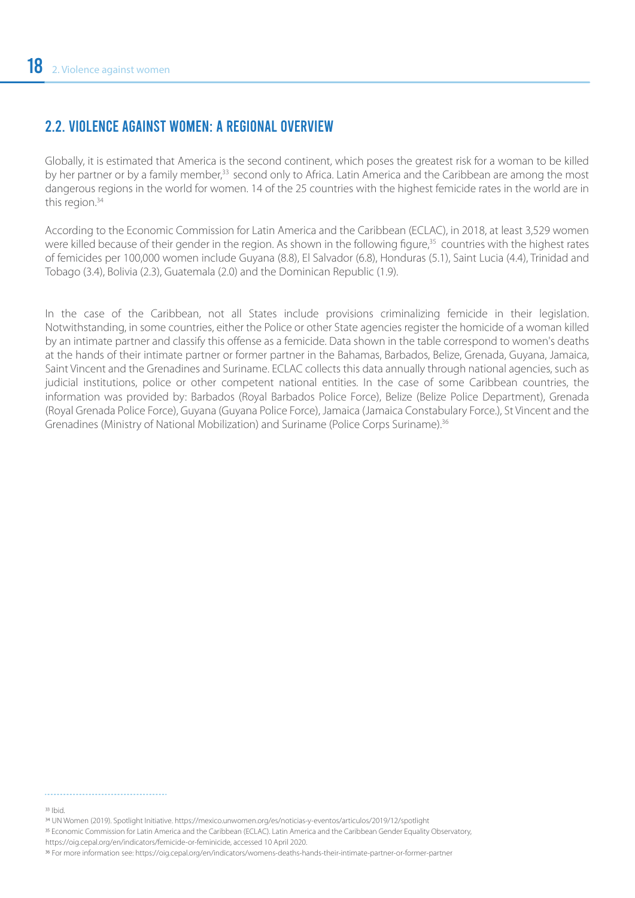## 2.2. VIOLENCE AGAINST WOMEN: A REGIONAL OVERVIEW

Globally, it is estimated that America is the second continent, which poses the greatest risk for a woman to be killed by her partner or by a family member,[33] second only to Africa. Latin America and the Caribbean are among the most dangerous regions in the world for women. 14 of the 25 countries with the highest femicide rates in the world are in this region.[34]

According to the Economic Commission for Latin America and the Caribbean (ECLAC), in 2018, at least 3,529 women were killed because of their gender in the region. As shown in the following figure,[35] countries with the highest rates of femicides per 100,000 women include Guyana (8.8), El Salvador (6.8), Honduras (5.1), Saint Lucia (4.4), Trinidad and Tobago (3.4), Bolivia (2.3), Guatemala (2.0) and the Dominican Republic (1.9).

In the case of the Caribbean, not all States include provisions criminalizing femicide in their legislation. Notwithstanding, in some countries, either the Police or other State agencies register the homicide of a woman killed by an intimate partner and classify this offense as a femicide. Data shown in the table correspond to women's deaths at the hands of their intimate partner or former partner in the Bahamas, Barbados, Belize, Grenada, Guyana, Jamaica, Saint Vincent and the Grenadines and Suriname. ECLAC collects this data annually through national agencies, such as judicial institutions, police or other competent national entities. In the case of some Caribbean countries, the information was provided by: Barbados (Royal Barbados Police Force), Belize (Belize Police Department), Grenada (Royal Grenada Police Force), Guyana (Guyana Police Force), Jamaica (Jamaica Constabulary Force.), St Vincent and the Grenadines (Ministry of National Mobilization) and Suriname (Police Corps Suriname).[36]

---

[33] Ibid.

[34] UN Women (2019). Spotlight Initiative. https://mexico.unwomen.org/es/noticias-y-eventos/articulos/2019/12/spotlight

[35] Economic Commission for Latin America and the Caribbean (ECLAC). Latin America and the Caribbean Gender Equality Observatory, https://oig.cepal.org/en/indicators/femicide-or-feminicide, accessed 10 April 2020.

[36] For more information see: https://oig.cepal.org/en/indicators/womens-deaths-hands-their-intimate-partner-or-former-partner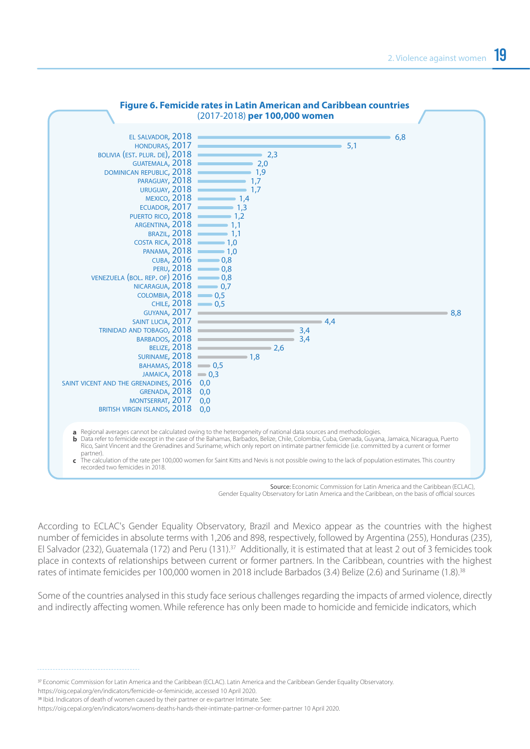**Figure 6. Femicide rates in Latin American and Caribbean countries**
(2017-2018) **per 100,000 women**

| Country, year | Rate |
|---|---|
| EL SALVADOR, 2018 | 6,8 |
| HONDURAS, 2017 | 5,1 |
| BOLIVIA (EST. PLUR. DE), 2018 | 2,3 |
| GUATEMALA, 2018 | 2,0 |
| DOMINICAN REPUBLIC, 2018 | 1,9 |
| PARAGUAY, 2018 | 1,7 |
| URUGUAY, 2018 | 1,7 |
| MEXICO, 2018 | 1,4 |
| ECUADOR, 2017 | 1,3 |
| PUERTO RICO, 2018 | 1,2 |
| ARGENTINA, 2018 | 1,1 |
| BRAZIL, 2018 | 1,1 |
| COSTA RICA, 2018 | 1,0 |
| PANAMA, 2018 | 1,0 |
| CUBA, 2016 | 0,8 |
| PERU, 2018 | 0,8 |
| VENEZUELA (BOL. REP. OF) 2016 | 0,8 |
| NICARAGUA, 2018 | 0,7 |
| COLOMBIA, 2018 | 0,5 |
| CHILE, 2018 | 0,5 |
| GUYANA, 2017 | 8,8 |
| SAINT LUCIA, 2017 | 4,4 |
| TRINIDAD AND TOBAGO, 2018 | 3,4 |
| BARBADOS, 2018 | 3,4 |
| BELIZE, 2018 | 2,6 |
| SURINAME, 2018 | 1,8 |
| BAHAMAS, 2018 | 0,5 |
| JAMAICA, 2018 | 0,3 |
| SAINT VICENT AND THE GRENADINES, 2016 | 0,0 |
| GRENADA, 2018 | 0,0 |
| MONTSERRAT, 2017 | 0,0 |
| BRITISH VIRGIN ISLANDS, 2018 | 0,0 |

**a** Regional averages cannot be calculated owing to the heterogeneity of national data sources and methodologies.
**b** Data refer to femicide except in the case of the Bahamas, Barbados, Belize, Chile, Colombia, Cuba, Grenada, Guyana, Jamaica, Nicaragua, Puerto Rico, Saint Vincent and the Grenadines and Suriname, which only report on intimate partner femicide (i.e. committed by a current or former partner).
**c** The calculation of the rate per 100,000 women for Saint Kitts and Nevis is not possible owing to the lack of population estimates. This country recorded two femicides in 2018.

**Source:** Economic Commission for Latin America and the Caribbean (ECLAC), Gender Equality Observatory for Latin America and the Caribbean, on the basis of official sources

According to ECLAC's Gender Equality Observatory, Brazil and Mexico appear as the countries with the highest number of femicides in absolute terms with 1,206 and 898, respectively, followed by Argentina (255), Honduras (235), El Salvador (232), Guatemala (172) and Peru (131).[37] Additionally, it is estimated that at least 2 out of 3 femicides took place in contexts of relationships between current or former partners. In the Caribbean, countries with the highest rates of intimate femicides per 100,000 women in 2018 include Barbados (3.4) Belize (2.6) and Suriname (1.8).[38]

Some of the countries analysed in this study face serious challenges regarding the impacts of armed violence, directly and indirectly affecting women. While reference has only been made to homicide and femicide indicators, which

[37] Economic Commission for Latin America and the Caribbean (ECLAC). Latin America and the Caribbean Gender Equality Observatory. https://oig.cepal.org/en/indicators/femicide-or-feminicide, accessed 10 April 2020.
[38] Ibid. Indicators of death of women caused by their partner or ex-partner Intimate. See: https://oig.cepal.org/en/indicators/womens-deaths-hands-their-intimate-partner-or-former-partner 10 April 2020.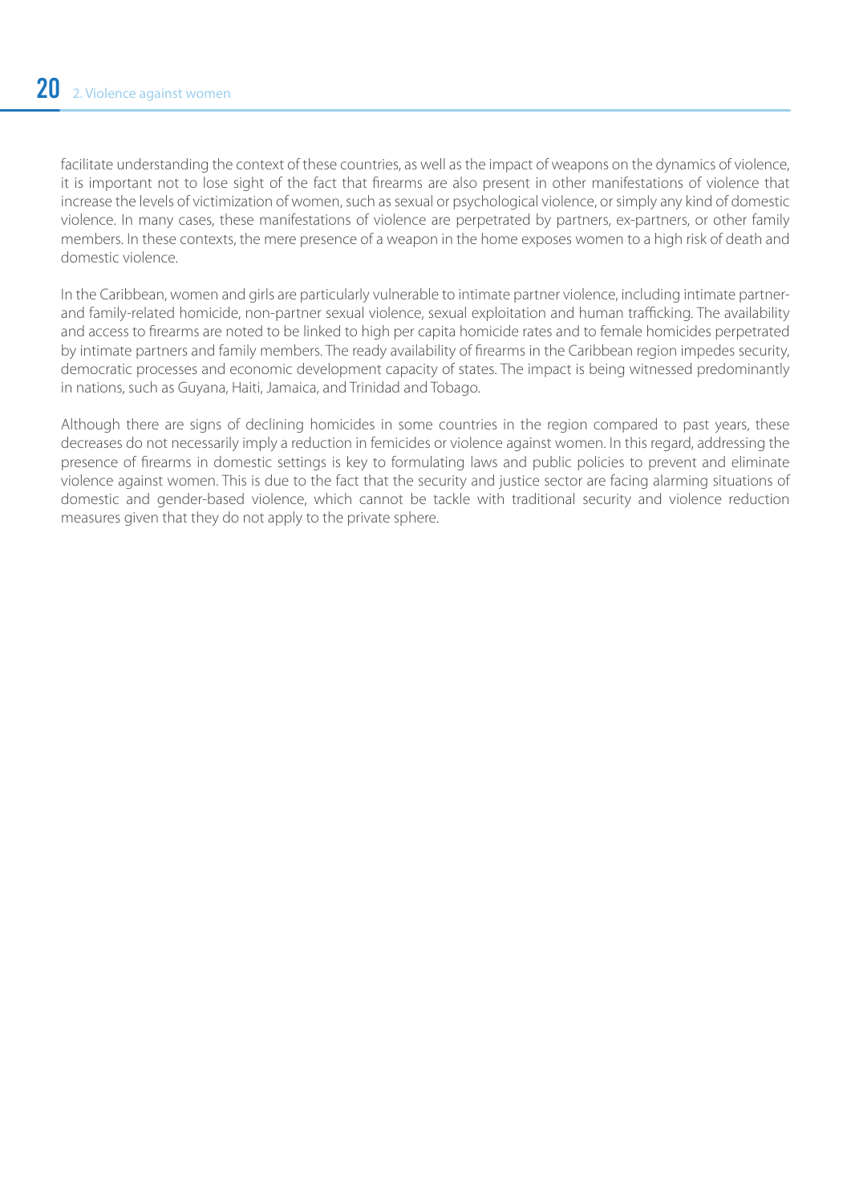facilitate understanding the context of these countries, as well as the impact of weapons on the dynamics of violence, it is important not to lose sight of the fact that firearms are also present in other manifestations of violence that increase the levels of victimization of women, such as sexual or psychological violence, or simply any kind of domestic violence. In many cases, these manifestations of violence are perpetrated by partners, ex-partners, or other family members. In these contexts, the mere presence of a weapon in the home exposes women to a high risk of death and domestic violence.

In the Caribbean, women and girls are particularly vulnerable to intimate partner violence, including intimate partner- and family-related homicide, non-partner sexual violence, sexual exploitation and human trafficking. The availability and access to firearms are noted to be linked to high per capita homicide rates and to female homicides perpetrated by intimate partners and family members. The ready availability of firearms in the Caribbean region impedes security, democratic processes and economic development capacity of states. The impact is being witnessed predominantly in nations, such as Guyana, Haiti, Jamaica, and Trinidad and Tobago.

Although there are signs of declining homicides in some countries in the region compared to past years, these decreases do not necessarily imply a reduction in femicides or violence against women. In this regard, addressing the presence of firearms in domestic settings is key to formulating laws and public policies to prevent and eliminate violence against women. This is due to the fact that the security and justice sector are facing alarming situations of domestic and gender-based violence, which cannot be tackle with traditional security and violence reduction measures given that they do not apply to the private sphere.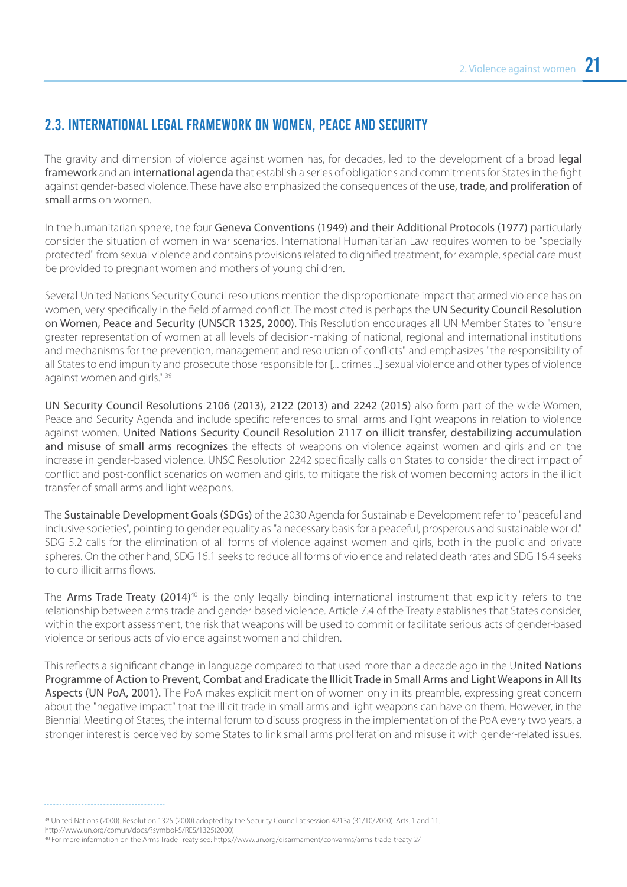## 2.3. INTERNATIONAL LEGAL FRAMEWORK ON WOMEN, PEACE AND SECURITY

The gravity and dimension of violence against women has, for decades, led to the development of a broad legal framework and an international agenda that establish a series of obligations and commitments for States in the fight against gender-based violence. These have also emphasized the consequences of the use, trade, and proliferation of small arms on women.

In the humanitarian sphere, the four Geneva Conventions (1949) and their Additional Protocols (1977) particularly consider the situation of women in war scenarios. International Humanitarian Law requires women to be "specially protected" from sexual violence and contains provisions related to dignified treatment, for example, special care must be provided to pregnant women and mothers of young children.

Several United Nations Security Council resolutions mention the disproportionate impact that armed violence has on women, very specifically in the field of armed conflict. The most cited is perhaps the UN Security Council Resolution on Women, Peace and Security (UNSCR 1325, 2000). This Resolution encourages all UN Member States to "ensure greater representation of women at all levels of decision-making of national, regional and international institutions and mechanisms for the prevention, management and resolution of conflicts" and emphasizes "the responsibility of all States to end impunity and prosecute those responsible for [... crimes ...] sexual violence and other types of violence against women and girls." [39]

UN Security Council Resolutions 2106 (2013), 2122 (2013) and 2242 (2015) also form part of the wide Women, Peace and Security Agenda and include specific references to small arms and light weapons in relation to violence against women. United Nations Security Council Resolution 2117 on illicit transfer, destabilizing accumulation and misuse of small arms recognizes the effects of weapons on violence against women and girls and on the increase in gender-based violence. UNSC Resolution 2242 specifically calls on States to consider the direct impact of conflict and post-conflict scenarios on women and girls, to mitigate the risk of women becoming actors in the illicit transfer of small arms and light weapons.

The Sustainable Development Goals (SDGs) of the 2030 Agenda for Sustainable Development refer to "peaceful and inclusive societies", pointing to gender equality as "a necessary basis for a peaceful, prosperous and sustainable world." SDG 5.2 calls for the elimination of all forms of violence against women and girls, both in the public and private spheres. On the other hand, SDG 16.1 seeks to reduce all forms of violence and related death rates and SDG 16.4 seeks to curb illicit arms flows.

The Arms Trade Treaty (2014)[40] is the only legally binding international instrument that explicitly refers to the relationship between arms trade and gender-based violence. Article 7.4 of the Treaty establishes that States consider, within the export assessment, the risk that weapons will be used to commit or facilitate serious acts of gender-based violence or serious acts of violence against women and children.

This reflects a significant change in language compared to that used more than a decade ago in the United Nations Programme of Action to Prevent, Combat and Eradicate the Illicit Trade in Small Arms and Light Weapons in All Its Aspects (UN PoA, 2001). The PoA makes explicit mention of women only in its preamble, expressing great concern about the "negative impact" that the illicit trade in small arms and light weapons can have on them. However, in the Biennial Meeting of States, the internal forum to discuss progress in the implementation of the PoA every two years, a stronger interest is perceived by some States to link small arms proliferation and misuse it with gender-related issues.

---

[39] United Nations (2000). Resolution 1325 (2000) adopted by the Security Council at session 4213a (31/10/2000). Arts. 1 and 11. http://www.un.org/comun/docs/?symbol=S/RES/1325(2000)

[40] For more information on the Arms Trade Treaty see: https://www.un.org/disarmament/convarms/arms-trade-treaty-2/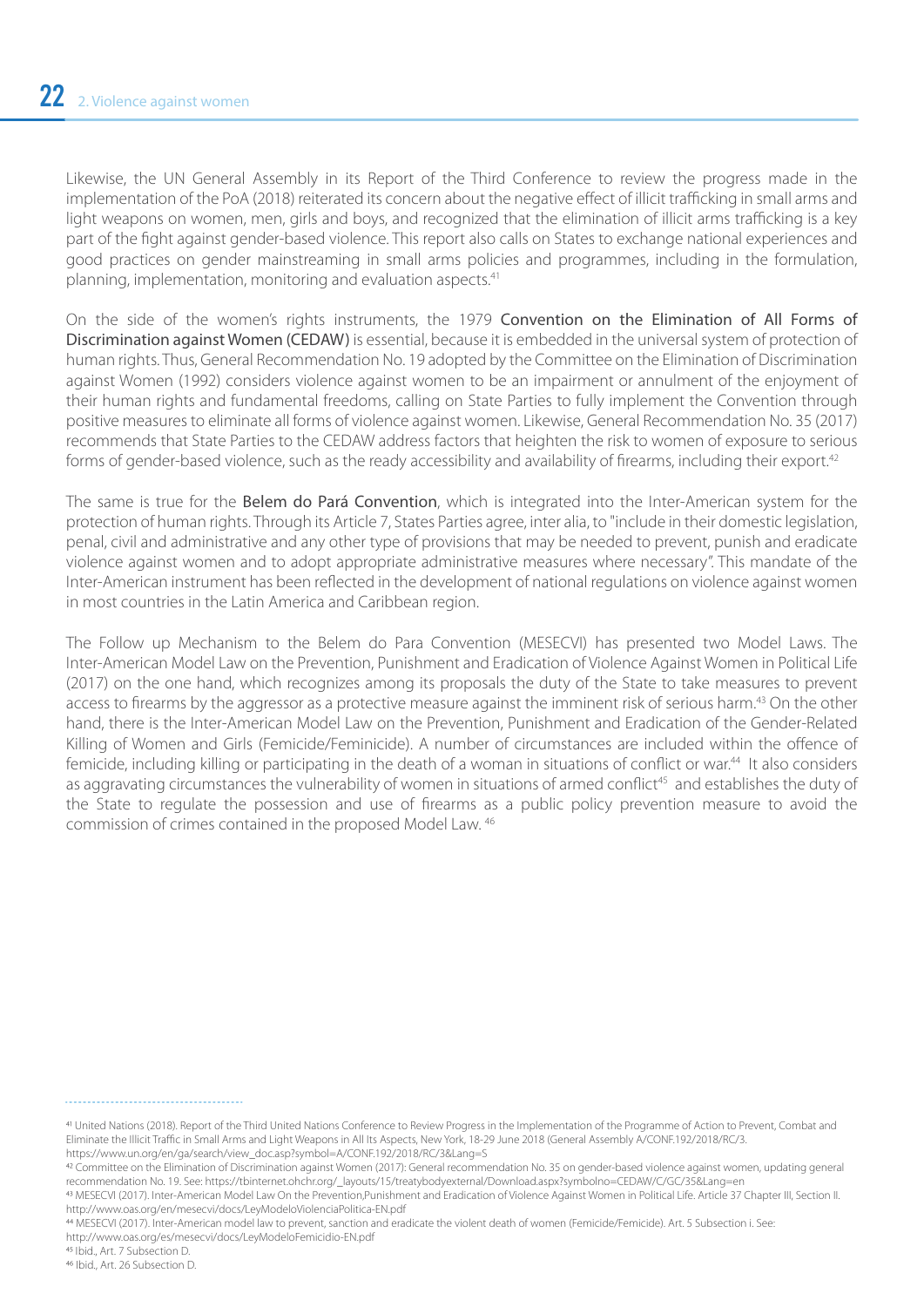Likewise, the UN General Assembly in its Report of the Third Conference to review the progress made in the implementation of the PoA (2018) reiterated its concern about the negative effect of illicit trafficking in small arms and light weapons on women, men, girls and boys, and recognized that the elimination of illicit arms trafficking is a key part of the fight against gender-based violence. This report also calls on States to exchange national experiences and good practices on gender mainstreaming in small arms policies and programmes, including in the formulation, planning, implementation, monitoring and evaluation aspects.[41]

On the side of the women's rights instruments, the 1979 Convention on the Elimination of All Forms of Discrimination against Women (CEDAW) is essential, because it is embedded in the universal system of protection of human rights. Thus, General Recommendation No. 19 adopted by the Committee on the Elimination of Discrimination against Women (1992) considers violence against women to be an impairment or annulment of the enjoyment of their human rights and fundamental freedoms, calling on State Parties to fully implement the Convention through positive measures to eliminate all forms of violence against women. Likewise, General Recommendation No. 35 (2017) recommends that State Parties to the CEDAW address factors that heighten the risk to women of exposure to serious forms of gender-based violence, such as the ready accessibility and availability of firearms, including their export.[42]

The same is true for the Belem do Pará Convention, which is integrated into the Inter-American system for the protection of human rights. Through its Article 7, States Parties agree, inter alia, to "include in their domestic legislation, penal, civil and administrative and any other type of provisions that may be needed to prevent, punish and eradicate violence against women and to adopt appropriate administrative measures where necessary". This mandate of the Inter-American instrument has been reflected in the development of national regulations on violence against women in most countries in the Latin America and Caribbean region.

The Follow up Mechanism to the Belem do Para Convention (MESECVI) has presented two Model Laws. The Inter-American Model Law on the Prevention, Punishment and Eradication of Violence Against Women in Political Life (2017) on the one hand, which recognizes among its proposals the duty of the State to take measures to prevent access to firearms by the aggressor as a protective measure against the imminent risk of serious harm.[43] On the other hand, there is the Inter-American Model Law on the Prevention, Punishment and Eradication of the Gender-Related Killing of Women and Girls (Femicide/Feminicide). A number of circumstances are included within the offence of femicide, including killing or participating in the death of a woman in situations of conflict or war.[44] It also considers as aggravating circumstances the vulnerability of women in situations of armed conflict[45] and establishes the duty of the State to regulate the possession and use of firearms as a public policy prevention measure to avoid the commission of crimes contained in the proposed Model Law.[46]

---

[41] United Nations (2018). Report of the Third United Nations Conference to Review Progress in the Implementation of the Programme of Action to Prevent, Combat and Eliminate the Illicit Traffic in Small Arms and Light Weapons in All Its Aspects, New York, 18-29 June 2018 (General Assembly A/CONF.192/2018/RC/3. https://www.un.org/en/ga/search/view_doc.asp?symbol=A/CONF.192/2018/RC/3&Lang=S

[42] Committee on the Elimination of Discrimination against Women (2017): General recommendation No. 35 on gender-based violence against women, updating general recommendation No. 19. See: https://tbinternet.ohchr.org/_layouts/15/treatybodyexternal/Download.aspx?symbolno=CEDAW/C/GC/35&Lang=en

[43] MESECVI (2017). Inter-American Model Law On the Prevention,Punishment and Eradication of Violence Against Women in Political Life. Article 37 Chapter III, Section II. http://www.oas.org/en/mesecvi/docs/LeyModeloViolenciaPolitica-EN.pdf

[44] MESECVI (2017). Inter-American model law to prevent, sanction and eradicate the violent death of women (Femicide/Femicide). Art. 5 Subsection i. See: http://www.oas.org/es/mesecvi/docs/LeyModeloFemicidio-EN.pdf

[45] Ibid., Art. 7 Subsection D.

[46] Ibid., Art. 26 Subsection D.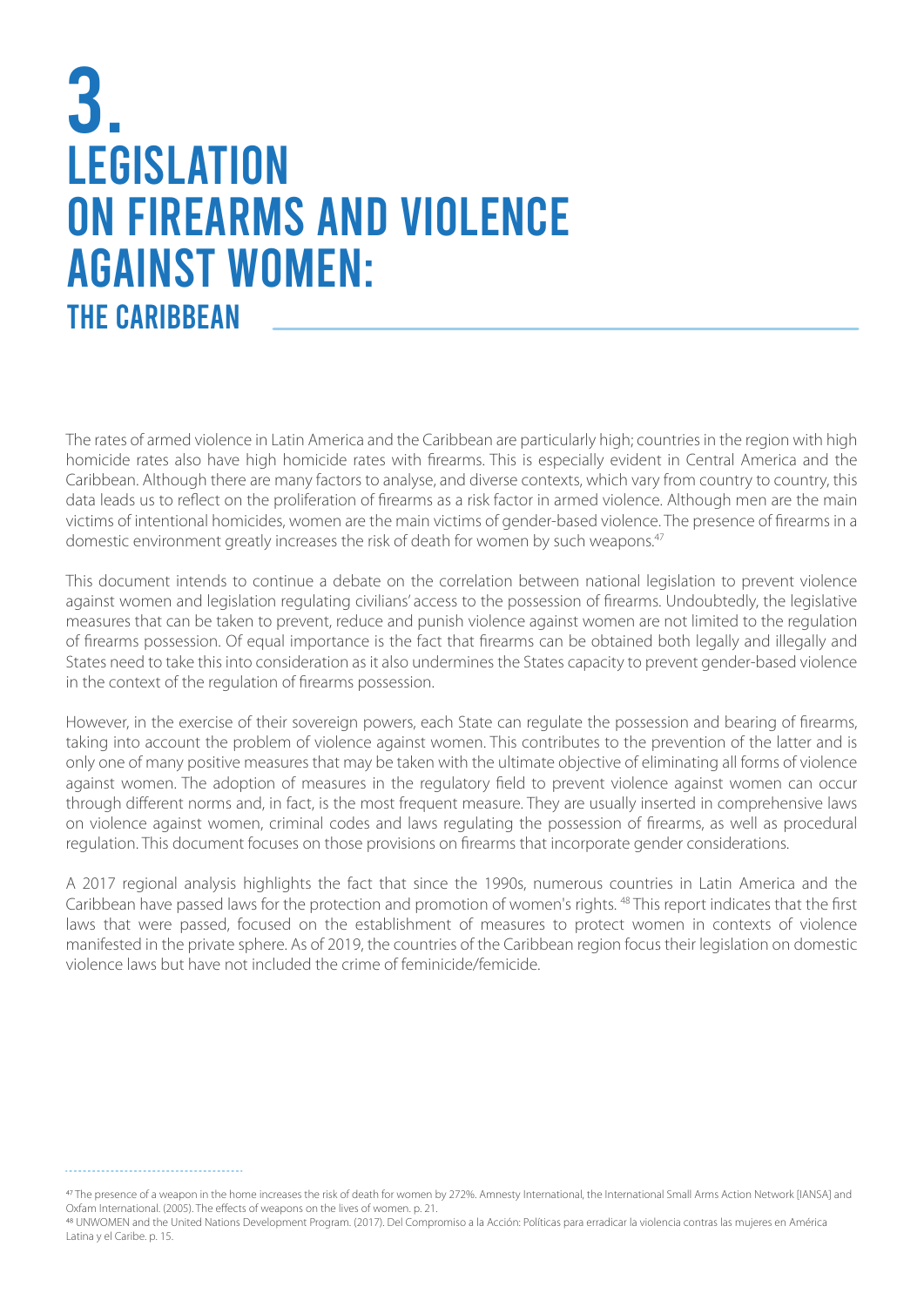# 3. LEGISLATION ON FIREARMS AND VIOLENCE AGAINST WOMEN:

## THE CARIBBEAN

The rates of armed violence in Latin America and the Caribbean are particularly high; countries in the region with high homicide rates also have high homicide rates with firearms. This is especially evident in Central America and the Caribbean. Although there are many factors to analyse, and diverse contexts, which vary from country to country, this data leads us to reflect on the proliferation of firearms as a risk factor in armed violence. Although men are the main victims of intentional homicides, women are the main victims of gender-based violence. The presence of firearms in a domestic environment greatly increases the risk of death for women by such weapons.[47]

This document intends to continue a debate on the correlation between national legislation to prevent violence against women and legislation regulating civilians' access to the possession of firearms. Undoubtedly, the legislative measures that can be taken to prevent, reduce and punish violence against women are not limited to the regulation of firearms possession. Of equal importance is the fact that firearms can be obtained both legally and illegally and States need to take this into consideration as it also undermines the States capacity to prevent gender-based violence in the context of the regulation of firearms possession.

However, in the exercise of their sovereign powers, each State can regulate the possession and bearing of firearms, taking into account the problem of violence against women. This contributes to the prevention of the latter and is only one of many positive measures that may be taken with the ultimate objective of eliminating all forms of violence against women. The adoption of measures in the regulatory field to prevent violence against women can occur through different norms and, in fact, is the most frequent measure. They are usually inserted in comprehensive laws on violence against women, criminal codes and laws regulating the possession of firearms, as well as procedural regulation. This document focuses on those provisions on firearms that incorporate gender considerations.

A 2017 regional analysis highlights the fact that since the 1990s, numerous countries in Latin America and the Caribbean have passed laws for the protection and promotion of women's rights. [48] This report indicates that the first laws that were passed, focused on the establishment of measures to protect women in contexts of violence manifested in the private sphere. As of 2019, the countries of the Caribbean region focus their legislation on domestic violence laws but have not included the crime of feminicide/femicide.

---

[47] The presence of a weapon in the home increases the risk of death for women by 272%. Amnesty International, the International Small Arms Action Network [IANSA] and Oxfam International. (2005). The effects of weapons on the lives of women. p. 21.

[48] UNWOMEN and the United Nations Development Program. (2017). Del Compromiso a la Acción: Políticas para erradicar la violencia contras las mujeres en América Latina y el Caribe. p. 15.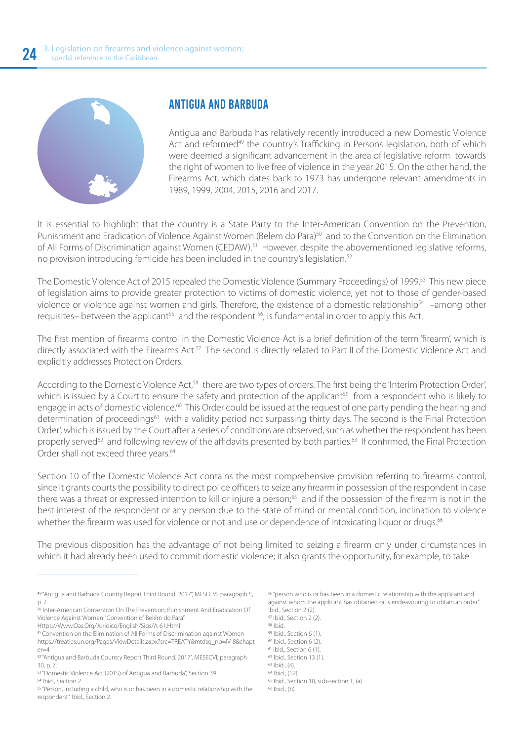## ANTIGUA AND BARBUDA

Antigua and Barbuda has relatively recently introduced a new Domestic Violence Act and reformed[49] the country's Trafficking in Persons legislation, both of which were deemed a significant advancement in the area of legislative reform towards the right of women to live free of violence in the year 2015. On the other hand, the Firearms Act, which dates back to 1973 has undergone relevant amendments in 1989, 1999, 2004, 2015, 2016 and 2017.

It is essential to highlight that the country is a State Party to the Inter-American Convention on the Prevention, Punishment and Eradication of Violence Against Women (Belem do Para)[50] and to the Convention on the Elimination of All Forms of Discrimination against Women (CEDAW).[51] However, despite the abovementioned legislative reforms, no provision introducing femicide has been included in the country's legislation.[52]

The Domestic Violence Act of 2015 repealed the Domestic Violence (Summary Proceedings) of 1999.[53] This new piece of legislation aims to provide greater protection to victims of domestic violence, yet not to those of gender-based violence or violence against women and girls. Therefore, the existence of a domestic relationship[54] –among other requisites– between the applicant[55] and the respondent[56], is fundamental in order to apply this Act.

The first mention of firearms control in the Domestic Violence Act is a brief definition of the term 'firearm', which is directly associated with the Firearms Act.[57] The second is directly related to Part II of the Domestic Violence Act and explicitly addresses Protection Orders.

According to the Domestic Violence Act,[58] there are two types of orders. The first being the 'Interim Protection Order', which is issued by a Court to ensure the safety and protection of the applicant[59] from a respondent who is likely to engage in acts of domestic violence.[60] This Order could be issued at the request of one party pending the hearing and determination of proceedings[61] with a validity period not surpassing thirty days. The second is the 'Final Protection Order', which is issued by the Court after a series of conditions are observed, such as whether the respondent has been properly served[62] and following review of the affidavits presented by both parties.[63] If confirmed, the Final Protection Order shall not exceed three years.[64]

Section 10 of the Domestic Violence Act contains the most comprehensive provision referring to firearms control, since it grants courts the possibility to direct police officers to seize any firearm in possession of the respondent in case there was a threat or expressed intention to kill or injure a person;[65] and if the possession of the firearm is not in the best interest of the respondent or any person due to the state of mind or mental condition, inclination to violence whether the firearm was used for violence or not and use or dependence of intoxicating liquor or drugs.[66]

The previous disposition has the advantage of not being limited to seizing a firearm only under circumstances in which it had already been used to commit domestic violence; it also grants the opportunity, for example, to take

---

[49] "Antigua and Barbuda Country Report Third Round. 2017", MESECVI, paragraph 5, p. 2.

[50] Inter-American Convention On The Prevention, Punishment And Eradication Of Violence Against Women "Convention of Belém do Pará" Https://Www.Oas.Org/Juridico/English/Sigs/A-61.Html

[51] Convention on the Elimination of All Forms of Discrimination against Women https://treaties.un.org/Pages/ViewDetails.aspx?src=TREATY&mtdsg_no=IV-8&chapter=4

[52] "Antigua and Barbuda Country Report Third Round. 2017", MESECVI, paragraph 30, p. 7.

[53] "Domestic Violence Act (2015) of Antigua and Barbuda", Section 39

[54] Ibid., Section 2.

[55] "Person, including a child, who is or has been in a domestic relationship with the respondent". Ibid., Section 2.

[56] "person who is or has been in a domestic relationship with the applicant and against whom the applicant has obtained or is endeavouring to obtain an order". Ibid., Section 2 (2).

[57] Ibid., Section 2 (2).

[58] Ibid.

[59] Ibid., Section 6 (1).

[60] Ibid., Section 6 (2).

[61] Ibid., Section 6 (1).

[62] Ibid., Section 13 (1).

[63] Ibid., (4).

[64] Ibid., (12).

[65] Ibid., Section 10, sub-section 1, (a).

[66] Ibid., (b).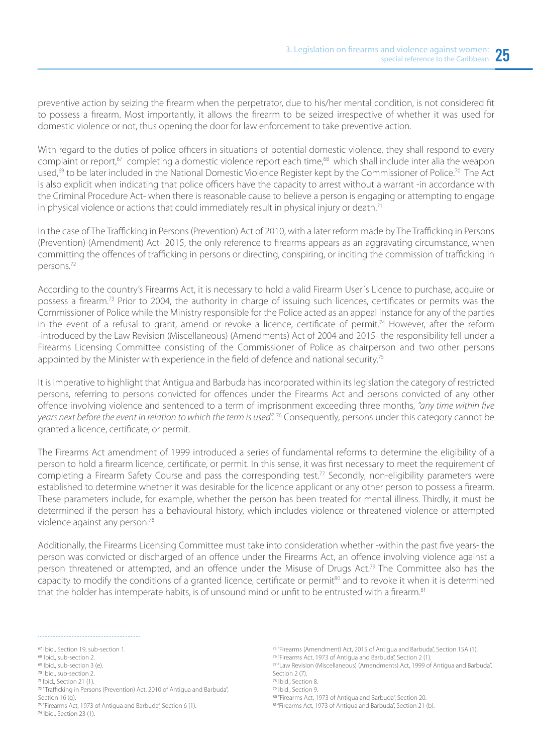preventive action by seizing the firearm when the perpetrator, due to his/her mental condition, is not considered fit to possess a firearm. Most importantly, it allows the firearm to be seized irrespective of whether it was used for domestic violence or not, thus opening the door for law enforcement to take preventive action.

With regard to the duties of police officers in situations of potential domestic violence, they shall respond to every complaint or report,[67] completing a domestic violence report each time,[68] which shall include inter alia the weapon used,[69] to be later included in the National Domestic Violence Register kept by the Commissioner of Police.[70] The Act is also explicit when indicating that police officers have the capacity to arrest without a warrant -in accordance with the Criminal Procedure Act- when there is reasonable cause to believe a person is engaging or attempting to engage in physical violence or actions that could immediately result in physical injury or death.[71]

In the case of The Trafficking in Persons (Prevention) Act of 2010, with a later reform made by The Trafficking in Persons (Prevention) (Amendment) Act- 2015, the only reference to firearms appears as an aggravating circumstance, when committing the offences of trafficking in persons or directing, conspiring, or inciting the commission of trafficking in persons.[72]

According to the country's Firearms Act, it is necessary to hold a valid Firearm User´s Licence to purchase, acquire or possess a firearm.[73] Prior to 2004, the authority in charge of issuing such licences, certificates or permits was the Commissioner of Police while the Ministry responsible for the Police acted as an appeal instance for any of the parties in the event of a refusal to grant, amend or revoke a licence, certificate of permit.[74] However, after the reform -introduced by the Law Revision (Miscellaneous) (Amendments) Act of 2004 and 2015- the responsibility fell under a Firearms Licensing Committee consisting of the Commissioner of Police as chairperson and two other persons appointed by the Minister with experience in the field of defence and national security.[75]

It is imperative to highlight that Antigua and Barbuda has incorporated within its legislation the category of restricted persons, referring to persons convicted for offences under the Firearms Act and persons convicted of any other offence involving violence and sentenced to a term of imprisonment exceeding three months, *"any time within five years next before the event in relation to which the term is used".* [76] Consequently, persons under this category cannot be granted a licence, certificate, or permit.

The Firearms Act amendment of 1999 introduced a series of fundamental reforms to determine the eligibility of a person to hold a firearm licence, certificate, or permit. In this sense, it was first necessary to meet the requirement of completing a Firearm Safety Course and pass the corresponding test.[77] Secondly, non-eligibility parameters were established to determine whether it was desirable for the licence applicant or any other person to possess a firearm. These parameters include, for example, whether the person has been treated for mental illness. Thirdly, it must be determined if the person has a behavioural history, which includes violence or threatened violence or attempted violence against any person.[78]

Additionally, the Firearms Licensing Committee must take into consideration whether -within the past five years- the person was convicted or discharged of an offence under the Firearms Act, an offence involving violence against a person threatened or attempted, and an offence under the Misuse of Drugs Act.[79] The Committee also has the capacity to modify the conditions of a granted licence, certificate or permit[80] and to revoke it when it is determined that the holder has intemperate habits, is of unsound mind or unfit to be entrusted with a firearm.[81]

---

[67] Ibid., Section 19, sub-section 1.
[68] Ibid., sub-section 2.
[69] Ibid., sub-section 3 (e).
[70] Ibid., sub-section 2.
[71] Ibid., Section 21 (1).
[72] "Trafficking in Persons (Prevention) Act, 2010 of Antigua and Barbuda", Section 16 (g).
[73] "Firearms Act, 1973 of Antigua and Barbuda", Section 6 (1).
[74] Ibid., Section 23 (1).
[75] "Firearms (Amendment) Act, 2015 of Antigua and Barbuda", Section 15A (1).
[76] "Firearms Act, 1973 of Antigua and Barbuda", Section 2 (1).
[77] "Law Revision (Miscellaneous) (Amendments) Act, 1999 of Antigua and Barbuda", Section 2 (7).
[78] Ibid., Section 8.
[79] Ibid., Section 9.
[80] "Firearms Act, 1973 of Antigua and Barbuda", Section 20.
[81] "Firearms Act, 1973 of Antigua and Barbuda", Section 21 (b).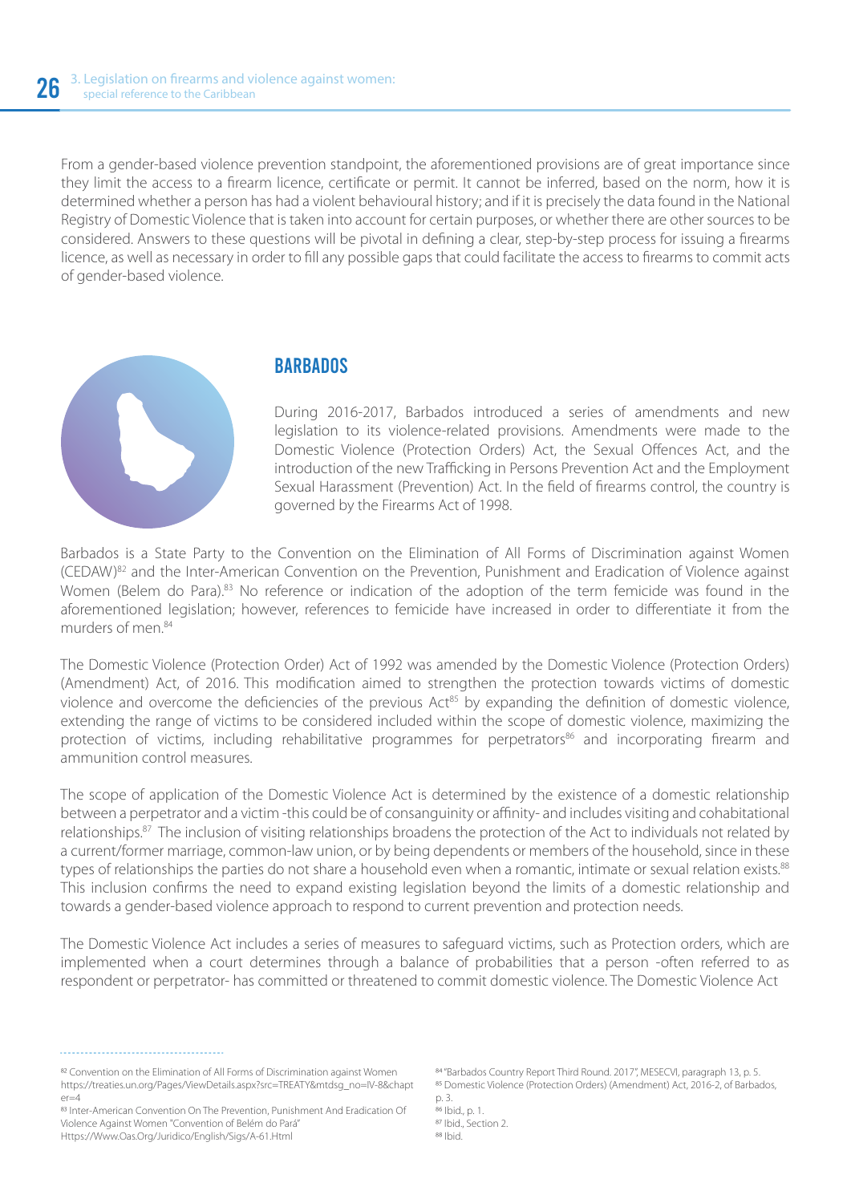From a gender-based violence prevention standpoint, the aforementioned provisions are of great importance since they limit the access to a firearm licence, certificate or permit. It cannot be inferred, based on the norm, how it is determined whether a person has had a violent behavioural history; and if it is precisely the data found in the National Registry of Domestic Violence that is taken into account for certain purposes, or whether there are other sources to be considered. Answers to these questions will be pivotal in defining a clear, step-by-step process for issuing a firearms licence, as well as necessary in order to fill any possible gaps that could facilitate the access to firearms to commit acts of gender-based violence.

## BARBADOS

During 2016-2017, Barbados introduced a series of amendments and new legislation to its violence-related provisions. Amendments were made to the Domestic Violence (Protection Orders) Act, the Sexual Offences Act, and the introduction of the new Trafficking in Persons Prevention Act and the Employment Sexual Harassment (Prevention) Act. In the field of firearms control, the country is governed by the Firearms Act of 1998.

Barbados is a State Party to the Convention on the Elimination of All Forms of Discrimination against Women (CEDAW)[82] and the Inter-American Convention on the Prevention, Punishment and Eradication of Violence against Women (Belem do Para).[83] No reference or indication of the adoption of the term femicide was found in the aforementioned legislation; however, references to femicide have increased in order to differentiate it from the murders of men.[84]

The Domestic Violence (Protection Order) Act of 1992 was amended by the Domestic Violence (Protection Orders) (Amendment) Act, of 2016. This modification aimed to strengthen the protection towards victims of domestic violence and overcome the deficiencies of the previous Act[85] by expanding the definition of domestic violence, extending the range of victims to be considered included within the scope of domestic violence, maximizing the protection of victims, including rehabilitative programmes for perpetrators[86] and incorporating firearm and ammunition control measures.

The scope of application of the Domestic Violence Act is determined by the existence of a domestic relationship between a perpetrator and a victim -this could be of consanguinity or affinity- and includes visiting and cohabitational relationships.[87] The inclusion of visiting relationships broadens the protection of the Act to individuals not related by a current/former marriage, common-law union, or by being dependents or members of the household, since in these types of relationships the parties do not share a household even when a romantic, intimate or sexual relation exists.[88] This inclusion confirms the need to expand existing legislation beyond the limits of a domestic relationship and towards a gender-based violence approach to respond to current prevention and protection needs.

The Domestic Violence Act includes a series of measures to safeguard victims, such as Protection orders, which are implemented when a court determines through a balance of probabilities that a person -often referred to as respondent or perpetrator- has committed or threatened to commit domestic violence. The Domestic Violence Act

---

[82] Convention on the Elimination of All Forms of Discrimination against Women https://treaties.un.org/Pages/ViewDetails.aspx?src=TREATY&mtdsg_no=IV-8&chapter=4

[83] Inter-American Convention On The Prevention, Punishment And Eradication Of Violence Against Women "Convention of Belém do Pará" Https://Www.Oas.Org/Juridico/English/Sigs/A-61.Html

[84] "Barbados Country Report Third Round. 2017", MESECVI, paragraph 13, p. 5.

[85] Domestic Violence (Protection Orders) (Amendment) Act, 2016-2, of Barbados, p. 3.

[86] Ibid., p. 1.

[87] Ibid., Section 2.

[88] Ibid.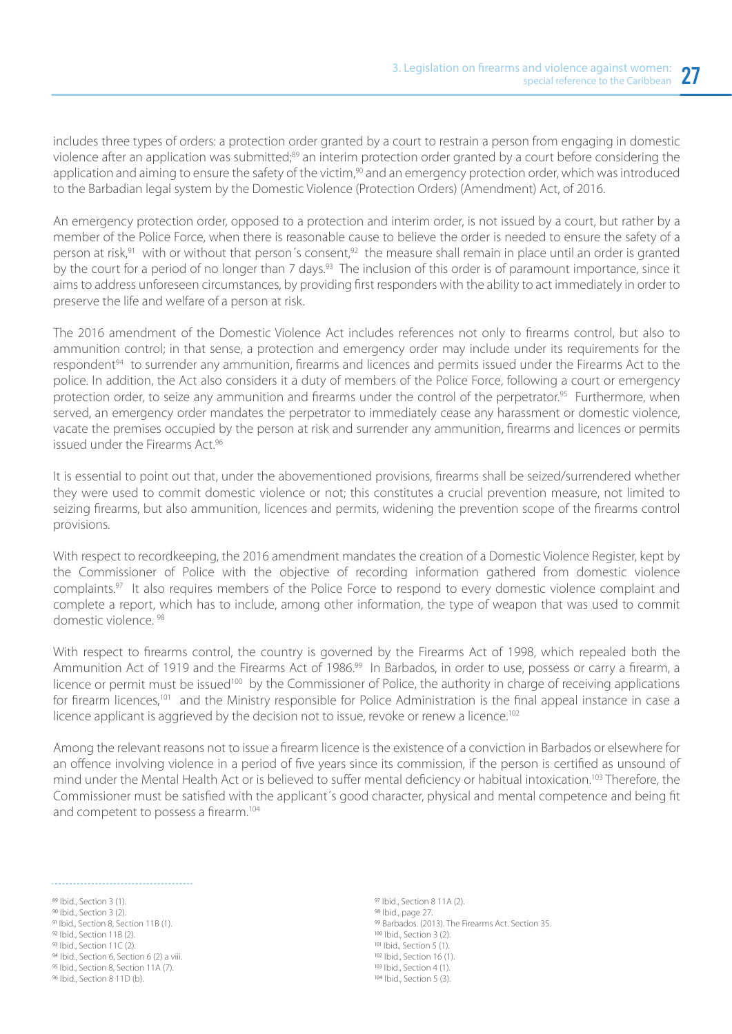includes three types of orders: a protection order granted by a court to restrain a person from engaging in domestic violence after an application was submitted;[89] an interim protection order granted by a court before considering the application and aiming to ensure the safety of the victim,[90] and an emergency protection order, which was introduced to the Barbadian legal system by the Domestic Violence (Protection Orders) (Amendment) Act, of 2016.

An emergency protection order, opposed to a protection and interim order, is not issued by a court, but rather by a member of the Police Force, when there is reasonable cause to believe the order is needed to ensure the safety of a person at risk,[91] with or without that person´s consent,[92] the measure shall remain in place until an order is granted by the court for a period of no longer than 7 days.[93] The inclusion of this order is of paramount importance, since it aims to address unforeseen circumstances, by providing first responders with the ability to act immediately in order to preserve the life and welfare of a person at risk.

The 2016 amendment of the Domestic Violence Act includes references not only to firearms control, but also to ammunition control; in that sense, a protection and emergency order may include under its requirements for the respondent[94] to surrender any ammunition, firearms and licences and permits issued under the Firearms Act to the police. In addition, the Act also considers it a duty of members of the Police Force, following a court or emergency protection order, to seize any ammunition and firearms under the control of the perpetrator.[95] Furthermore, when served, an emergency order mandates the perpetrator to immediately cease any harassment or domestic violence, vacate the premises occupied by the person at risk and surrender any ammunition, firearms and licences or permits issued under the Firearms Act.[96]

It is essential to point out that, under the abovementioned provisions, firearms shall be seized/surrendered whether they were used to commit domestic violence or not; this constitutes a crucial prevention measure, not limited to seizing firearms, but also ammunition, licences and permits, widening the prevention scope of the firearms control provisions.

With respect to recordkeeping, the 2016 amendment mandates the creation of a Domestic Violence Register, kept by the Commissioner of Police with the objective of recording information gathered from domestic violence complaints.[97] It also requires members of the Police Force to respond to every domestic violence complaint and complete a report, which has to include, among other information, the type of weapon that was used to commit domestic violence.[98]

With respect to firearms control, the country is governed by the Firearms Act of 1998, which repealed both the Ammunition Act of 1919 and the Firearms Act of 1986.[99] In Barbados, in order to use, possess or carry a firearm, a licence or permit must be issued[100] by the Commissioner of Police, the authority in charge of receiving applications for firearm licences,[101] and the Ministry responsible for Police Administration is the final appeal instance in case a licence applicant is aggrieved by the decision not to issue, revoke or renew a licence.[102]

Among the relevant reasons not to issue a firearm licence is the existence of a conviction in Barbados or elsewhere for an offence involving violence in a period of five years since its commission, if the person is certified as unsound of mind under the Mental Health Act or is believed to suffer mental deficiency or habitual intoxication.[103] Therefore, the Commissioner must be satisfied with the applicant´s good character, physical and mental competence and being fit and competent to possess a firearm.[104]

---

[89] Ibid., Section 3 (1).
[90] Ibid., Section 3 (2).
[91] Ibid., Section 8, Section 11B (1).
[92] Ibid., Section 11B (2).
[93] Ibid., Section 11C (2).
[94] Ibid., Section 6, Section 6 (2) a viii.
[95] Ibid., Section 8, Section 11A (7).
[96] Ibid., Section 8 11D (b).
[97] Ibid., Section 8 11A (2).
[98] Ibid., page 27.
[99] Barbados. (2013). The Firearms Act. Section 35.
[100] Ibid., Section 3 (2).
[101] Ibid., Section 5 (1).
[102] Ibid., Section 16 (1).
[103] Ibid., Section 4 (1).
[104] Ibid., Section 5 (3).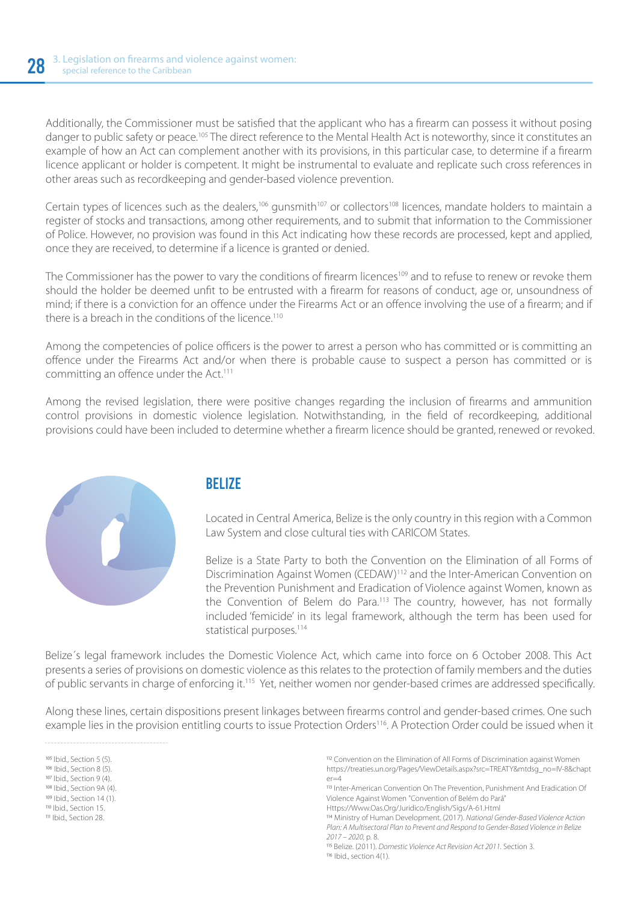Additionally, the Commissioner must be satisfied that the applicant who has a firearm can possess it without posing danger to public safety or peace.[105] The direct reference to the Mental Health Act is noteworthy, since it constitutes an example of how an Act can complement another with its provisions, in this particular case, to determine if a firearm licence applicant or holder is competent. It might be instrumental to evaluate and replicate such cross references in other areas such as recordkeeping and gender-based violence prevention.

Certain types of licences such as the dealers,[106] gunsmith[107] or collectors[108] licences, mandate holders to maintain a register of stocks and transactions, among other requirements, and to submit that information to the Commissioner of Police. However, no provision was found in this Act indicating how these records are processed, kept and applied, once they are received, to determine if a licence is granted or denied.

The Commissioner has the power to vary the conditions of firearm licences[109] and to refuse to renew or revoke them should the holder be deemed unfit to be entrusted with a firearm for reasons of conduct, age or, unsoundness of mind; if there is a conviction for an offence under the Firearms Act or an offence involving the use of a firearm; and if there is a breach in the conditions of the licence.[110]

Among the competencies of police officers is the power to arrest a person who has committed or is committing an offence under the Firearms Act and/or when there is probable cause to suspect a person has committed or is committing an offence under the Act.[111]

Among the revised legislation, there were positive changes regarding the inclusion of firearms and ammunition control provisions in domestic violence legislation. Notwithstanding, in the field of recordkeeping, additional provisions could have been included to determine whether a firearm licence should be granted, renewed or revoked.

## BELIZE

Located in Central America, Belize is the only country in this region with a Common Law System and close cultural ties with CARICOM States.

Belize is a State Party to both the Convention on the Elimination of all Forms of Discrimination Against Women (CEDAW)[112] and the Inter-American Convention on the Prevention Punishment and Eradication of Violence against Women, known as the Convention of Belem do Para.[113] The country, however, has not formally included 'femicide' in its legal framework, although the term has been used for statistical purposes.[114]

Belize´s legal framework includes the Domestic Violence Act, which came into force on 6 October 2008. This Act presents a series of provisions on domestic violence as this relates to the protection of family members and the duties of public servants in charge of enforcing it.[115] Yet, neither women nor gender-based crimes are addressed specifically.

Along these lines, certain dispositions present linkages between firearms control and gender-based crimes. One such example lies in the provision entitling courts to issue Protection Orders[116]. A Protection Order could be issued when it

---

[105] Ibid., Section 5 (5).
[106] Ibid., Section 8 (5).
[107] Ibid., Section 9 (4).
[108] Ibid., Section 9A (4).
[109] Ibid., Section 14 (1).
[110] Ibid., Section 15.
[111] Ibid., Section 28.

[112] Convention on the Elimination of All Forms of Discrimination against Women https://treaties.un.org/Pages/ViewDetails.aspx?src=TREATY&mtdsg_no=IV-8&chapter=4
[113] Inter-American Convention On The Prevention, Punishment And Eradication Of Violence Against Women "Convention of Belém do Pará" Https://Www.Oas.Org/Juridico/English/Sigs/A-61.Html
[114] Ministry of Human Development. (2017). *National Gender-Based Violence Action Plan: A Multisectoral Plan to Prevent and Respond to Gender-Based Violence in Belize 2017 – 2020*, p. 8.
[115] Belize. (2011). *Domestic Violence Act Revision Act 2011.* Section 3.
[116] Ibid., section 4(1).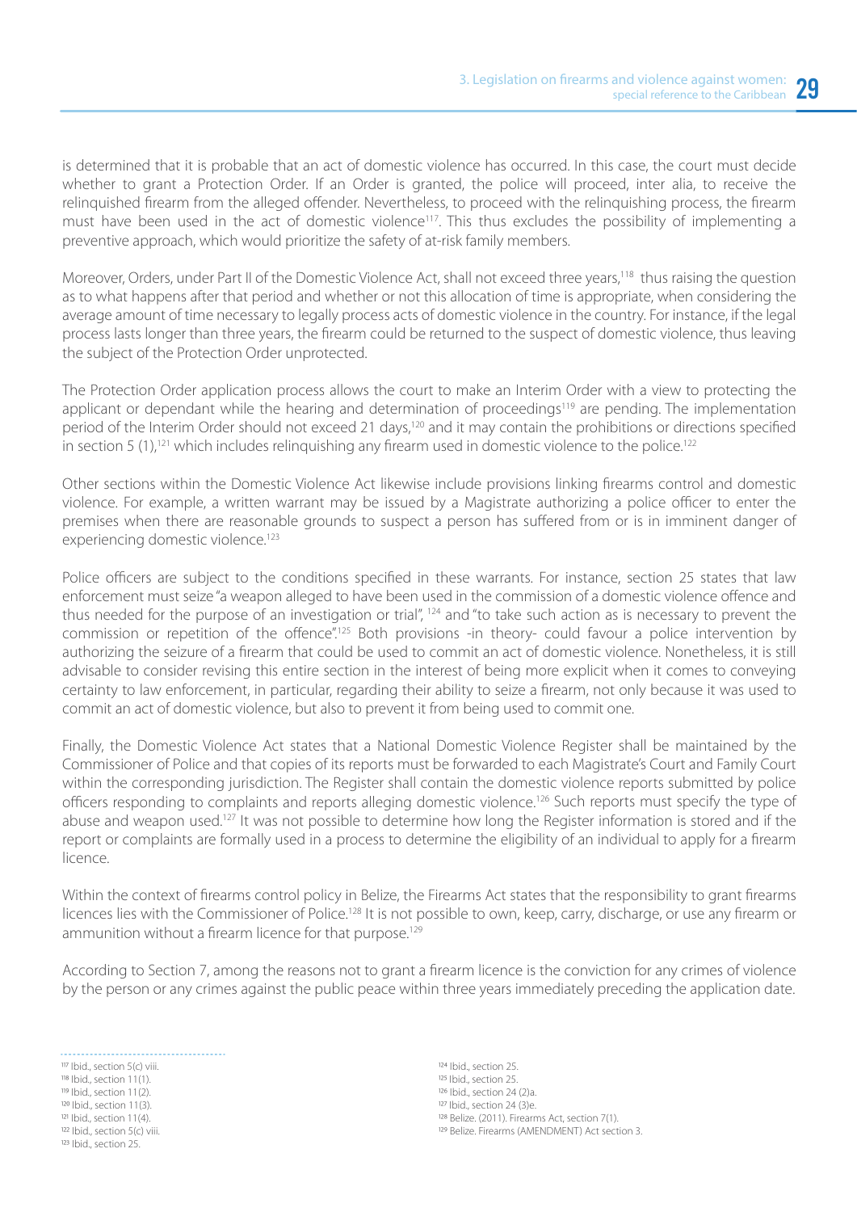is determined that it is probable that an act of domestic violence has occurred. In this case, the court must decide whether to grant a Protection Order. If an Order is granted, the police will proceed, inter alia, to receive the relinquished firearm from the alleged offender. Nevertheless, to proceed with the relinquishing process, the firearm must have been used in the act of domestic violence[117]. This thus excludes the possibility of implementing a preventive approach, which would prioritize the safety of at-risk family members.

Moreover, Orders, under Part II of the Domestic Violence Act, shall not exceed three years,[118] thus raising the question as to what happens after that period and whether or not this allocation of time is appropriate, when considering the average amount of time necessary to legally process acts of domestic violence in the country. For instance, if the legal process lasts longer than three years, the firearm could be returned to the suspect of domestic violence, thus leaving the subject of the Protection Order unprotected.

The Protection Order application process allows the court to make an Interim Order with a view to protecting the applicant or dependant while the hearing and determination of proceedings[119] are pending. The implementation period of the Interim Order should not exceed 21 days,[120] and it may contain the prohibitions or directions specified in section 5 (1),[121] which includes relinquishing any firearm used in domestic violence to the police.[122]

Other sections within the Domestic Violence Act likewise include provisions linking firearms control and domestic violence. For example, a written warrant may be issued by a Magistrate authorizing a police officer to enter the premises when there are reasonable grounds to suspect a person has suffered from or is in imminent danger of experiencing domestic violence.[123]

Police officers are subject to the conditions specified in these warrants. For instance, section 25 states that law enforcement must seize "a weapon alleged to have been used in the commission of a domestic violence offence and thus needed for the purpose of an investigation or trial", [124] and "to take such action as is necessary to prevent the commission or repetition of the offence".[125] Both provisions -in theory- could favour a police intervention by authorizing the seizure of a firearm that could be used to commit an act of domestic violence. Nonetheless, it is still advisable to consider revising this entire section in the interest of being more explicit when it comes to conveying certainty to law enforcement, in particular, regarding their ability to seize a firearm, not only because it was used to commit an act of domestic violence, but also to prevent it from being used to commit one.

Finally, the Domestic Violence Act states that a National Domestic Violence Register shall be maintained by the Commissioner of Police and that copies of its reports must be forwarded to each Magistrate's Court and Family Court within the corresponding jurisdiction. The Register shall contain the domestic violence reports submitted by police officers responding to complaints and reports alleging domestic violence.[126] Such reports must specify the type of abuse and weapon used.[127] It was not possible to determine how long the Register information is stored and if the report or complaints are formally used in a process to determine the eligibility of an individual to apply for a firearm licence.

Within the context of firearms control policy in Belize, the Firearms Act states that the responsibility to grant firearms licences lies with the Commissioner of Police.[128] It is not possible to own, keep, carry, discharge, or use any firearm or ammunition without a firearm licence for that purpose.[129]

According to Section 7, among the reasons not to grant a firearm licence is the conviction for any crimes of violence by the person or any crimes against the public peace within three years immediately preceding the application date.

---

[117] Ibid., section 5(c) viii.
[118] Ibid., section 11(1).
[119] Ibid., section 11(2).
[120] Ibid., section 11(3).
[121] Ibid., section 11(4).
[122] Ibid., section 5(c) viii.
[123] Ibid., section 25.
[124] Ibid., section 25.
[125] Ibid., section 25.
[126] Ibid., section 24 (2)a.
[127] Ibid., section 24 (3)e.
[128] Belize. (2011). Firearms Act, section 7(1).
[129] Belize. Firearms (AMENDMENT) Act section 3.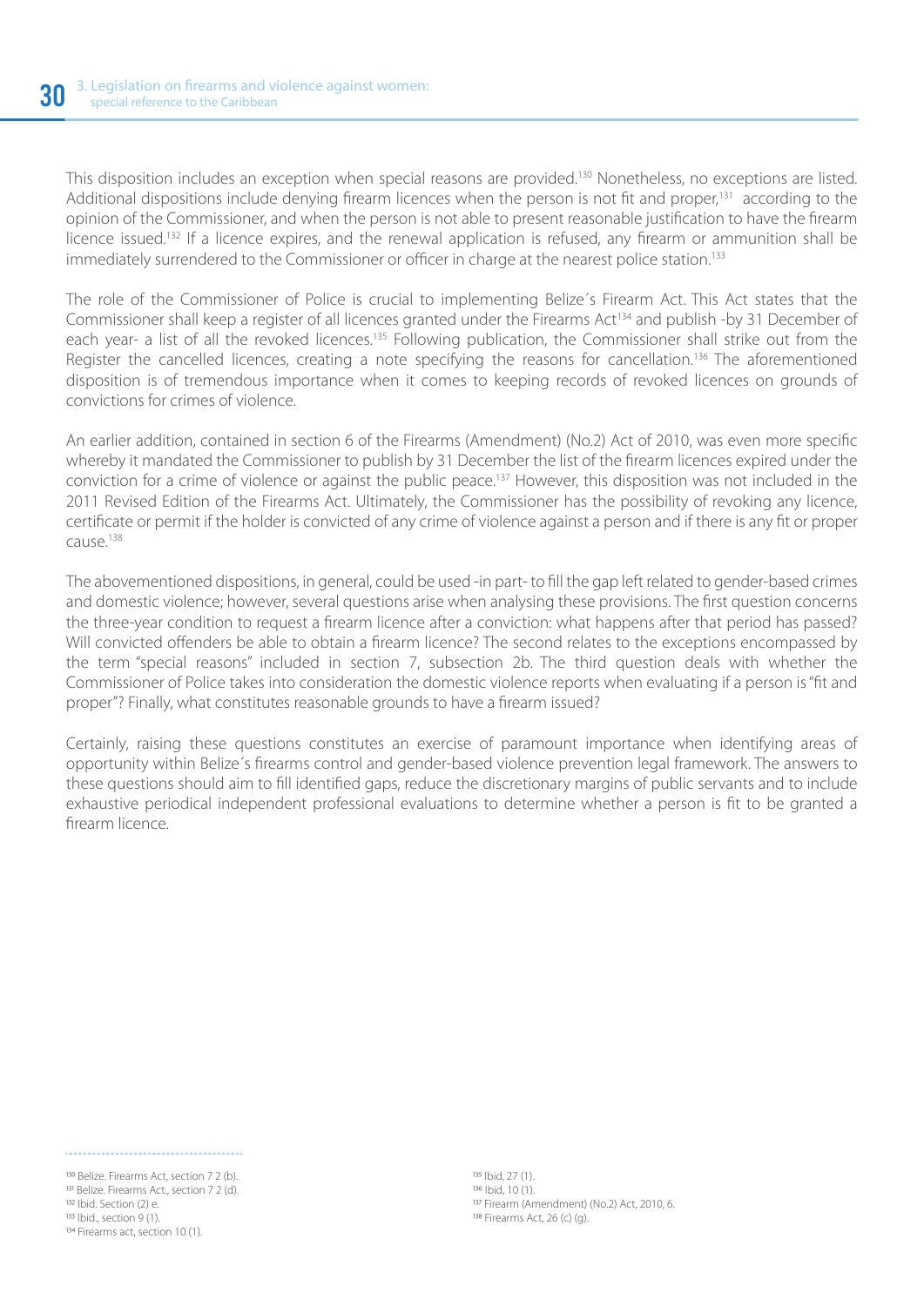This disposition includes an exception when special reasons are provided.[130] Nonetheless, no exceptions are listed. Additional dispositions include denying firearm licences when the person is not fit and proper,[131] according to the opinion of the Commissioner, and when the person is not able to present reasonable justification to have the firearm licence issued.[132] If a licence expires, and the renewal application is refused, any firearm or ammunition shall be immediately surrendered to the Commissioner or officer in charge at the nearest police station.[133]

The role of the Commissioner of Police is crucial to implementing Belize´s Firearm Act. This Act states that the Commissioner shall keep a register of all licences granted under the Firearms Act[134] and publish -by 31 December of each year- a list of all the revoked licences.[135] Following publication, the Commissioner shall strike out from the Register the cancelled licences, creating a note specifying the reasons for cancellation.[136] The aforementioned disposition is of tremendous importance when it comes to keeping records of revoked licences on grounds of convictions for crimes of violence.

An earlier addition, contained in section 6 of the Firearms (Amendment) (No.2) Act of 2010, was even more specific whereby it mandated the Commissioner to publish by 31 December the list of the firearm licences expired under the conviction for a crime of violence or against the public peace.[137] However, this disposition was not included in the 2011 Revised Edition of the Firearms Act. Ultimately, the Commissioner has the possibility of revoking any licence, certificate or permit if the holder is convicted of any crime of violence against a person and if there is any fit or proper cause.[138]

The abovementioned dispositions, in general, could be used -in part- to fill the gap left related to gender-based crimes and domestic violence; however, several questions arise when analysing these provisions. The first question concerns the three-year condition to request a firearm licence after a conviction: what happens after that period has passed? Will convicted offenders be able to obtain a firearm licence? The second relates to the exceptions encompassed by the term "special reasons" included in section 7, subsection 2b. The third question deals with whether the Commissioner of Police takes into consideration the domestic violence reports when evaluating if a person is "fit and proper"? Finally, what constitutes reasonable grounds to have a firearm issued?

Certainly, raising these questions constitutes an exercise of paramount importance when identifying areas of opportunity within Belize´s firearms control and gender-based violence prevention legal framework. The answers to these questions should aim to fill identified gaps, reduce the discretionary margins of public servants and to include exhaustive periodical independent professional evaluations to determine whether a person is fit to be granted a firearm licence.

---

[130] Belize. Firearms Act, section 7 2 (b).
[131] Belize. Firearms Act., section 7 2 (d).
[132] Ibid. Section (2) e.
[133] Ibid., section 9 (1).
[134] Firearms act, section 10 (1).
[135] Ibid, 27 (1).
[136] Ibid, 10 (1).
[137] Firearm (Amendment) (No.2) Act, 2010, 6.
[138] Firearms Act, 26 (c) (g).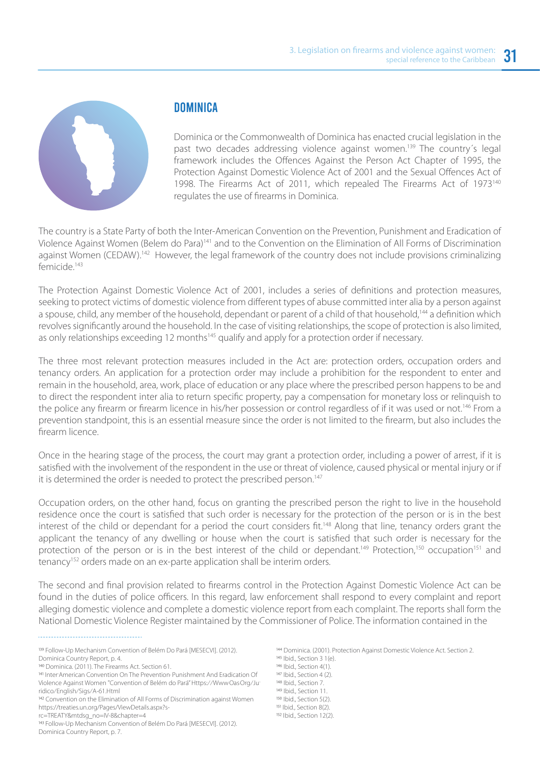## DOMINICA

Dominica or the Commonwealth of Dominica has enacted crucial legislation in the past two decades addressing violence against women.[139] The country´s legal framework includes the Offences Against the Person Act Chapter of 1995, the Protection Against Domestic Violence Act of 2001 and the Sexual Offences Act of 1998. The Firearms Act of 2011, which repealed The Firearms Act of 1973[140] regulates the use of firearms in Dominica.

The country is a State Party of both the Inter-American Convention on the Prevention, Punishment and Eradication of Violence Against Women (Belem do Para)[141] and to the Convention on the Elimination of All Forms of Discrimination against Women (CEDAW).[142] However, the legal framework of the country does not include provisions criminalizing femicide.[143]

The Protection Against Domestic Violence Act of 2001, includes a series of definitions and protection measures, seeking to protect victims of domestic violence from different types of abuse committed inter alia by a person against a spouse, child, any member of the household, dependant or parent of a child of that household,[144] a definition which revolves significantly around the household. In the case of visiting relationships, the scope of protection is also limited, as only relationships exceeding 12 months[145] qualify and apply for a protection order if necessary.

The three most relevant protection measures included in the Act are: protection orders, occupation orders and tenancy orders. An application for a protection order may include a prohibition for the respondent to enter and remain in the household, area, work, place of education or any place where the prescribed person happens to be and to direct the respondent inter alia to return specific property, pay a compensation for monetary loss or relinquish to the police any firearm or firearm licence in his/her possession or control regardless of if it was used or not.[146] From a prevention standpoint, this is an essential measure since the order is not limited to the firearm, but also includes the firearm licence.

Once in the hearing stage of the process, the court may grant a protection order, including a power of arrest, if it is satisfied with the involvement of the respondent in the use or threat of violence, caused physical or mental injury or if it is determined the order is needed to protect the prescribed person.[147]

Occupation orders, on the other hand, focus on granting the prescribed person the right to live in the household residence once the court is satisfied that such order is necessary for the protection of the person or is in the best interest of the child or dependant for a period the court considers fit.[148] Along that line, tenancy orders grant the applicant the tenancy of any dwelling or house when the court is satisfied that such order is necessary for the protection of the person or is in the best interest of the child or dependant.[149] Protection,[150] occupation[151] and tenancy[152] orders made on an ex-parte application shall be interim orders.

The second and final provision related to firearms control in the Protection Against Domestic Violence Act can be found in the duties of police officers. In this regard, law enforcement shall respond to every complaint and report alleging domestic violence and complete a domestic violence report from each complaint. The reports shall form the National Domestic Violence Register maintained by the Commissioner of Police. The information contained in the

---

[139] Follow-Up Mechanism Convention of Belém Do Pará [MESECVI]. (2012). Dominica Country Report, p. 4.

[140] Dominica. (2011). The Firearms Act. Section 61.

[141] Inter American Convention On The Prevention· Punishment And Eradication Of Violence Against Women "Convention of Belém do Pará" Https://Www.Oas.Org/Juridico/English/Sigs/A-61.Html

[142] Convention on the Elimination of All Forms of Discrimination against Women https://treaties.un.org/Pages/ViewDetails.aspx?src=TREATY&mtdsg_no=IV-8&chapter=4

[143] Follow-Up Mechanism Convention of Belém Do Pará [MESECVI]. (2012). Dominica Country Report, p. 7.

[144] Dominica. (2001). Protection Against Domestic Violence Act. Section 2.

[145] Ibid., Section 3 1(e).

[146] Ibid., Section 4(1).

[147] Ibid., Section 4 (2).

[148] Ibid., Section 7.

[149] Ibid., Section 11.

[150] Ibid., Section 5(2).

[151] Ibid., Section 8(2).

[152] Ibid., Section 12(2).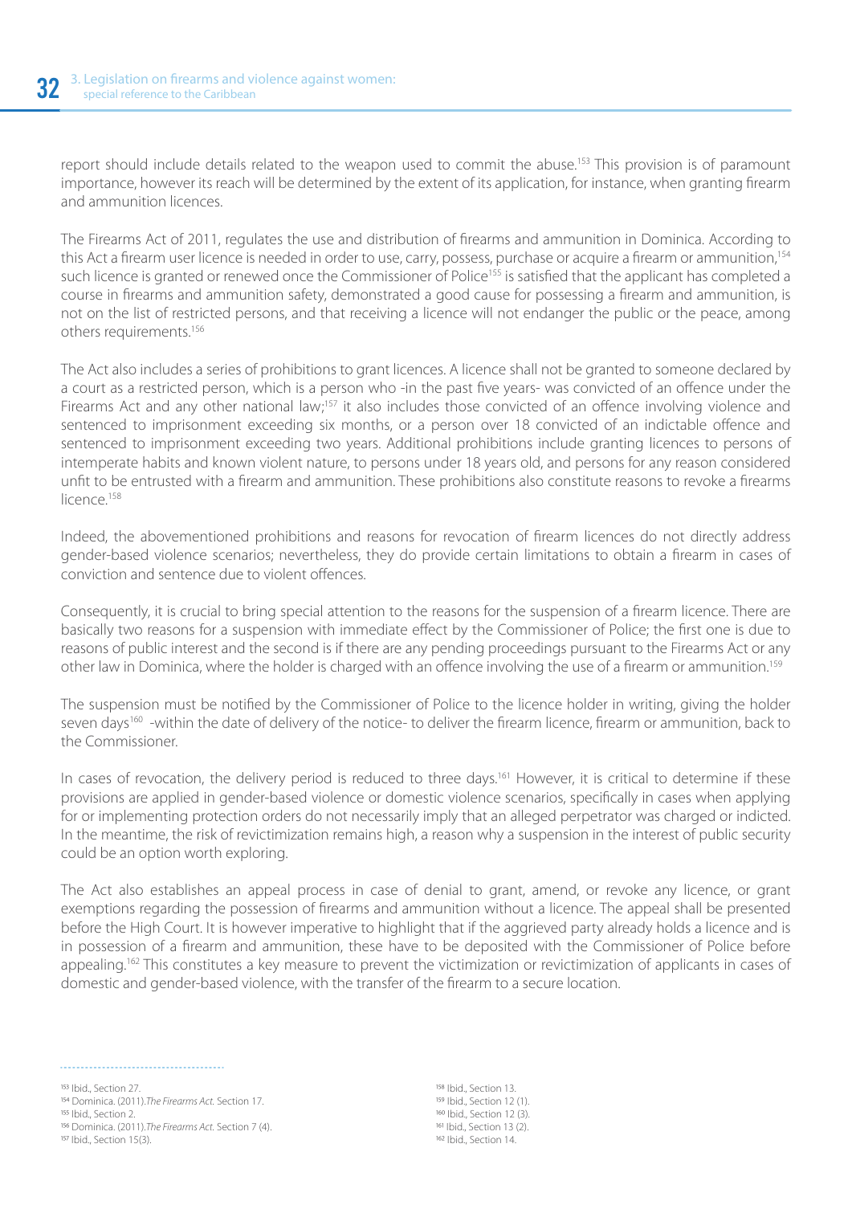report should include details related to the weapon used to commit the abuse.[153] This provision is of paramount importance, however its reach will be determined by the extent of its application, for instance, when granting firearm and ammunition licences.

The Firearms Act of 2011, regulates the use and distribution of firearms and ammunition in Dominica. According to this Act a firearm user licence is needed in order to use, carry, possess, purchase or acquire a firearm or ammunition,[154] such licence is granted or renewed once the Commissioner of Police[155] is satisfied that the applicant has completed a course in firearms and ammunition safety, demonstrated a good cause for possessing a firearm and ammunition, is not on the list of restricted persons, and that receiving a licence will not endanger the public or the peace, among others requirements.[156]

The Act also includes a series of prohibitions to grant licences. A licence shall not be granted to someone declared by a court as a restricted person, which is a person who -in the past five years- was convicted of an offence under the Firearms Act and any other national law;[157] it also includes those convicted of an offence involving violence and sentenced to imprisonment exceeding six months, or a person over 18 convicted of an indictable offence and sentenced to imprisonment exceeding two years. Additional prohibitions include granting licences to persons of intemperate habits and known violent nature, to persons under 18 years old, and persons for any reason considered unfit to be entrusted with a firearm and ammunition. These prohibitions also constitute reasons to revoke a firearms licence.[158]

Indeed, the abovementioned prohibitions and reasons for revocation of firearm licences do not directly address gender-based violence scenarios; nevertheless, they do provide certain limitations to obtain a firearm in cases of conviction and sentence due to violent offences.

Consequently, it is crucial to bring special attention to the reasons for the suspension of a firearm licence. There are basically two reasons for a suspension with immediate effect by the Commissioner of Police; the first one is due to reasons of public interest and the second is if there are any pending proceedings pursuant to the Firearms Act or any other law in Dominica, where the holder is charged with an offence involving the use of a firearm or ammunition.[159]

The suspension must be notified by the Commissioner of Police to the licence holder in writing, giving the holder seven days[160] -within the date of delivery of the notice- to deliver the firearm licence, firearm or ammunition, back to the Commissioner.

In cases of revocation, the delivery period is reduced to three days.[161] However, it is critical to determine if these provisions are applied in gender-based violence or domestic violence scenarios, specifically in cases when applying for or implementing protection orders do not necessarily imply that an alleged perpetrator was charged or indicted. In the meantime, the risk of revictimization remains high, a reason why a suspension in the interest of public security could be an option worth exploring.

The Act also establishes an appeal process in case of denial to grant, amend, or revoke any licence, or grant exemptions regarding the possession of firearms and ammunition without a licence. The appeal shall be presented before the High Court. It is however imperative to highlight that if the aggrieved party already holds a licence and is in possession of a firearm and ammunition, these have to be deposited with the Commissioner of Police before appealing.[162] This constitutes a key measure to prevent the victimization or revictimization of applicants in cases of domestic and gender-based violence, with the transfer of the firearm to a secure location.

---

[153] Ibid., Section 27.
[154] Dominica. (2011). *The Firearms Act.* Section 17.
[155] Ibid., Section 2.
[156] Dominica. (2011). *The Firearms Act.* Section 7 (4).
[157] Ibid., Section 15(3).
[158] Ibid., Section 13.
[159] Ibid., Section 12 (1).
[160] Ibid., Section 12 (3).
[161] Ibid., Section 13 (2).
[162] Ibid., Section 14.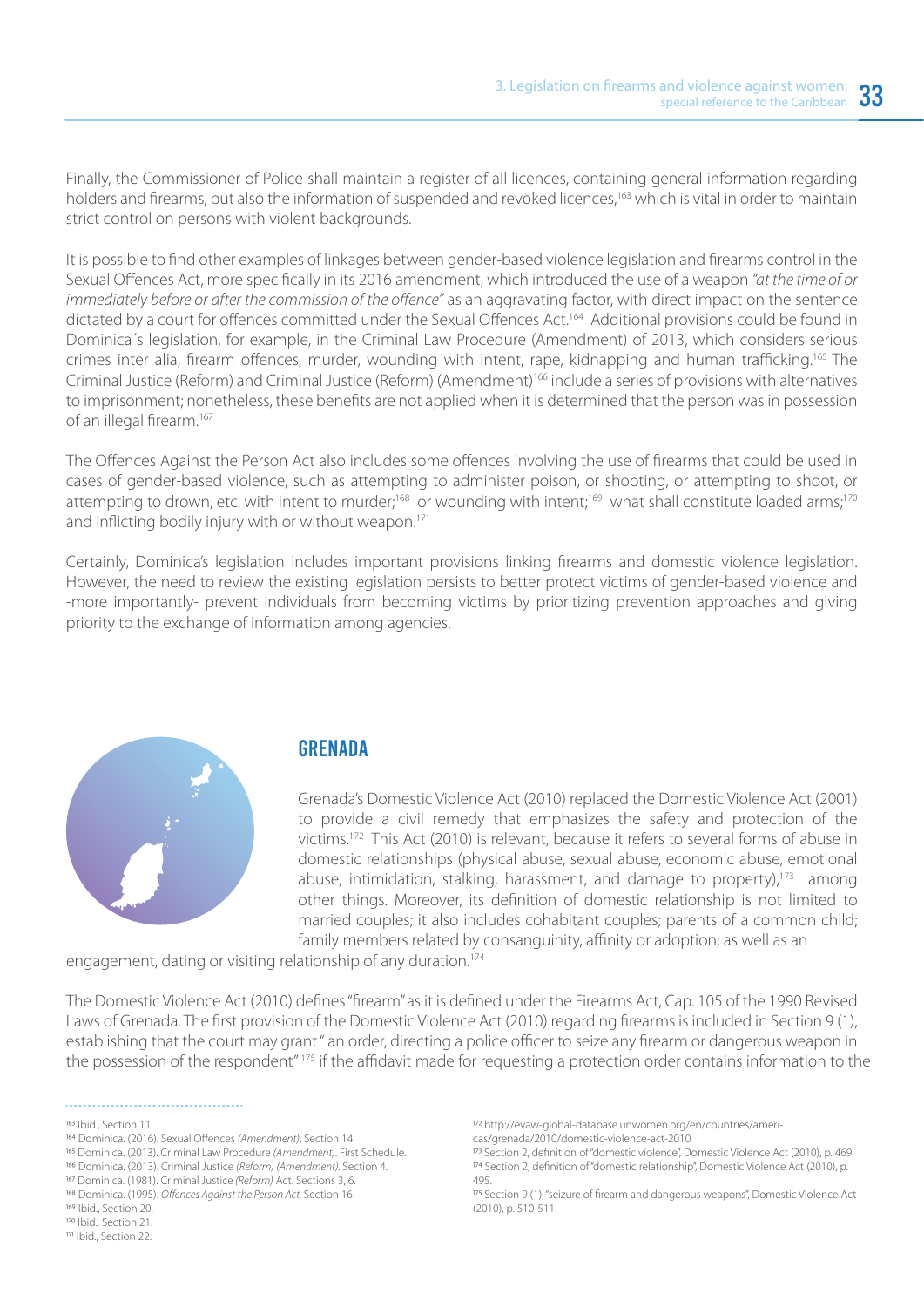Finally, the Commissioner of Police shall maintain a register of all licences, containing general information regarding holders and firearms, but also the information of suspended and revoked licences,[163] which is vital in order to maintain strict control on persons with violent backgrounds.

It is possible to find other examples of linkages between gender-based violence legislation and firearms control in the Sexual Offences Act, more specifically in its 2016 amendment, which introduced the use of a weapon *"at the time of or immediately before or after the commission of the offence"* as an aggravating factor, with direct impact on the sentence dictated by a court for offences committed under the Sexual Offences Act.[164] Additional provisions could be found in Dominica´s legislation, for example, in the Criminal Law Procedure (Amendment) of 2013, which considers serious crimes inter alia, firearm offences, murder, wounding with intent, rape, kidnapping and human trafficking.[165] The Criminal Justice (Reform) and Criminal Justice (Reform) (Amendment)[166] include a series of provisions with alternatives to imprisonment; nonetheless, these benefits are not applied when it is determined that the person was in possession of an illegal firearm.[167]

The Offences Against the Person Act also includes some offences involving the use of firearms that could be used in cases of gender-based violence, such as attempting to administer poison, or shooting, or attempting to shoot, or attempting to drown, etc. with intent to murder;[168] or wounding with intent;[169] what shall constitute loaded arms;[170] and inflicting bodily injury with or without weapon.[171]

Certainly, Dominica's legislation includes important provisions linking firearms and domestic violence legislation. However, the need to review the existing legislation persists to better protect victims of gender-based violence and -more importantly- prevent individuals from becoming victims by prioritizing prevention approaches and giving priority to the exchange of information among agencies.

## GRENADA

Grenada's Domestic Violence Act (2010) replaced the Domestic Violence Act (2001) to provide a civil remedy that emphasizes the safety and protection of the victims.[172] This Act (2010) is relevant, because it refers to several forms of abuse in domestic relationships (physical abuse, sexual abuse, economic abuse, emotional abuse, intimidation, stalking, harassment, and damage to property),[173] among other things. Moreover, its definition of domestic relationship is not limited to married couples; it also includes cohabitant couples; parents of a common child; family members related by consanguinity, affinity or adoption; as well as an engagement, dating or visiting relationship of any duration.[174]

The Domestic Violence Act (2010) defines "firearm" as it is defined under the Firearms Act, Cap. 105 of the 1990 Revised Laws of Grenada. The first provision of the Domestic Violence Act (2010) regarding firearms is included in Section 9 (1), establishing that the court may grant " an order, directing a police officer to seize any firearm or dangerous weapon in the possession of the respondent" [175] if the affidavit made for requesting a protection order contains information to the

---

[163] Ibid., Section 11.

[164] Dominica. (2016). Sexual Offences *(Amendment)*. Section 14.

[165] Dominica. (2013). Criminal Law Procedure *(Amendment)*. First Schedule.

[166] Dominica. (2013). Criminal Justice *(Reform) (Amendment)*. Section 4.

[167] Dominica. (1981). Criminal Justice *(Reform)* Act. Sections 3, 6.

[168] Dominica. (1995). *Offences Against the Person Act*. Section 16.

[169] Ibid., Section 20.

[170] Ibid., Section 21.

[171] Ibid., Section 22.

[172] http://evaw-global-database.unwomen.org/en/countries/americas/grenada/2010/domestic-violence-act-2010

[173] Section 2, definition of "domestic violence", Domestic Violence Act (2010), p. 469.

[174] Section 2, definition of "domestic relationship", Domestic Violence Act (2010), p. 495.

[175] Section 9 (1), "seizure of firearm and dangerous weapons", Domestic Violence Act (2010), p. 510-511.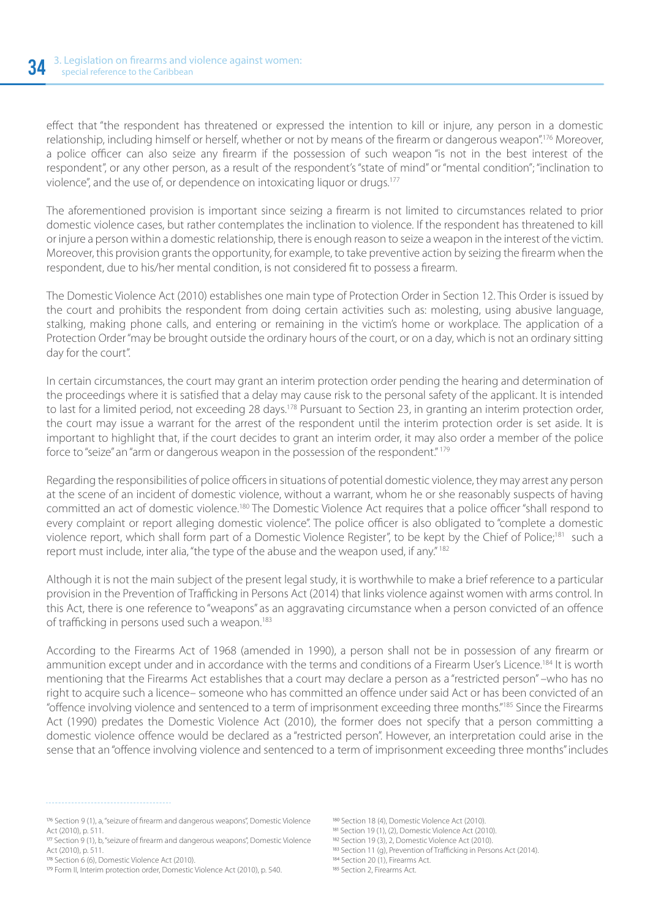effect that "the respondent has threatened or expressed the intention to kill or injure, any person in a domestic relationship, including himself or herself, whether or not by means of the firearm or dangerous weapon".[176] Moreover, a police officer can also seize any firearm if the possession of such weapon "is not in the best interest of the respondent", or any other person, as a result of the respondent's "state of mind" or "mental condition"; "inclination to violence", and the use of, or dependence on intoxicating liquor or drugs.[177]

The aforementioned provision is important since seizing a firearm is not limited to circumstances related to prior domestic violence cases, but rather contemplates the inclination to violence. If the respondent has threatened to kill or injure a person within a domestic relationship, there is enough reason to seize a weapon in the interest of the victim. Moreover, this provision grants the opportunity, for example, to take preventive action by seizing the firearm when the respondent, due to his/her mental condition, is not considered fit to possess a firearm.

The Domestic Violence Act (2010) establishes one main type of Protection Order in Section 12. This Order is issued by the court and prohibits the respondent from doing certain activities such as: molesting, using abusive language, stalking, making phone calls, and entering or remaining in the victim's home or workplace. The application of a Protection Order "may be brought outside the ordinary hours of the court, or on a day, which is not an ordinary sitting day for the court".

In certain circumstances, the court may grant an interim protection order pending the hearing and determination of the proceedings where it is satisfied that a delay may cause risk to the personal safety of the applicant. It is intended to last for a limited period, not exceeding 28 days.[178] Pursuant to Section 23, in granting an interim protection order, the court may issue a warrant for the arrest of the respondent until the interim protection order is set aside. It is important to highlight that, if the court decides to grant an interim order, it may also order a member of the police force to "seize" an "arm or dangerous weapon in the possession of the respondent." [179]

Regarding the responsibilities of police officers in situations of potential domestic violence, they may arrest any person at the scene of an incident of domestic violence, without a warrant, whom he or she reasonably suspects of having committed an act of domestic violence.[180] The Domestic Violence Act requires that a police officer "shall respond to every complaint or report alleging domestic violence". The police officer is also obligated to "complete a domestic violence report, which shall form part of a Domestic Violence Register", to be kept by the Chief of Police;[181] such a report must include, inter alia, "the type of the abuse and the weapon used, if any." [182]

Although it is not the main subject of the present legal study, it is worthwhile to make a brief reference to a particular provision in the Prevention of Trafficking in Persons Act (2014) that links violence against women with arms control. In this Act, there is one reference to "weapons" as an aggravating circumstance when a person convicted of an offence of trafficking in persons used such a weapon.[183]

According to the Firearms Act of 1968 (amended in 1990), a person shall not be in possession of any firearm or ammunition except under and in accordance with the terms and conditions of a Firearm User's Licence.[184] It is worth mentioning that the Firearms Act establishes that a court may declare a person as a "restricted person" –who has no right to acquire such a licence– someone who has committed an offence under said Act or has been convicted of an "offence involving violence and sentenced to a term of imprisonment exceeding three months."[185] Since the Firearms Act (1990) predates the Domestic Violence Act (2010), the former does not specify that a person committing a domestic violence offence would be declared as a "restricted person". However, an interpretation could arise in the sense that an "offence involving violence and sentenced to a term of imprisonment exceeding three months" includes

---

[176] Section 9 (1), a, "seizure of firearm and dangerous weapons", Domestic Violence Act (2010), p. 511.
[177] Section 9 (1), b, "seizure of firearm and dangerous weapons", Domestic Violence Act (2010), p. 511.
[178] Section 6 (6), Domestic Violence Act (2010).
[179] Form II, Interim protection order, Domestic Violence Act (2010), p. 540.
[180] Section 18 (4), Domestic Violence Act (2010).
[181] Section 19 (1), (2), Domestic Violence Act (2010).
[182] Section 19 (3), 2, Domestic Violence Act (2010).
[183] Section 11 (g), Prevention of Trafficking in Persons Act (2014).
[184] Section 20 (1), Firearms Act.
[185] Section 2, Firearms Act.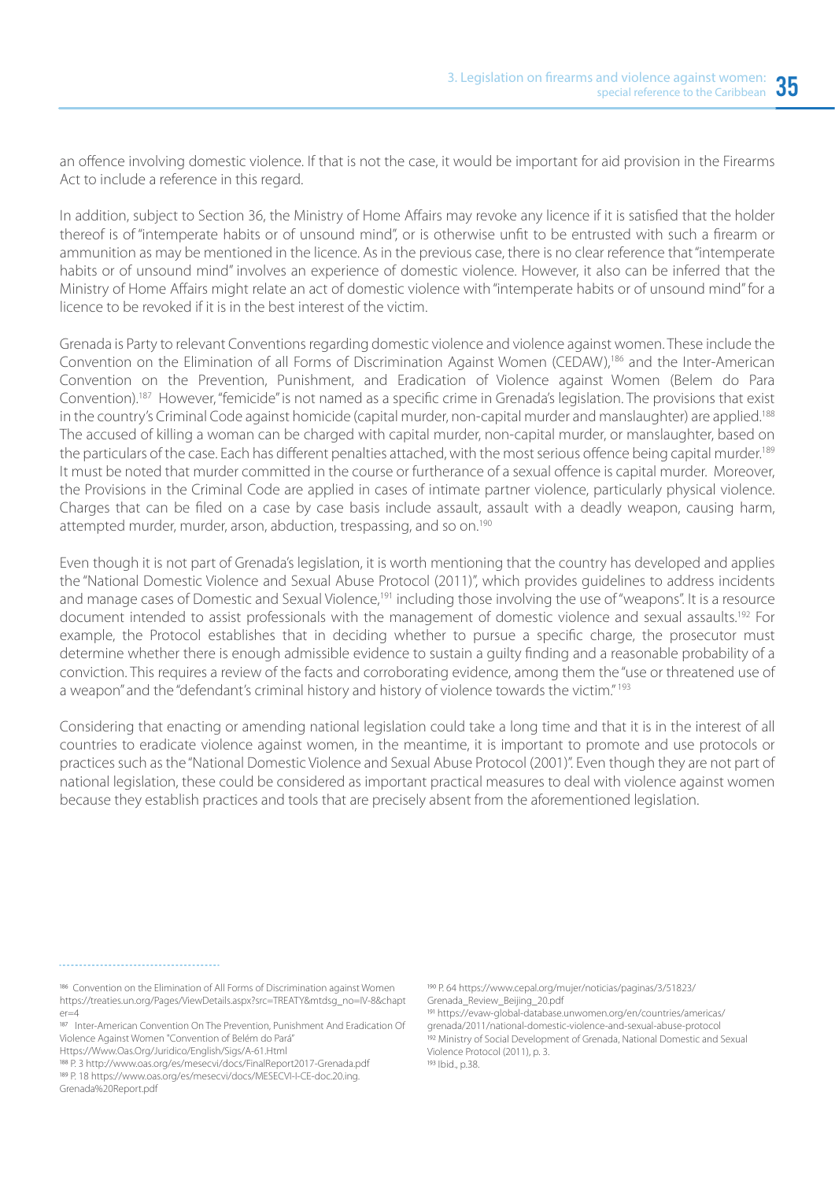an offence involving domestic violence. If that is not the case, it would be important for aid provision in the Firearms Act to include a reference in this regard.

In addition, subject to Section 36, the Ministry of Home Affairs may revoke any licence if it is satisfied that the holder thereof is of "intemperate habits or of unsound mind", or is otherwise unfit to be entrusted with such a firearm or ammunition as may be mentioned in the licence. As in the previous case, there is no clear reference that "intemperate habits or of unsound mind" involves an experience of domestic violence. However, it also can be inferred that the Ministry of Home Affairs might relate an act of domestic violence with "intemperate habits or of unsound mind" for a licence to be revoked if it is in the best interest of the victim.

Grenada is Party to relevant Conventions regarding domestic violence and violence against women. These include the Convention on the Elimination of all Forms of Discrimination Against Women (CEDAW),[186] and the Inter-American Convention on the Prevention, Punishment, and Eradication of Violence against Women (Belem do Para Convention).[187] However, "femicide" is not named as a specific crime in Grenada's legislation. The provisions that exist in the country's Criminal Code against homicide (capital murder, non-capital murder and manslaughter) are applied.[188] The accused of killing a woman can be charged with capital murder, non-capital murder, or manslaughter, based on the particulars of the case. Each has different penalties attached, with the most serious offence being capital murder.[189] It must be noted that murder committed in the course or furtherance of a sexual offence is capital murder. Moreover, the Provisions in the Criminal Code are applied in cases of intimate partner violence, particularly physical violence. Charges that can be filed on a case by case basis include assault, assault with a deadly weapon, causing harm, attempted murder, murder, arson, abduction, trespassing, and so on.[190]

Even though it is not part of Grenada's legislation, it is worth mentioning that the country has developed and applies the "National Domestic Violence and Sexual Abuse Protocol (2011)", which provides guidelines to address incidents and manage cases of Domestic and Sexual Violence,[191] including those involving the use of "weapons". It is a resource document intended to assist professionals with the management of domestic violence and sexual assaults.[192] For example, the Protocol establishes that in deciding whether to pursue a specific charge, the prosecutor must determine whether there is enough admissible evidence to sustain a guilty finding and a reasonable probability of a conviction. This requires a review of the facts and corroborating evidence, among them the "use or threatened use of a weapon" and the "defendant's criminal history and history of violence towards the victim."[193]

Considering that enacting or amending national legislation could take a long time and that it is in the interest of all countries to eradicate violence against women, in the meantime, it is important to promote and use protocols or practices such as the "National Domestic Violence and Sexual Abuse Protocol (2001)". Even though they are not part of national legislation, these could be considered as important practical measures to deal with violence against women because they establish practices and tools that are precisely absent from the aforementioned legislation.

---

[186] Convention on the Elimination of All Forms of Discrimination against Women https://treaties.un.org/Pages/ViewDetails.aspx?src=TREATY&mtdsg_no=IV-8&chapter=4

[187] Inter-American Convention On The Prevention, Punishment And Eradication Of Violence Against Women "Convention of Belém do Pará" Https://Www.Oas.Org/Juridico/English/Sigs/A-61.Html

[188] P. 3 http://www.oas.org/es/mesecvi/docs/FinalReport2017-Grenada.pdf

[189] P. 18 https://www.oas.org/es/mesecvi/docs/MESECVI-I-CE-doc.20.ing.Grenada%20Report.pdf

[190] P. 64 https://www.cepal.org/mujer/noticias/paginas/3/51823/Grenada_Review_Beijing_20.pdf

[191] https://evaw-global-database.unwomen.org/en/countries/americas/grenada/2011/national-domestic-violence-and-sexual-abuse-protocol

[192] Ministry of Social Development of Grenada, National Domestic and Sexual Violence Protocol (2011), p. 3.

[193] Ibid., p.38.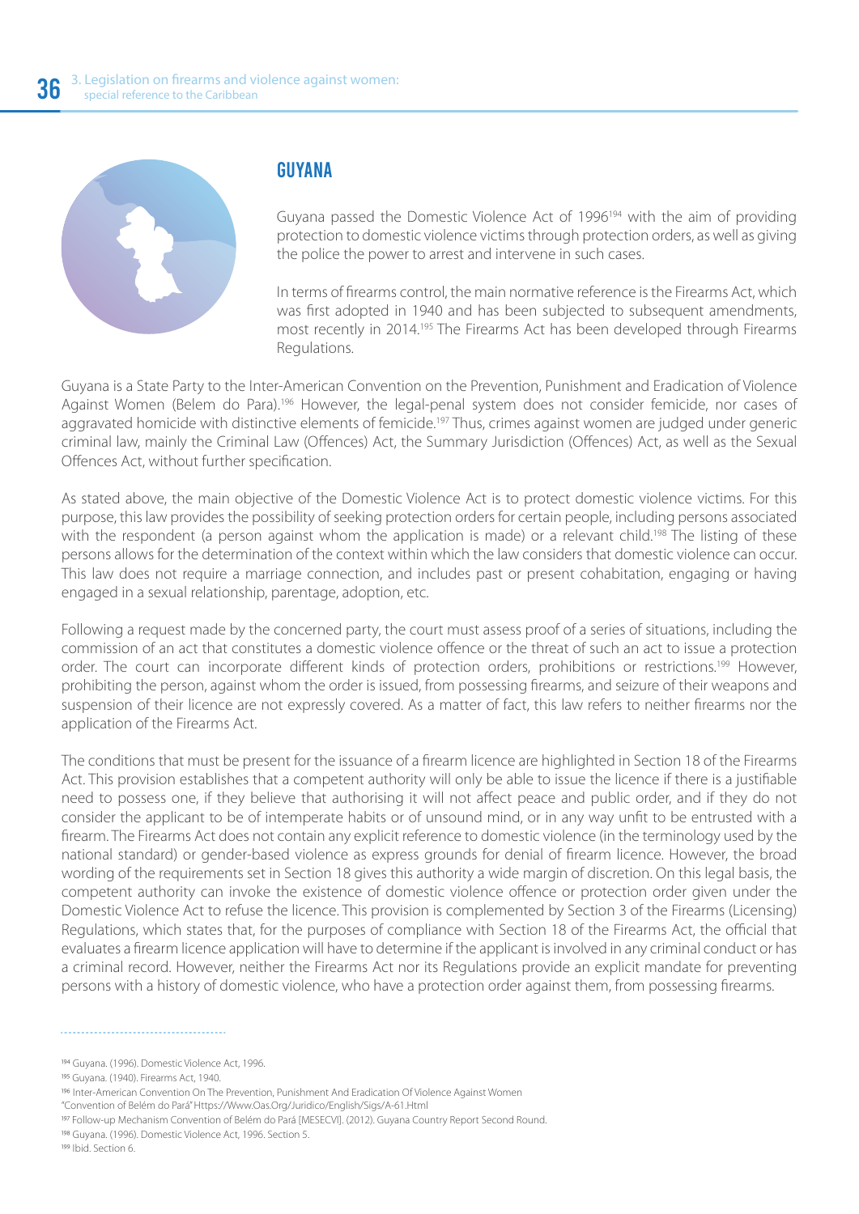## GUYANA

Guyana passed the Domestic Violence Act of 1996[194] with the aim of providing protection to domestic violence victims through protection orders, as well as giving the police the power to arrest and intervene in such cases.

In terms of firearms control, the main normative reference is the Firearms Act, which was first adopted in 1940 and has been subjected to subsequent amendments, most recently in 2014.[195] The Firearms Act has been developed through Firearms Regulations.

Guyana is a State Party to the Inter-American Convention on the Prevention, Punishment and Eradication of Violence Against Women (Belem do Para).[196] However, the legal-penal system does not consider femicide, nor cases of aggravated homicide with distinctive elements of femicide.[197] Thus, crimes against women are judged under generic criminal law, mainly the Criminal Law (Offences) Act, the Summary Jurisdiction (Offences) Act, as well as the Sexual Offences Act, without further specification.

As stated above, the main objective of the Domestic Violence Act is to protect domestic violence victims. For this purpose, this law provides the possibility of seeking protection orders for certain people, including persons associated with the respondent (a person against whom the application is made) or a relevant child.[198] The listing of these persons allows for the determination of the context within which the law considers that domestic violence can occur. This law does not require a marriage connection, and includes past or present cohabitation, engaging or having engaged in a sexual relationship, parentage, adoption, etc.

Following a request made by the concerned party, the court must assess proof of a series of situations, including the commission of an act that constitutes a domestic violence offence or the threat of such an act to issue a protection order. The court can incorporate different kinds of protection orders, prohibitions or restrictions.[199] However, prohibiting the person, against whom the order is issued, from possessing firearms, and seizure of their weapons and suspension of their licence are not expressly covered. As a matter of fact, this law refers to neither firearms nor the application of the Firearms Act.

The conditions that must be present for the issuance of a firearm licence are highlighted in Section 18 of the Firearms Act. This provision establishes that a competent authority will only be able to issue the licence if there is a justifiable need to possess one, if they believe that authorising it will not affect peace and public order, and if they do not consider the applicant to be of intemperate habits or of unsound mind, or in any way unfit to be entrusted with a firearm. The Firearms Act does not contain any explicit reference to domestic violence (in the terminology used by the national standard) or gender-based violence as express grounds for denial of firearm licence. However, the broad wording of the requirements set in Section 18 gives this authority a wide margin of discretion. On this legal basis, the competent authority can invoke the existence of domestic violence offence or protection order given under the Domestic Violence Act to refuse the licence. This provision is complemented by Section 3 of the Firearms (Licensing) Regulations, which states that, for the purposes of compliance with Section 18 of the Firearms Act, the official that evaluates a firearm licence application will have to determine if the applicant is involved in any criminal conduct or has a criminal record. However, neither the Firearms Act nor its Regulations provide an explicit mandate for preventing persons with a history of domestic violence, who have a protection order against them, from possessing firearms.

---

[194] Guyana. (1996). Domestic Violence Act, 1996.

[195] Guyana. (1940). Firearms Act, 1940.

[196] Inter-American Convention On The Prevention, Punishment And Eradication Of Violence Against Women "Convention of Belém do Pará" Https://Www.Oas.Org/Juridico/English/Sigs/A-61.Html

[197] Follow-up Mechanism Convention of Belém do Pará [MESECVI]. (2012). Guyana Country Report Second Round.

[198] Guyana. (1996). Domestic Violence Act, 1996. Section 5.

[199] Ibid. Section 6.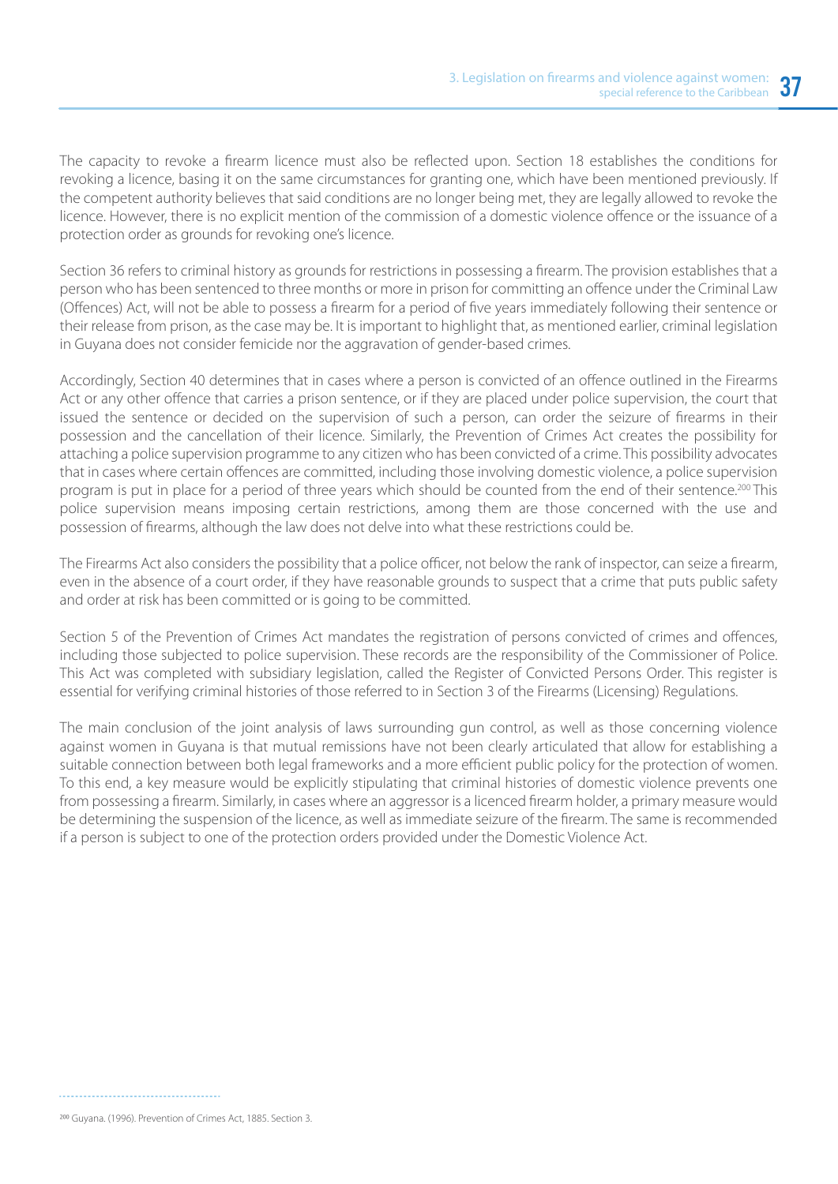The capacity to revoke a firearm licence must also be reflected upon. Section 18 establishes the conditions for revoking a licence, basing it on the same circumstances for granting one, which have been mentioned previously. If the competent authority believes that said conditions are no longer being met, they are legally allowed to revoke the licence. However, there is no explicit mention of the commission of a domestic violence offence or the issuance of a protection order as grounds for revoking one's licence.

Section 36 refers to criminal history as grounds for restrictions in possessing a firearm. The provision establishes that a person who has been sentenced to three months or more in prison for committing an offence under the Criminal Law (Offences) Act, will not be able to possess a firearm for a period of five years immediately following their sentence or their release from prison, as the case may be. It is important to highlight that, as mentioned earlier, criminal legislation in Guyana does not consider femicide nor the aggravation of gender-based crimes.

Accordingly, Section 40 determines that in cases where a person is convicted of an offence outlined in the Firearms Act or any other offence that carries a prison sentence, or if they are placed under police supervision, the court that issued the sentence or decided on the supervision of such a person, can order the seizure of firearms in their possession and the cancellation of their licence. Similarly, the Prevention of Crimes Act creates the possibility for attaching a police supervision programme to any citizen who has been convicted of a crime. This possibility advocates that in cases where certain offences are committed, including those involving domestic violence, a police supervision program is put in place for a period of three years which should be counted from the end of their sentence.[200] This police supervision means imposing certain restrictions, among them are those concerned with the use and possession of firearms, although the law does not delve into what these restrictions could be.

The Firearms Act also considers the possibility that a police officer, not below the rank of inspector, can seize a firearm, even in the absence of a court order, if they have reasonable grounds to suspect that a crime that puts public safety and order at risk has been committed or is going to be committed.

Section 5 of the Prevention of Crimes Act mandates the registration of persons convicted of crimes and offences, including those subjected to police supervision. These records are the responsibility of the Commissioner of Police. This Act was completed with subsidiary legislation, called the Register of Convicted Persons Order. This register is essential for verifying criminal histories of those referred to in Section 3 of the Firearms (Licensing) Regulations.

The main conclusion of the joint analysis of laws surrounding gun control, as well as those concerning violence against women in Guyana is that mutual remissions have not been clearly articulated that allow for establishing a suitable connection between both legal frameworks and a more efficient public policy for the protection of women. To this end, a key measure would be explicitly stipulating that criminal histories of domestic violence prevents one from possessing a firearm. Similarly, in cases where an aggressor is a licenced firearm holder, a primary measure would be determining the suspension of the licence, as well as immediate seizure of the firearm. The same is recommended if a person is subject to one of the protection orders provided under the Domestic Violence Act.

[200] Guyana. (1996). Prevention of Crimes Act, 1885. Section 3.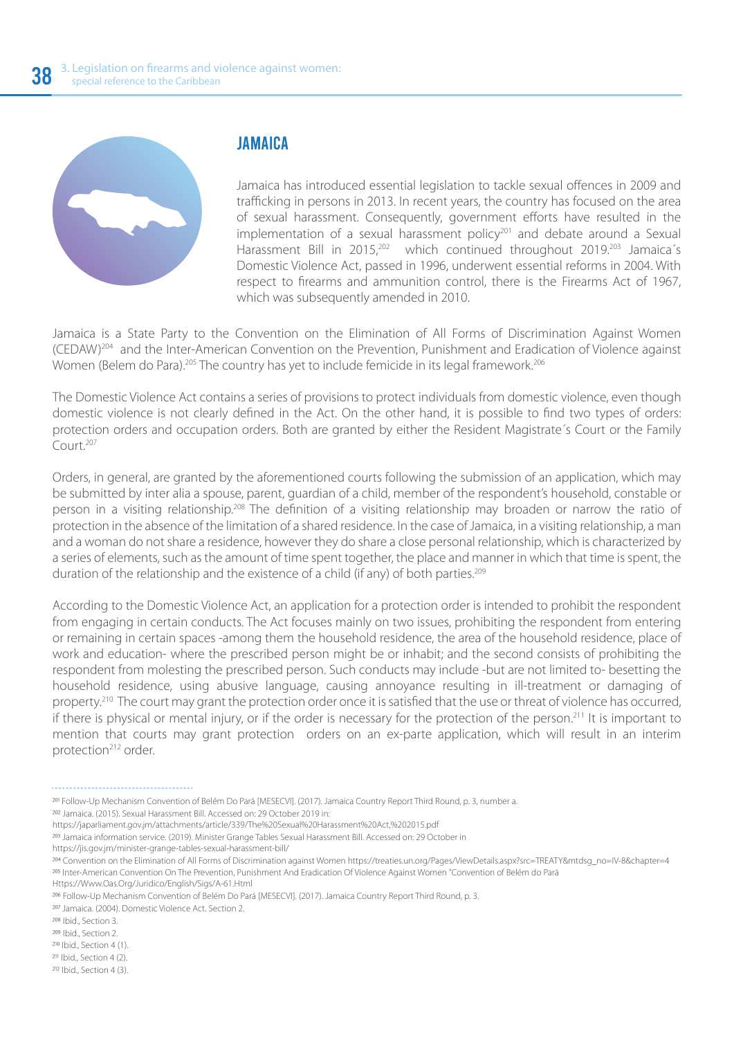## JAMAICA

Jamaica has introduced essential legislation to tackle sexual offences in 2009 and trafficking in persons in 2013. In recent years, the country has focused on the area of sexual harassment. Consequently, government efforts have resulted in the implementation of a sexual harassment policy[201] and debate around a Sexual Harassment Bill in 2015,[202] which continued throughout 2019.[203] Jamaica´s Domestic Violence Act, passed in 1996, underwent essential reforms in 2004. With respect to firearms and ammunition control, there is the Firearms Act of 1967, which was subsequently amended in 2010.

Jamaica is a State Party to the Convention on the Elimination of All Forms of Discrimination Against Women (CEDAW)[204] and the Inter-American Convention on the Prevention, Punishment and Eradication of Violence against Women (Belem do Para).[205] The country has yet to include femicide in its legal framework.[206]

The Domestic Violence Act contains a series of provisions to protect individuals from domestic violence, even though domestic violence is not clearly defined in the Act. On the other hand, it is possible to find two types of orders: protection orders and occupation orders. Both are granted by either the Resident Magistrate´s Court or the Family Court.[207]

Orders, in general, are granted by the aforementioned courts following the submission of an application, which may be submitted by inter alia a spouse, parent, guardian of a child, member of the respondent's household, constable or person in a visiting relationship.[208] The definition of a visiting relationship may broaden or narrow the ratio of protection in the absence of the limitation of a shared residence. In the case of Jamaica, in a visiting relationship, a man and a woman do not share a residence, however they do share a close personal relationship, which is characterized by a series of elements, such as the amount of time spent together, the place and manner in which that time is spent, the duration of the relationship and the existence of a child (if any) of both parties.[209]

According to the Domestic Violence Act, an application for a protection order is intended to prohibit the respondent from engaging in certain conducts. The Act focuses mainly on two issues, prohibiting the respondent from entering or remaining in certain spaces -among them the household residence, the area of the household residence, place of work and education- where the prescribed person might be or inhabit; and the second consists of prohibiting the respondent from molesting the prescribed person. Such conducts may include -but are not limited to- besetting the household residence, using abusive language, causing annoyance resulting in ill-treatment or damaging of property.[210] The court may grant the protection order once it is satisfied that the use or threat of violence has occurred, if there is physical or mental injury, or if the order is necessary for the protection of the person.[211] It is important to mention that courts may grant protection orders on an ex-parte application, which will result in an interim protection[212] order.

---

[201] Follow-Up Mechanism Convention of Belém Do Pará [MESECVI]. (2017). Jamaica Country Report Third Round, p. 3, number a.

[202] Jamaica. (2015). Sexual Harassment Bill. Accessed on: 29 October 2019 in: https://japarliament.gov.jm/attachments/article/339/The%20Sexual%20Harassment%20Act,%202015.pdf

[203] Jamaica information service. (2019). Minister Grange Tables Sexual Harassment Bill. Accessed on: 29 October in https://jis.gov.jm/minister-grange-tables-sexual-harassment-bill/

[204] Convention on the Elimination of All Forms of Discrimination against Women https://treaties.un.org/Pages/ViewDetails.aspx?src=TREATY&mtdsg_no=IV-8&chapter=4

[205] Inter-American Convention On The Prevention, Punishment And Eradication Of Violence Against Women "Convention of Belém do Pará Https://Www.Oas.Org/Juridico/English/Sigs/A-61.Html

[206] Follow-Up Mechanism Convention of Belém Do Pará [MESECVI]. (2017). Jamaica Country Report Third Round, p. 3.

[207] Jamaica. (2004). Domestic Violence Act. Section 2.

[208] Ibid., Section 3.

[209] Ibid., Section 2.

[210] Ibid., Section 4 (1).

[211] Ibid., Section 4 (2).

[212] Ibid., Section 4 (3).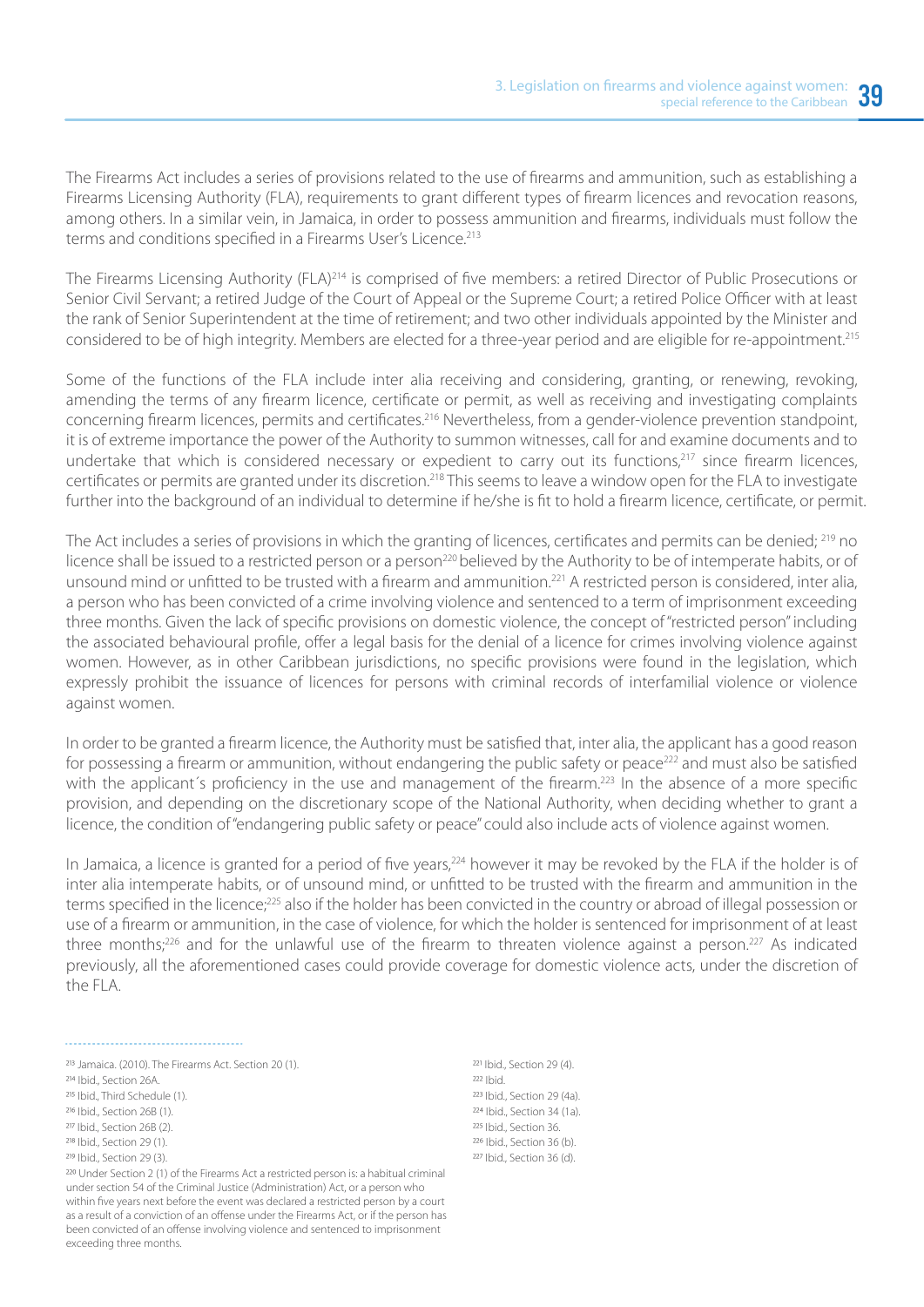The Firearms Act includes a series of provisions related to the use of firearms and ammunition, such as establishing a Firearms Licensing Authority (FLA), requirements to grant different types of firearm licences and revocation reasons, among others. In a similar vein, in Jamaica, in order to possess ammunition and firearms, individuals must follow the terms and conditions specified in a Firearms User's Licence.[213]

The Firearms Licensing Authority (FLA)[214] is comprised of five members: a retired Director of Public Prosecutions or Senior Civil Servant; a retired Judge of the Court of Appeal or the Supreme Court; a retired Police Officer with at least the rank of Senior Superintendent at the time of retirement; and two other individuals appointed by the Minister and considered to be of high integrity. Members are elected for a three-year period and are eligible for re-appointment.[215]

Some of the functions of the FLA include inter alia receiving and considering, granting, or renewing, revoking, amending the terms of any firearm licence, certificate or permit, as well as receiving and investigating complaints concerning firearm licences, permits and certificates.[216] Nevertheless, from a gender-violence prevention standpoint, it is of extreme importance the power of the Authority to summon witnesses, call for and examine documents and to undertake that which is considered necessary or expedient to carry out its functions,[217] since firearm licences, certificates or permits are granted under its discretion.[218] This seems to leave a window open for the FLA to investigate further into the background of an individual to determine if he/she is fit to hold a firearm licence, certificate, or permit.

The Act includes a series of provisions in which the granting of licences, certificates and permits can be denied; [219] no licence shall be issued to a restricted person or a person[220] believed by the Authority to be of intemperate habits, or of unsound mind or unfitted to be trusted with a firearm and ammunition.[221] A restricted person is considered, inter alia, a person who has been convicted of a crime involving violence and sentenced to a term of imprisonment exceeding three months. Given the lack of specific provisions on domestic violence, the concept of "restricted person" including the associated behavioural profile, offer a legal basis for the denial of a licence for crimes involving violence against women. However, as in other Caribbean jurisdictions, no specific provisions were found in the legislation, which expressly prohibit the issuance of licences for persons with criminal records of interfamilial violence or violence against women.

In order to be granted a firearm licence, the Authority must be satisfied that, inter alia, the applicant has a good reason for possessing a firearm or ammunition, without endangering the public safety or peace[222] and must also be satisfied with the applicant´s proficiency in the use and management of the firearm.[223] In the absence of a more specific provision, and depending on the discretionary scope of the National Authority, when deciding whether to grant a licence, the condition of "endangering public safety or peace" could also include acts of violence against women.

In Jamaica, a licence is granted for a period of five years,[224] however it may be revoked by the FLA if the holder is of inter alia intemperate habits, or of unsound mind, or unfitted to be trusted with the firearm and ammunition in the terms specified in the licence;[225] also if the holder has been convicted in the country or abroad of illegal possession or use of a firearm or ammunition, in the case of violence, for which the holder is sentenced for imprisonment of at least three months;[226] and for the unlawful use of the firearm to threaten violence against a person.[227] As indicated previously, all the aforementioned cases could provide coverage for domestic violence acts, under the discretion of the FLA.

---

[213] Jamaica. (2010). The Firearms Act. Section 20 (1).
[214] Ibid., Section 26A.
[215] Ibid., Third Schedule (1).
[216] Ibid., Section 26B (1).
[217] Ibid., Section 26B (2).
[218] Ibid., Section 29 (1).
[219] Ibid., Section 29 (3).
[220] Under Section 2 (1) of the Firearms Act a restricted person is: a habitual criminal under section 54 of the Criminal Justice (Administration) Act, or a person who within five years next before the event was declared a restricted person by a court as a result of a conviction of an offense under the Firearms Act, or if the person has been convicted of an offense involving violence and sentenced to imprisonment exceeding three months.
[221] Ibid., Section 29 (4).
[222] Ibid.
[223] Ibid., Section 29 (4a).
[224] Ibid., Section 34 (1a).
[225] Ibid., Section 36.
[226] Ibid., Section 36 (b).
[227] Ibid., Section 36 (d).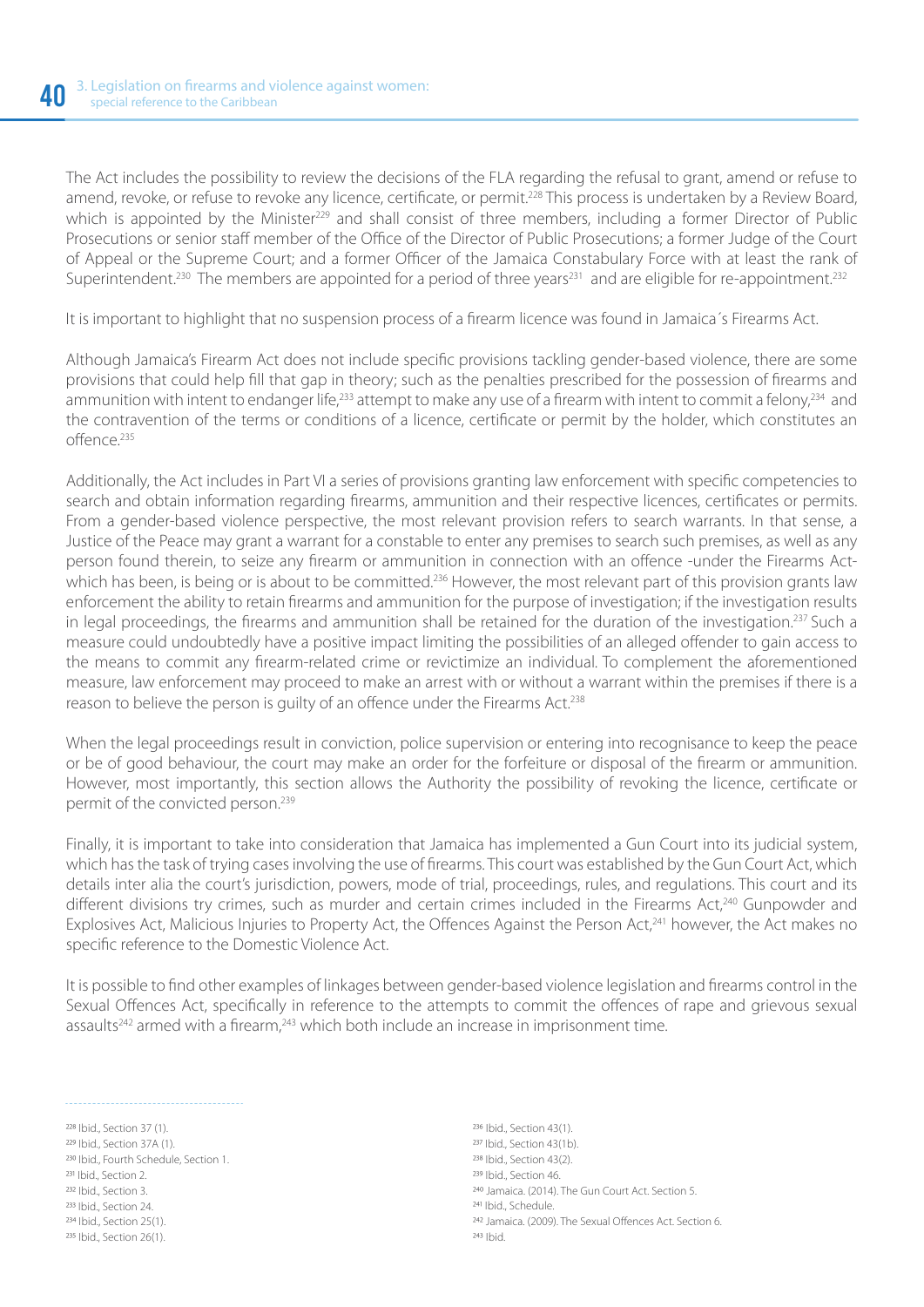The Act includes the possibility to review the decisions of the FLA regarding the refusal to grant, amend or refuse to amend, revoke, or refuse to revoke any licence, certificate, or permit.[228] This process is undertaken by a Review Board, which is appointed by the Minister[229] and shall consist of three members, including a former Director of Public Prosecutions or senior staff member of the Office of the Director of Public Prosecutions; a former Judge of the Court of Appeal or the Supreme Court; and a former Officer of the Jamaica Constabulary Force with at least the rank of Superintendent.[230] The members are appointed for a period of three years[231] and are eligible for re-appointment.[232]

It is important to highlight that no suspension process of a firearm licence was found in Jamaica´s Firearms Act.

Although Jamaica's Firearm Act does not include specific provisions tackling gender-based violence, there are some provisions that could help fill that gap in theory; such as the penalties prescribed for the possession of firearms and ammunition with intent to endanger life,[233] attempt to make any use of a firearm with intent to commit a felony,[234] and the contravention of the terms or conditions of a licence, certificate or permit by the holder, which constitutes an offence.[235]

Additionally, the Act includes in Part VI a series of provisions granting law enforcement with specific competencies to search and obtain information regarding firearms, ammunition and their respective licences, certificates or permits. From a gender-based violence perspective, the most relevant provision refers to search warrants. In that sense, a Justice of the Peace may grant a warrant for a constable to enter any premises to search such premises, as well as any person found therein, to seize any firearm or ammunition in connection with an offence -under the Firearms Act- which has been, is being or is about to be committed.[236] However, the most relevant part of this provision grants law enforcement the ability to retain firearms and ammunition for the purpose of investigation; if the investigation results in legal proceedings, the firearms and ammunition shall be retained for the duration of the investigation.[237] Such a measure could undoubtedly have a positive impact limiting the possibilities of an alleged offender to gain access to the means to commit any firearm-related crime or revictimize an individual. To complement the aforementioned measure, law enforcement may proceed to make an arrest with or without a warrant within the premises if there is a reason to believe the person is guilty of an offence under the Firearms Act.[238]

When the legal proceedings result in conviction, police supervision or entering into recognisance to keep the peace or be of good behaviour, the court may make an order for the forfeiture or disposal of the firearm or ammunition. However, most importantly, this section allows the Authority the possibility of revoking the licence, certificate or permit of the convicted person.[239]

Finally, it is important to take into consideration that Jamaica has implemented a Gun Court into its judicial system, which has the task of trying cases involving the use of firearms. This court was established by the Gun Court Act, which details inter alia the court's jurisdiction, powers, mode of trial, proceedings, rules, and regulations. This court and its different divisions try crimes, such as murder and certain crimes included in the Firearms Act,[240] Gunpowder and Explosives Act, Malicious Injuries to Property Act, the Offences Against the Person Act,[241] however, the Act makes no specific reference to the Domestic Violence Act.

It is possible to find other examples of linkages between gender-based violence legislation and firearms control in the Sexual Offences Act, specifically in reference to the attempts to commit the offences of rape and grievous sexual assaults[242] armed with a firearm,[243] which both include an increase in imprisonment time.

---

[228] Ibid., Section 37 (1).
[229] Ibid., Section 37A (1).
[230] Ibid., Fourth Schedule, Section 1.
[231] Ibid., Section 2.
[232] Ibid., Section 3.
[233] Ibid., Section 24.
[234] Ibid., Section 25(1).
[235] Ibid., Section 26(1).
[236] Ibid., Section 43(1).
[237] Ibid., Section 43(1b).
[238] Ibid., Section 43(2).
[239] Ibid., Section 46.
[240] Jamaica. (2014). The Gun Court Act. Section 5.
[241] Ibid., Schedule.
[242] Jamaica. (2009). The Sexual Offences Act. Section 6.
[243] Ibid.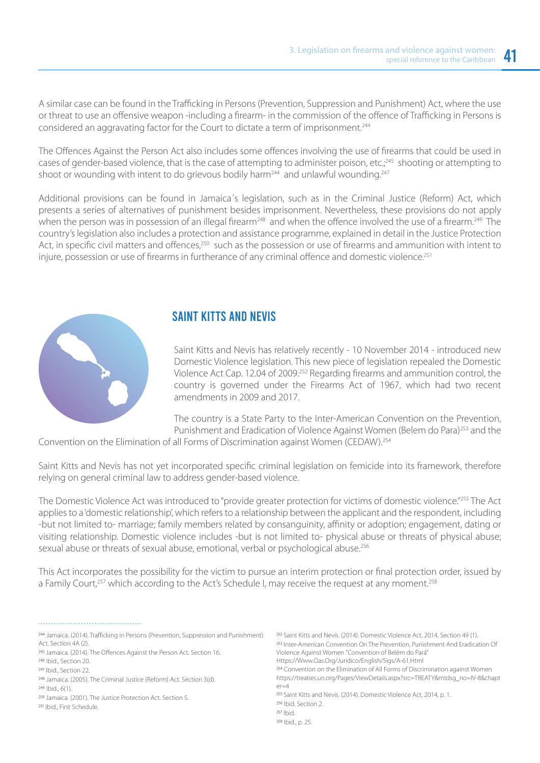A similar case can be found in the Trafficking in Persons (Prevention, Suppression and Punishment) Act, where the use or threat to use an offensive weapon -including a firearm- in the commission of the offence of Trafficking in Persons is considered an aggravating factor for the Court to dictate a term of imprisonment.[244]

The Offences Against the Person Act also includes some offences involving the use of firearms that could be used in cases of gender-based violence, that is the case of attempting to administer poison, etc.;[245] shooting or attempting to shoot or wounding with intent to do grievous bodily harm[244] and unlawful wounding.[247]

Additional provisions can be found in Jamaica´s legislation, such as in the Criminal Justice (Reform) Act, which presents a series of alternatives of punishment besides imprisonment. Nevertheless, these provisions do not apply when the person was in possession of an illegal firearm[248] and when the offence involved the use of a firearm.[249] The country's legislation also includes a protection and assistance programme, explained in detail in the Justice Protection Act, in specific civil matters and offences,[250] such as the possession or use of firearms and ammunition with intent to injure, possession or use of firearms in furtherance of any criminal offence and domestic violence.[251]

## SAINT KITTS AND NEVIS

Saint Kitts and Nevis has relatively recently - 10 November 2014 - introduced new Domestic Violence legislation. This new piece of legislation repealed the Domestic Violence Act Cap. 12.04 of 2009.[252] Regarding firearms and ammunition control, the country is governed under the Firearms Act of 1967, which had two recent amendments in 2009 and 2017.

The country is a State Party to the Inter-American Convention on the Prevention, Punishment and Eradication of Violence Against Women (Belem do Para)[253] and the Convention on the Elimination of all Forms of Discrimination against Women (CEDAW).[254]

Saint Kitts and Nevis has not yet incorporated specific criminal legislation on femicide into its framework, therefore relying on general criminal law to address gender-based violence.

The Domestic Violence Act was introduced to "provide greater protection for victims of domestic violence."[255] The Act applies to a 'domestic relationship', which refers to a relationship between the applicant and the respondent, including -but not limited to- marriage; family members related by consanguinity, affinity or adoption; engagement, dating or visiting relationship. Domestic violence includes -but is not limited to- physical abuse or threats of physical abuse; sexual abuse or threats of sexual abuse, emotional, verbal or psychological abuse.[256]

This Act incorporates the possibility for the victim to pursue an interim protection or final protection order, issued by a Family Court,[257] which according to the Act's Schedule I, may receive the request at any moment.[258]

---

[244] Jamaica. (2014). Trafficking in Persons (Prevention, Suppression and Punishment) Act. Section 4A (2).
[245] Jamaica. (2014). The Offences Against the Person Act. Section 16.
[246] Ibid., Section 20.
[247] Ibid., Section 22.
[248] Jamaica. (2005). The Criminal Justice (Reform) Act. Section 3(d).
[249] Ibid., 6(1).
[250] Jamaica. (2001). The Justice Protection Act. Section 5.
[251] Ibid., First Schedule.
[252] Saint Kitts and Nevis. (2014). Domestic Violence Act, 2014. Section 49 (1).
[253] Inter-American Convention On The Prevention, Punishment And Eradication Of Violence Against Women "Convention of Belém do Pará" Https://Www.Oas.Org/Juridico/English/Sigs/A-61.Html
[254] Convention on the Elimination of All Forms of Discrimination against Women https://treaties.un.org/Pages/ViewDetails.aspx?src=TREATY&mtdsg_no=IV-8&chapter=4
[255] Saint Kitts and Nevis. (2014). Domestic Violence Act, 2014, p. 1.
[256] Ibid. Section 2.
[257] Ibid.
[258] Ibid., p. 25.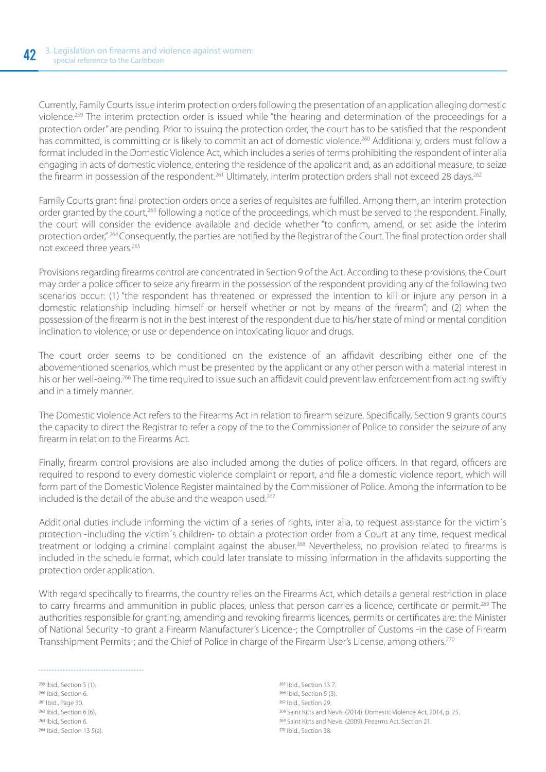Currently, Family Courts issue interim protection orders following the presentation of an application alleging domestic violence.[259] The interim protection order is issued while "the hearing and determination of the proceedings for a protection order" are pending. Prior to issuing the protection order, the court has to be satisfied that the respondent has committed, is committing or is likely to commit an act of domestic violence.[260] Additionally, orders must follow a format included in the Domestic Violence Act, which includes a series of terms prohibiting the respondent of inter alia engaging in acts of domestic violence, entering the residence of the applicant and, as an additional measure, to seize the firearm in possession of the respondent.[261] Ultimately, interim protection orders shall not exceed 28 days.[262]

Family Courts grant final protection orders once a series of requisites are fulfilled. Among them, an interim protection order granted by the court,[263] following a notice of the proceedings, which must be served to the respondent. Finally, the court will consider the evidence available and decide whether "to confirm, amend, or set aside the interim protection order," [264] Consequently, the parties are notified by the Registrar of the Court. The final protection order shall not exceed three years.[265]

Provisions regarding firearms control are concentrated in Section 9 of the Act. According to these provisions, the Court may order a police officer to seize any firearm in the possession of the respondent providing any of the following two scenarios occur: (1) "the respondent has threatened or expressed the intention to kill or injure any person in a domestic relationship including himself or herself whether or not by means of the firearm"; and (2) when the possession of the firearm is not in the best interest of the respondent due to his/her state of mind or mental condition inclination to violence; or use or dependence on intoxicating liquor and drugs.

The court order seems to be conditioned on the existence of an affidavit describing either one of the abovementioned scenarios, which must be presented by the applicant or any other person with a material interest in his or her well-being.[266] The time required to issue such an affidavit could prevent law enforcement from acting swiftly and in a timely manner.

The Domestic Violence Act refers to the Firearms Act in relation to firearm seizure. Specifically, Section 9 grants courts the capacity to direct the Registrar to refer a copy of the to the Commissioner of Police to consider the seizure of any firearm in relation to the Firearms Act.

Finally, firearm control provisions are also included among the duties of police officers. In that regard, officers are required to respond to every domestic violence complaint or report, and file a domestic violence report, which will form part of the Domestic Violence Register maintained by the Commissioner of Police. Among the information to be included is the detail of the abuse and the weapon used.[267]

Additional duties include informing the victim of a series of rights, inter alia, to request assistance for the victim´s protection -including the victim´s children- to obtain a protection order from a Court at any time, request medical treatment or lodging a criminal complaint against the abuser.[268] Nevertheless, no provision related to firearms is included in the schedule format, which could later translate to missing information in the affidavits supporting the protection order application.

With regard specifically to firearms, the country relies on the Firearms Act, which details a general restriction in place to carry firearms and ammunition in public places, unless that person carries a licence, certificate or permit.[269] The authorities responsible for granting, amending and revoking firearms licences, permits or certificates are: the Minister of National Security -to grant a Firearm Manufacturer's Licence-; the Comptroller of Customs -in the case of Firearm Transshipment Permits-; and the Chief of Police in charge of the Firearm User's License, among others.[270]

---

[259] Ibid., Section 5 (1).
[260] Ibid., Section 6.
[261] Ibid., Page 30.
[262] Ibid., Section 6 (6).
[263] Ibid., Section 6.
[264] Ibid., Section 13 5(a).
[265] Ibid., Section 13 7.
[266] Ibid., Section 5 (3).
[267] Ibid., Section 29.
[268] Saint Kitts and Nevis. (2014). Domestic Violence Act, 2014, p. 25.
[269] Saint Kitts and Nevis. (2009). Firearms Act. Section 21.
[270] Ibid., Section 38.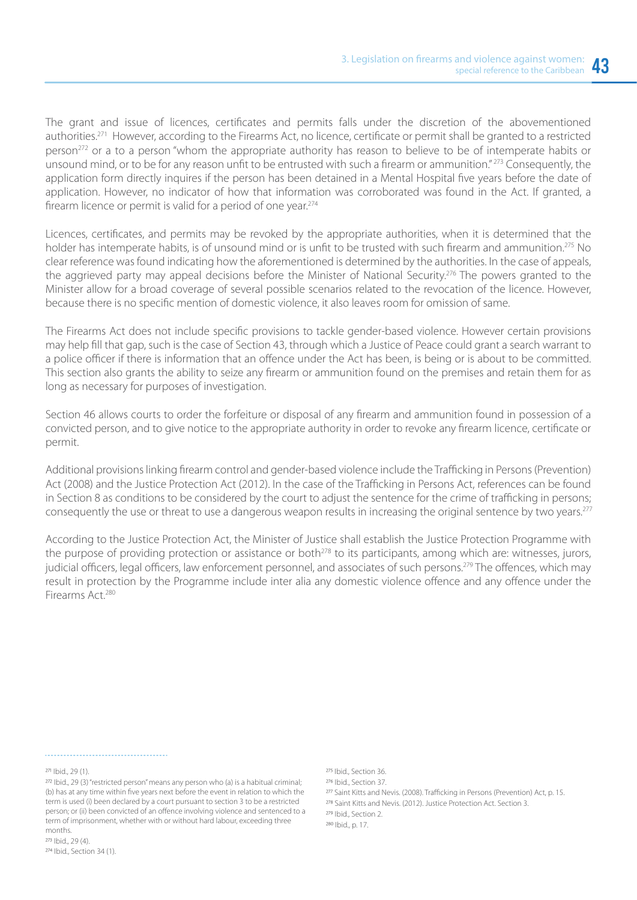The grant and issue of licences, certificates and permits falls under the discretion of the abovementioned authorities.[271] However, according to the Firearms Act, no licence, certificate or permit shall be granted to a restricted person[272] or a to a person "whom the appropriate authority has reason to believe to be of intemperate habits or unsound mind, or to be for any reason unfit to be entrusted with such a firearm or ammunition." [273] Consequently, the application form directly inquires if the person has been detained in a Mental Hospital five years before the date of application. However, no indicator of how that information was corroborated was found in the Act. If granted, a firearm licence or permit is valid for a period of one year.[274]

Licences, certificates, and permits may be revoked by the appropriate authorities, when it is determined that the holder has intemperate habits, is of unsound mind or is unfit to be trusted with such firearm and ammunition.[275] No clear reference was found indicating how the aforementioned is determined by the authorities. In the case of appeals, the aggrieved party may appeal decisions before the Minister of National Security.[276] The powers granted to the Minister allow for a broad coverage of several possible scenarios related to the revocation of the licence. However, because there is no specific mention of domestic violence, it also leaves room for omission of same.

The Firearms Act does not include specific provisions to tackle gender-based violence. However certain provisions may help fill that gap, such is the case of Section 43, through which a Justice of Peace could grant a search warrant to a police officer if there is information that an offence under the Act has been, is being or is about to be committed. This section also grants the ability to seize any firearm or ammunition found on the premises and retain them for as long as necessary for purposes of investigation.

Section 46 allows courts to order the forfeiture or disposal of any firearm and ammunition found in possession of a convicted person, and to give notice to the appropriate authority in order to revoke any firearm licence, certificate or permit.

Additional provisions linking firearm control and gender-based violence include the Trafficking in Persons (Prevention) Act (2008) and the Justice Protection Act (2012). In the case of the Trafficking in Persons Act, references can be found in Section 8 as conditions to be considered by the court to adjust the sentence for the crime of trafficking in persons; consequently the use or threat to use a dangerous weapon results in increasing the original sentence by two years.[277]

According to the Justice Protection Act, the Minister of Justice shall establish the Justice Protection Programme with the purpose of providing protection or assistance or both[278] to its participants, among which are: witnesses, jurors, judicial officers, legal officers, law enforcement personnel, and associates of such persons.[279] The offences, which may result in protection by the Programme include inter alia any domestic violence offence and any offence under the Firearms Act.[280]

---

[271] Ibid., 29 (1).

[272] Ibid., 29 (3) "restricted person" means any person who (a) is a habitual criminal; (b) has at any time within five years next before the event in relation to which the term is used (i) been declared by a court pursuant to section 3 to be a restricted person; or (ii) been convicted of an offence involving violence and sentenced to a term of imprisonment, whether with or without hard labour, exceeding three months.

[273] Ibid., 29 (4).

[274] Ibid., Section 34 (1).

[275] Ibid., Section 36.

[276] Ibid., Section 37.

[277] Saint Kitts and Nevis. (2008). Trafficking in Persons (Prevention) Act, p. 15.

[278] Saint Kitts and Nevis. (2012). Justice Protection Act. Section 3.

[279] Ibid., Section 2.

[280] Ibid., p. 17.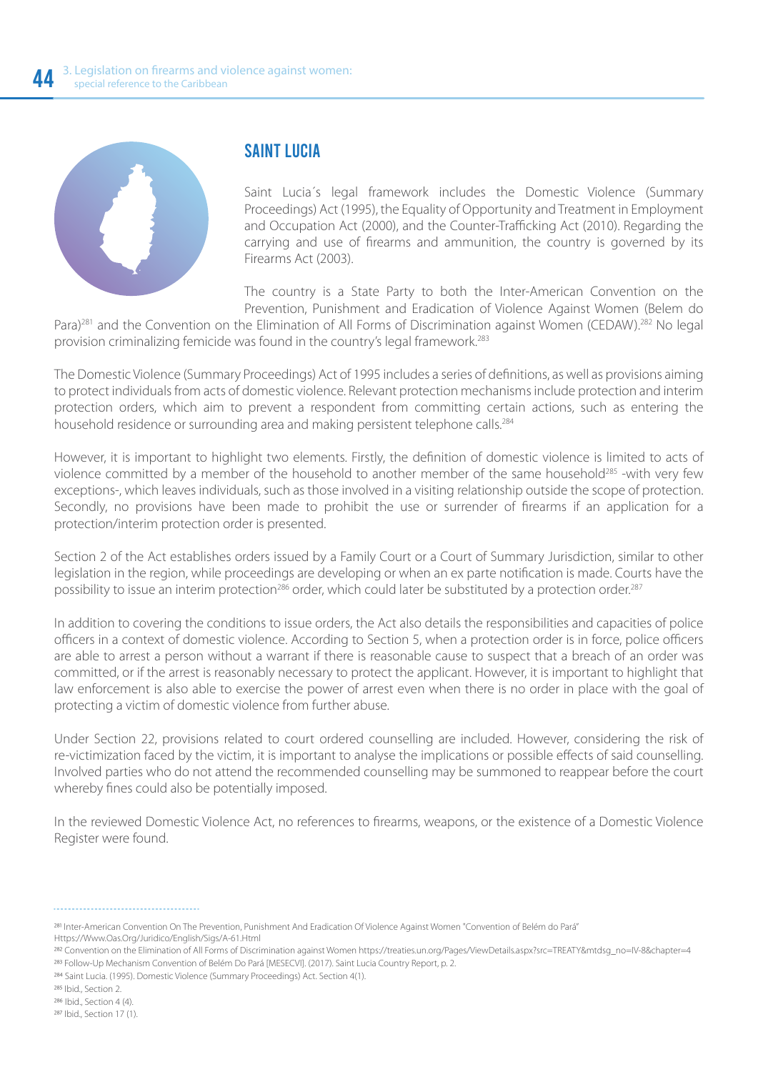## SAINT LUCIA

Saint Lucia´s legal framework includes the Domestic Violence (Summary Proceedings) Act (1995), the Equality of Opportunity and Treatment in Employment and Occupation Act (2000), and the Counter-Trafficking Act (2010). Regarding the carrying and use of firearms and ammunition, the country is governed by its Firearms Act (2003).

The country is a State Party to both the Inter-American Convention on the Prevention, Punishment and Eradication of Violence Against Women (Belem do Para)[281] and the Convention on the Elimination of All Forms of Discrimination against Women (CEDAW).[282] No legal provision criminalizing femicide was found in the country's legal framework.[283]

The Domestic Violence (Summary Proceedings) Act of 1995 includes a series of definitions, as well as provisions aiming to protect individuals from acts of domestic violence. Relevant protection mechanisms include protection and interim protection orders, which aim to prevent a respondent from committing certain actions, such as entering the household residence or surrounding area and making persistent telephone calls.[284]

However, it is important to highlight two elements. Firstly, the definition of domestic violence is limited to acts of violence committed by a member of the household to another member of the same household[285] -with very few exceptions-, which leaves individuals, such as those involved in a visiting relationship outside the scope of protection. Secondly, no provisions have been made to prohibit the use or surrender of firearms if an application for a protection/interim protection order is presented.

Section 2 of the Act establishes orders issued by a Family Court or a Court of Summary Jurisdiction, similar to other legislation in the region, while proceedings are developing or when an ex parte notification is made. Courts have the possibility to issue an interim protection[286] order, which could later be substituted by a protection order.[287]

In addition to covering the conditions to issue orders, the Act also details the responsibilities and capacities of police officers in a context of domestic violence. According to Section 5, when a protection order is in force, police officers are able to arrest a person without a warrant if there is reasonable cause to suspect that a breach of an order was committed, or if the arrest is reasonably necessary to protect the applicant. However, it is important to highlight that law enforcement is also able to exercise the power of arrest even when there is no order in place with the goal of protecting a victim of domestic violence from further abuse.

Under Section 22, provisions related to court ordered counselling are included. However, considering the risk of re-victimization faced by the victim, it is important to analyse the implications or possible effects of said counselling. Involved parties who do not attend the recommended counselling may be summoned to reappear before the court whereby fines could also be potentially imposed.

In the reviewed Domestic Violence Act, no references to firearms, weapons, or the existence of a Domestic Violence Register were found.

---

[281] Inter-American Convention On The Prevention, Punishment And Eradication Of Violence Against Women "Convention of Belém do Pará" Https://Www.Oas.Org/Juridico/English/Sigs/A-61.Html

[282] Convention on the Elimination of All Forms of Discrimination against Women https://treaties.un.org/Pages/ViewDetails.aspx?src=TREATY&mtdsg_no=IV-8&chapter=4

[283] Follow-Up Mechanism Convention of Belém Do Pará [MESECVI]. (2017). Saint Lucia Country Report, p. 2.

[284] Saint Lucia. (1995). Domestic Violence (Summary Proceedings) Act. Section 4(1).

[285] Ibid., Section 2.

[286] Ibid., Section 4 (4).

[287] Ibid., Section 17 (1).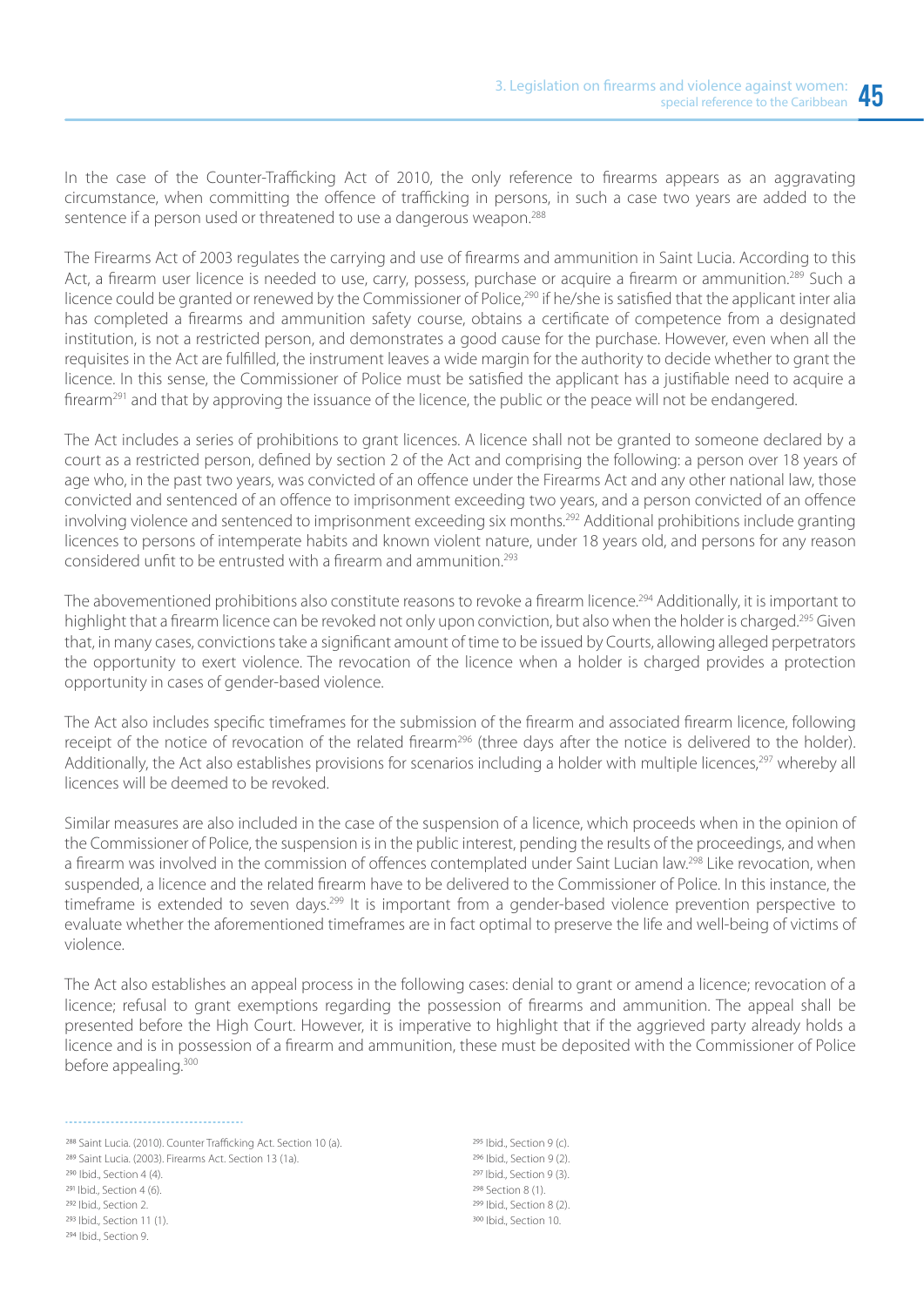In the case of the Counter-Trafficking Act of 2010, the only reference to firearms appears as an aggravating circumstance, when committing the offence of trafficking in persons, in such a case two years are added to the sentence if a person used or threatened to use a dangerous weapon.[288]

The Firearms Act of 2003 regulates the carrying and use of firearms and ammunition in Saint Lucia. According to this Act, a firearm user licence is needed to use, carry, possess, purchase or acquire a firearm or ammunition.[289] Such a licence could be granted or renewed by the Commissioner of Police,[290] if he/she is satisfied that the applicant inter alia has completed a firearms and ammunition safety course, obtains a certificate of competence from a designated institution, is not a restricted person, and demonstrates a good cause for the purchase. However, even when all the requisites in the Act are fulfilled, the instrument leaves a wide margin for the authority to decide whether to grant the licence. In this sense, the Commissioner of Police must be satisfied the applicant has a justifiable need to acquire a firearm[291] and that by approving the issuance of the licence, the public or the peace will not be endangered.

The Act includes a series of prohibitions to grant licences. A licence shall not be granted to someone declared by a court as a restricted person, defined by section 2 of the Act and comprising the following: a person over 18 years of age who, in the past two years, was convicted of an offence under the Firearms Act and any other national law, those convicted and sentenced of an offence to imprisonment exceeding two years, and a person convicted of an offence involving violence and sentenced to imprisonment exceeding six months.[292] Additional prohibitions include granting licences to persons of intemperate habits and known violent nature, under 18 years old, and persons for any reason considered unfit to be entrusted with a firearm and ammunition.[293]

The abovementioned prohibitions also constitute reasons to revoke a firearm licence.[294] Additionally, it is important to highlight that a firearm licence can be revoked not only upon conviction, but also when the holder is charged.[295] Given that, in many cases, convictions take a significant amount of time to be issued by Courts, allowing alleged perpetrators the opportunity to exert violence. The revocation of the licence when a holder is charged provides a protection opportunity in cases of gender-based violence.

The Act also includes specific timeframes for the submission of the firearm and associated firearm licence, following receipt of the notice of revocation of the related firearm[296] (three days after the notice is delivered to the holder). Additionally, the Act also establishes provisions for scenarios including a holder with multiple licences,[297] whereby all licences will be deemed to be revoked.

Similar measures are also included in the case of the suspension of a licence, which proceeds when in the opinion of the Commissioner of Police, the suspension is in the public interest, pending the results of the proceedings, and when a firearm was involved in the commission of offences contemplated under Saint Lucian law.[298] Like revocation, when suspended, a licence and the related firearm have to be delivered to the Commissioner of Police. In this instance, the timeframe is extended to seven days.[299] It is important from a gender-based violence prevention perspective to evaluate whether the aforementioned timeframes are in fact optimal to preserve the life and well-being of victims of violence.

The Act also establishes an appeal process in the following cases: denial to grant or amend a licence; revocation of a licence; refusal to grant exemptions regarding the possession of firearms and ammunition. The appeal shall be presented before the High Court. However, it is imperative to highlight that if the aggrieved party already holds a licence and is in possession of a firearm and ammunition, these must be deposited with the Commissioner of Police before appealing.[300]

---

[288] Saint Lucia. (2010). Counter Trafficking Act. Section 10 (a).
[289] Saint Lucia. (2003). Firearms Act. Section 13 (1a).
[290] Ibid., Section 4 (4).
[291] Ibid., Section 4 (6).
[292] Ibid., Section 2.
[293] Ibid., Section 11 (1).
[294] Ibid., Section 9.
[295] Ibid., Section 9 (c).
[296] Ibid., Section 9 (2).
[297] Ibid., Section 9 (3).
[298] Section 8 (1).
[299] Ibid., Section 8 (2).
[300] Ibid., Section 10.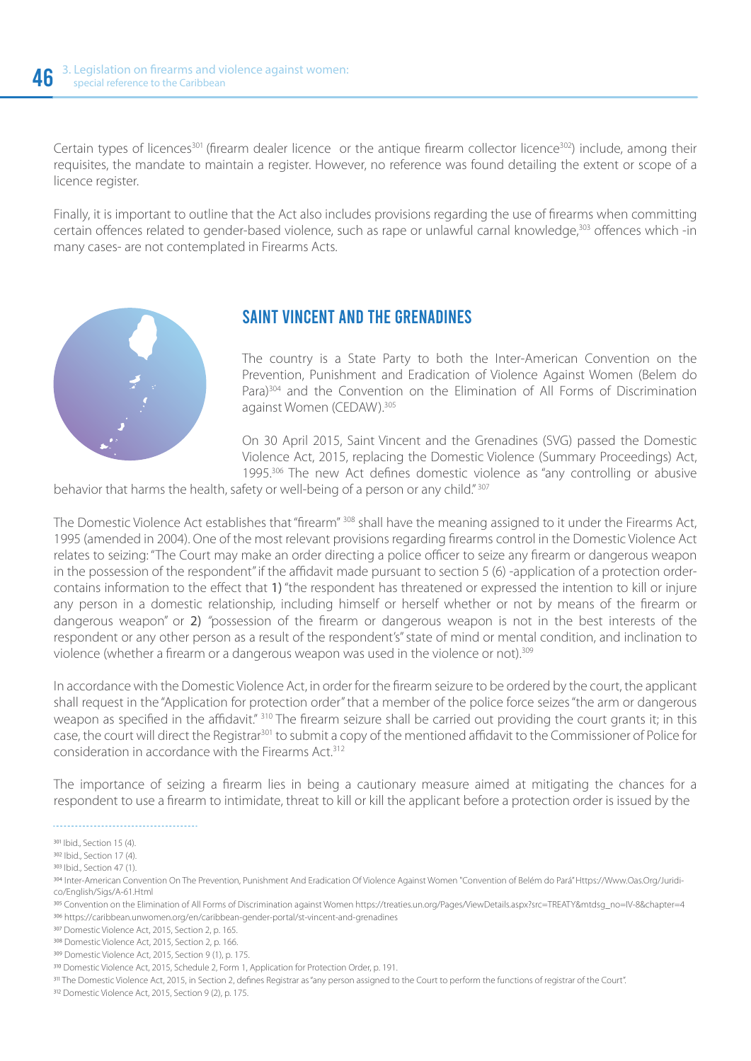Certain types of licences[301] (firearm dealer licence or the antique firearm collector licence[302]) include, among their requisites, the mandate to maintain a register. However, no reference was found detailing the extent or scope of a licence register.

Finally, it is important to outline that the Act also includes provisions regarding the use of firearms when committing certain offences related to gender-based violence, such as rape or unlawful carnal knowledge,[303] offences which -in many cases- are not contemplated in Firearms Acts.

## SAINT VINCENT AND THE GRENADINES

The country is a State Party to both the Inter-American Convention on the Prevention, Punishment and Eradication of Violence Against Women (Belem do Para)[304] and the Convention on the Elimination of All Forms of Discrimination against Women (CEDAW).[305]

On 30 April 2015, Saint Vincent and the Grenadines (SVG) passed the Domestic Violence Act, 2015, replacing the Domestic Violence (Summary Proceedings) Act, 1995.[306] The new Act defines domestic violence as "any controlling or abusive behavior that harms the health, safety or well-being of a person or any child." [307]

The Domestic Violence Act establishes that "firearm" [308] shall have the meaning assigned to it under the Firearms Act, 1995 (amended in 2004). One of the most relevant provisions regarding firearms control in the Domestic Violence Act relates to seizing: "The Court may make an order directing a police officer to seize any firearm or dangerous weapon in the possession of the respondent" if the affidavit made pursuant to section 5 (6) -application of a protection order- contains information to the effect that **1)** "the respondent has threatened or expressed the intention to kill or injure any person in a domestic relationship, including himself or herself whether or not by means of the firearm or dangerous weapon" or **2)** "possession of the firearm or dangerous weapon is not in the best interests of the respondent or any other person as a result of the respondent's" state of mind or mental condition, and inclination to violence (whether a firearm or a dangerous weapon was used in the violence or not).[309]

In accordance with the Domestic Violence Act, in order for the firearm seizure to be ordered by the court, the applicant shall request in the "Application for protection order" that a member of the police force seizes "the arm or dangerous weapon as specified in the affidavit." [310] The firearm seizure shall be carried out providing the court grants it; in this case, the court will direct the Registrar[301] to submit a copy of the mentioned affidavit to the Commissioner of Police for consideration in accordance with the Firearms Act.[312]

The importance of seizing a firearm lies in being a cautionary measure aimed at mitigating the chances for a respondent to use a firearm to intimidate, threat to kill or kill the applicant before a protection order is issued by the

---

[301] Ibid., Section 15 (4).

[302] Ibid., Section 17 (4).

[303] Ibid., Section 47 (1).

[304] Inter-American Convention On The Prevention, Punishment And Eradication Of Violence Against Women "Convention of Belém do Pará" Https://Www.Oas.Org/Juridico/English/Sigs/A-61.Html

[305] Convention on the Elimination of All Forms of Discrimination against Women https://treaties.un.org/Pages/ViewDetails.aspx?src=TREATY&mtdsg_no=IV-8&chapter=4

[306] https://caribbean.unwomen.org/en/caribbean-gender-portal/st-vincent-and-grenadines

[307] Domestic Violence Act, 2015, Section 2, p. 165.

[308] Domestic Violence Act, 2015, Section 2, p. 166.

[309] Domestic Violence Act, 2015, Section 9 (1), p. 175.

[310] Domestic Violence Act, 2015, Schedule 2, Form 1, Application for Protection Order, p. 191.

[311] The Domestic Violence Act, 2015, in Section 2, defines Registrar as "any person assigned to the Court to perform the functions of registrar of the Court".

[312] Domestic Violence Act, 2015, Section 9 (2), p. 175.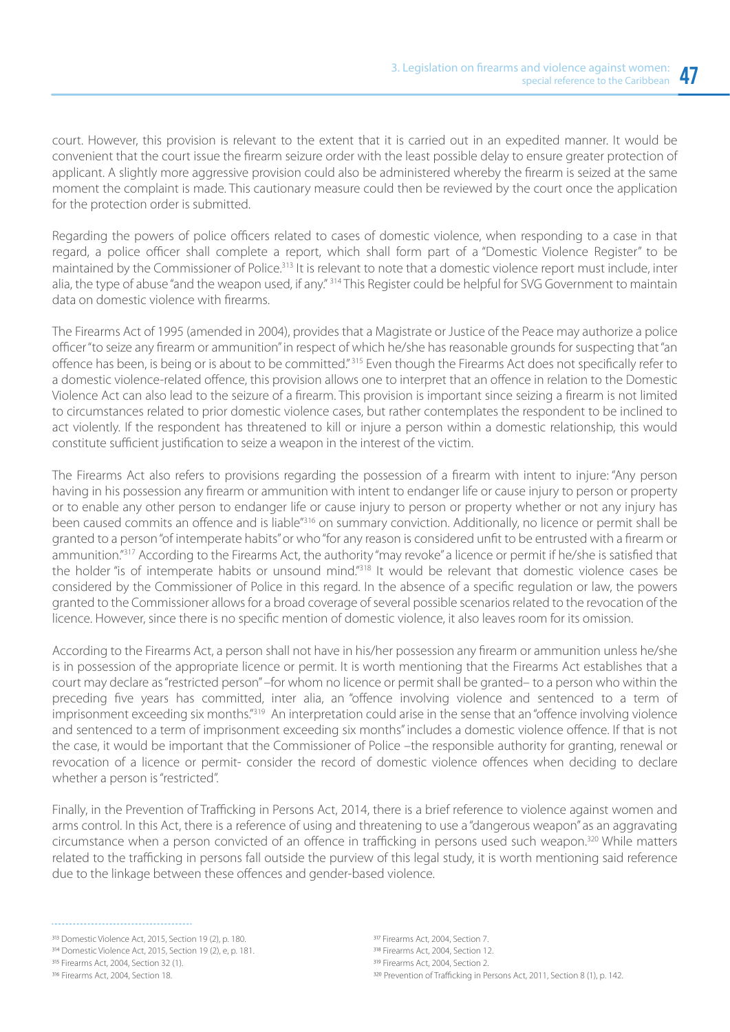court. However, this provision is relevant to the extent that it is carried out in an expedited manner. It would be convenient that the court issue the firearm seizure order with the least possible delay to ensure greater protection of applicant. A slightly more aggressive provision could also be administered whereby the firearm is seized at the same moment the complaint is made. This cautionary measure could then be reviewed by the court once the application for the protection order is submitted.

Regarding the powers of police officers related to cases of domestic violence, when responding to a case in that regard, a police officer shall complete a report, which shall form part of a "Domestic Violence Register" to be maintained by the Commissioner of Police.[313] It is relevant to note that a domestic violence report must include, inter alia, the type of abuse "and the weapon used, if any."[314] This Register could be helpful for SVG Government to maintain data on domestic violence with firearms.

The Firearms Act of 1995 (amended in 2004), provides that a Magistrate or Justice of the Peace may authorize a police officer "to seize any firearm or ammunition" in respect of which he/she has reasonable grounds for suspecting that "an offence has been, is being or is about to be committed."[315] Even though the Firearms Act does not specifically refer to a domestic violence-related offence, this provision allows one to interpret that an offence in relation to the Domestic Violence Act can also lead to the seizure of a firearm. This provision is important since seizing a firearm is not limited to circumstances related to prior domestic violence cases, but rather contemplates the respondent to be inclined to act violently. If the respondent has threatened to kill or injure a person within a domestic relationship, this would constitute sufficient justification to seize a weapon in the interest of the victim.

The Firearms Act also refers to provisions regarding the possession of a firearm with intent to injure: "Any person having in his possession any firearm or ammunition with intent to endanger life or cause injury to person or property or to enable any other person to endanger life or cause injury to person or property whether or not any injury has been caused commits an offence and is liable"[316] on summary conviction. Additionally, no licence or permit shall be granted to a person "of intemperate habits" or who "for any reason is considered unfit to be entrusted with a firearm or ammunition."[317] According to the Firearms Act, the authority "may revoke" a licence or permit if he/she is satisfied that the holder "is of intemperate habits or unsound mind."[318] It would be relevant that domestic violence cases be considered by the Commissioner of Police in this regard. In the absence of a specific regulation or law, the powers granted to the Commissioner allows for a broad coverage of several possible scenarios related to the revocation of the licence. However, since there is no specific mention of domestic violence, it also leaves room for its omission.

According to the Firearms Act, a person shall not have in his/her possession any firearm or ammunition unless he/she is in possession of the appropriate licence or permit. It is worth mentioning that the Firearms Act establishes that a court may declare as "restricted person" –for whom no licence or permit shall be granted– to a person who within the preceding five years has committed, inter alia, an "offence involving violence and sentenced to a term of imprisonment exceeding six months."[319] An interpretation could arise in the sense that an "offence involving violence and sentenced to a term of imprisonment exceeding six months" includes a domestic violence offence. If that is not the case, it would be important that the Commissioner of Police –the responsible authority for granting, renewal or revocation of a licence or permit- consider the record of domestic violence offences when deciding to declare whether a person is "restricted".

Finally, in the Prevention of Trafficking in Persons Act, 2014, there is a brief reference to violence against women and arms control. In this Act, there is a reference of using and threatening to use a "dangerous weapon" as an aggravating circumstance when a person convicted of an offence in trafficking in persons used such weapon.[320] While matters related to the trafficking in persons fall outside the purview of this legal study, it is worth mentioning said reference due to the linkage between these offences and gender-based violence.

---

[313] Domestic Violence Act, 2015, Section 19 (2), p. 180.
[314] Domestic Violence Act, 2015, Section 19 (2), e, p. 181.
[315] Firearms Act, 2004, Section 32 (1).
[316] Firearms Act, 2004, Section 18.
[317] Firearms Act, 2004, Section 7.
[318] Firearms Act, 2004, Section 12.
[319] Firearms Act, 2004, Section 2.
[320] Prevention of Trafficking in Persons Act, 2011, Section 8 (1), p. 142.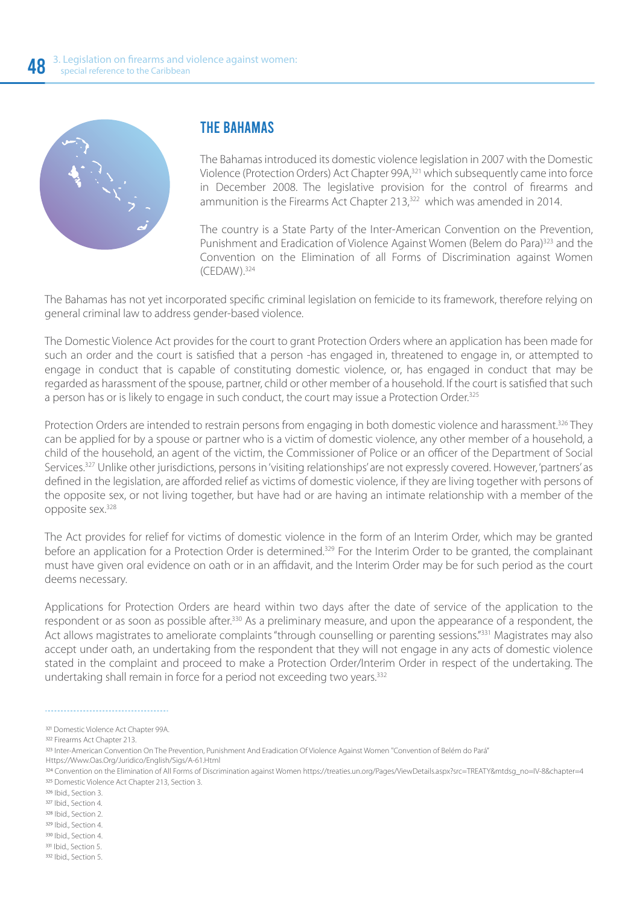## THE BAHAMAS

The Bahamas introduced its domestic violence legislation in 2007 with the Domestic Violence (Protection Orders) Act Chapter 99A,[321] which subsequently came into force in December 2008. The legislative provision for the control of firearms and ammunition is the Firearms Act Chapter 213,[322] which was amended in 2014.

The country is a State Party of the Inter-American Convention on the Prevention, Punishment and Eradication of Violence Against Women (Belem do Para)[323] and the Convention on the Elimination of all Forms of Discrimination against Women (CEDAW).[324]

The Bahamas has not yet incorporated specific criminal legislation on femicide to its framework, therefore relying on general criminal law to address gender-based violence.

The Domestic Violence Act provides for the court to grant Protection Orders where an application has been made for such an order and the court is satisfied that a person -has engaged in, threatened to engage in, or attempted to engage in conduct that is capable of constituting domestic violence, or, has engaged in conduct that may be regarded as harassment of the spouse, partner, child or other member of a household. If the court is satisfied that such a person has or is likely to engage in such conduct, the court may issue a Protection Order.[325]

Protection Orders are intended to restrain persons from engaging in both domestic violence and harassment.[326] They can be applied for by a spouse or partner who is a victim of domestic violence, any other member of a household, a child of the household, an agent of the victim, the Commissioner of Police or an officer of the Department of Social Services.[327] Unlike other jurisdictions, persons in 'visiting relationships' are not expressly covered. However, 'partners' as defined in the legislation, are afforded relief as victims of domestic violence, if they are living together with persons of the opposite sex, or not living together, but have had or are having an intimate relationship with a member of the opposite sex.[328]

The Act provides for relief for victims of domestic violence in the form of an Interim Order, which may be granted before an application for a Protection Order is determined.[329] For the Interim Order to be granted, the complainant must have given oral evidence on oath or in an affidavit, and the Interim Order may be for such period as the court deems necessary.

Applications for Protection Orders are heard within two days after the date of service of the application to the respondent or as soon as possible after.[330] As a preliminary measure, and upon the appearance of a respondent, the Act allows magistrates to ameliorate complaints "through counselling or parenting sessions."[331] Magistrates may also accept under oath, an undertaking from the respondent that they will not engage in any acts of domestic violence stated in the complaint and proceed to make a Protection Order/Interim Order in respect of the undertaking. The undertaking shall remain in force for a period not exceeding two years.[332]

---

[321] Domestic Violence Act Chapter 99A.
[322] Firearms Act Chapter 213.
[323] Inter-American Convention On The Prevention, Punishment And Eradication Of Violence Against Women "Convention of Belém do Pará" Https://Www.Oas.Org/Juridico/English/Sigs/A-61.Html
[324] Convention on the Elimination of All Forms of Discrimination against Women https://treaties.un.org/Pages/ViewDetails.aspx?src=TREATY&mtdsg_no=IV-8&chapter=4
[325] Domestic Violence Act Chapter 213, Section 3.
[326] Ibid., Section 3.
[327] Ibid., Section 4.
[328] Ibid., Section 2.
[329] Ibid., Section 4.
[330] Ibid., Section 4.
[331] Ibid., Section 5.
[332] Ibid., Section 5.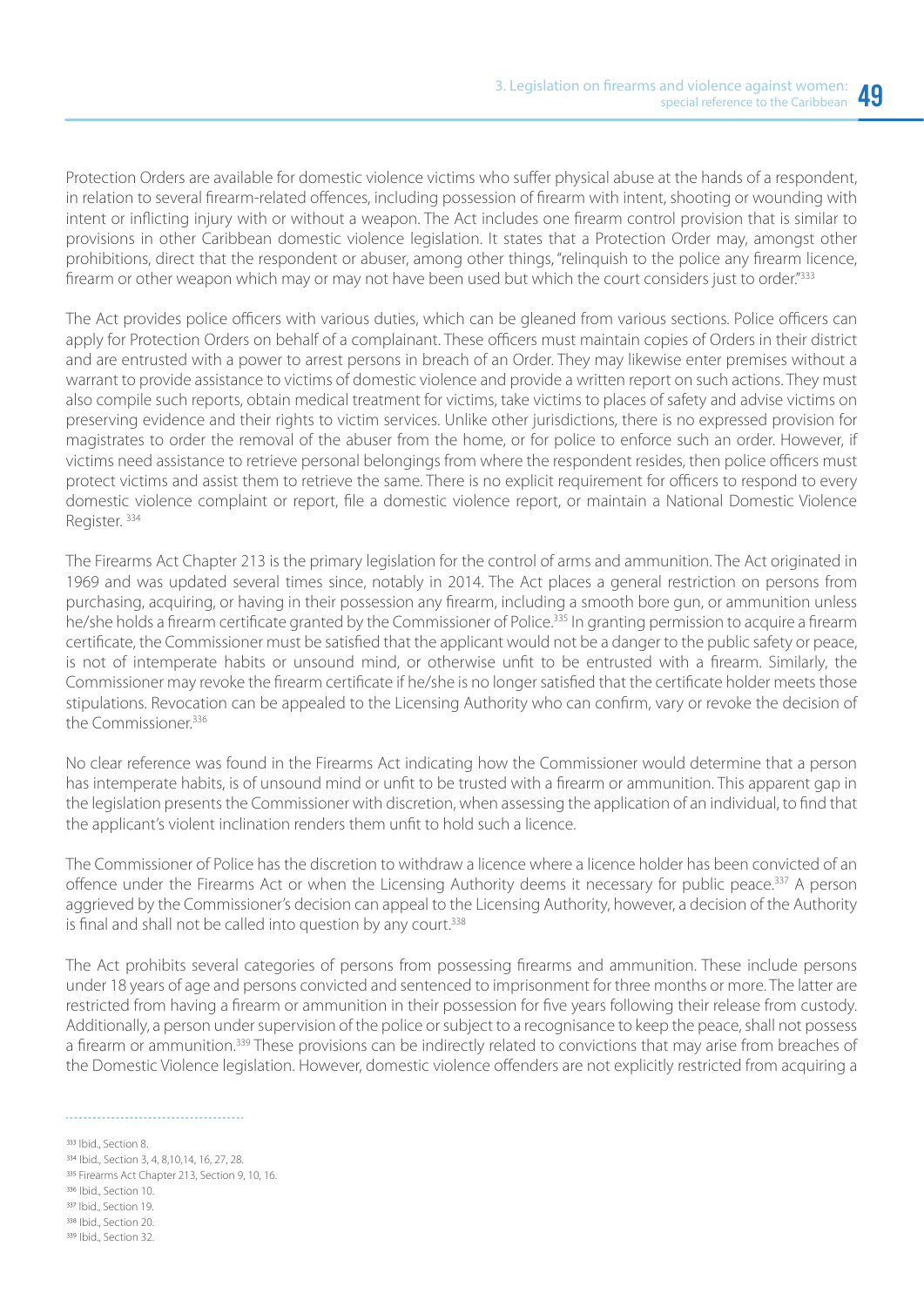Protection Orders are available for domestic violence victims who suffer physical abuse at the hands of a respondent, in relation to several firearm-related offences, including possession of firearm with intent, shooting or wounding with intent or inflicting injury with or without a weapon. The Act includes one firearm control provision that is similar to provisions in other Caribbean domestic violence legislation. It states that a Protection Order may, amongst other prohibitions, direct that the respondent or abuser, among other things, "relinquish to the police any firearm licence, firearm or other weapon which may or may not have been used but which the court considers just to order."[333]

The Act provides police officers with various duties, which can be gleaned from various sections. Police officers can apply for Protection Orders on behalf of a complainant. These officers must maintain copies of Orders in their district and are entrusted with a power to arrest persons in breach of an Order. They may likewise enter premises without a warrant to provide assistance to victims of domestic violence and provide a written report on such actions. They must also compile such reports, obtain medical treatment for victims, take victims to places of safety and advise victims on preserving evidence and their rights to victim services. Unlike other jurisdictions, there is no expressed provision for magistrates to order the removal of the abuser from the home, or for police to enforce such an order. However, if victims need assistance to retrieve personal belongings from where the respondent resides, then police officers must protect victims and assist them to retrieve the same. There is no explicit requirement for officers to respond to every domestic violence complaint or report, file a domestic violence report, or maintain a National Domestic Violence Register. [334]

The Firearms Act Chapter 213 is the primary legislation for the control of arms and ammunition. The Act originated in 1969 and was updated several times since, notably in 2014. The Act places a general restriction on persons from purchasing, acquiring, or having in their possession any firearm, including a smooth bore gun, or ammunition unless he/she holds a firearm certificate granted by the Commissioner of Police.[335] In granting permission to acquire a firearm certificate, the Commissioner must be satisfied that the applicant would not be a danger to the public safety or peace, is not of intemperate habits or unsound mind, or otherwise unfit to be entrusted with a firearm. Similarly, the Commissioner may revoke the firearm certificate if he/she is no longer satisfied that the certificate holder meets those stipulations. Revocation can be appealed to the Licensing Authority who can confirm, vary or revoke the decision of the Commissioner.[336]

No clear reference was found in the Firearms Act indicating how the Commissioner would determine that a person has intemperate habits, is of unsound mind or unfit to be trusted with a firearm or ammunition. This apparent gap in the legislation presents the Commissioner with discretion, when assessing the application of an individual, to find that the applicant's violent inclination renders them unfit to hold such a licence.

The Commissioner of Police has the discretion to withdraw a licence where a licence holder has been convicted of an offence under the Firearms Act or when the Licensing Authority deems it necessary for public peace.[337] A person aggrieved by the Commissioner's decision can appeal to the Licensing Authority, however, a decision of the Authority is final and shall not be called into question by any court.[338]

The Act prohibits several categories of persons from possessing firearms and ammunition. These include persons under 18 years of age and persons convicted and sentenced to imprisonment for three months or more. The latter are restricted from having a firearm or ammunition in their possession for five years following their release from custody. Additionally, a person under supervision of the police or subject to a recognisance to keep the peace, shall not possess a firearm or ammunition.[339] These provisions can be indirectly related to convictions that may arise from breaches of the Domestic Violence legislation. However, domestic violence offenders are not explicitly restricted from acquiring a

---

[333] Ibid., Section 8.
[334] Ibid., Section 3, 4, 8,10,14, 16, 27, 28.
[335] Firearms Act Chapter 213, Section 9, 10, 16.
[336] Ibid., Section 10.
[337] Ibid., Section 19.
[338] Ibid., Section 20.
[339] Ibid., Section 32.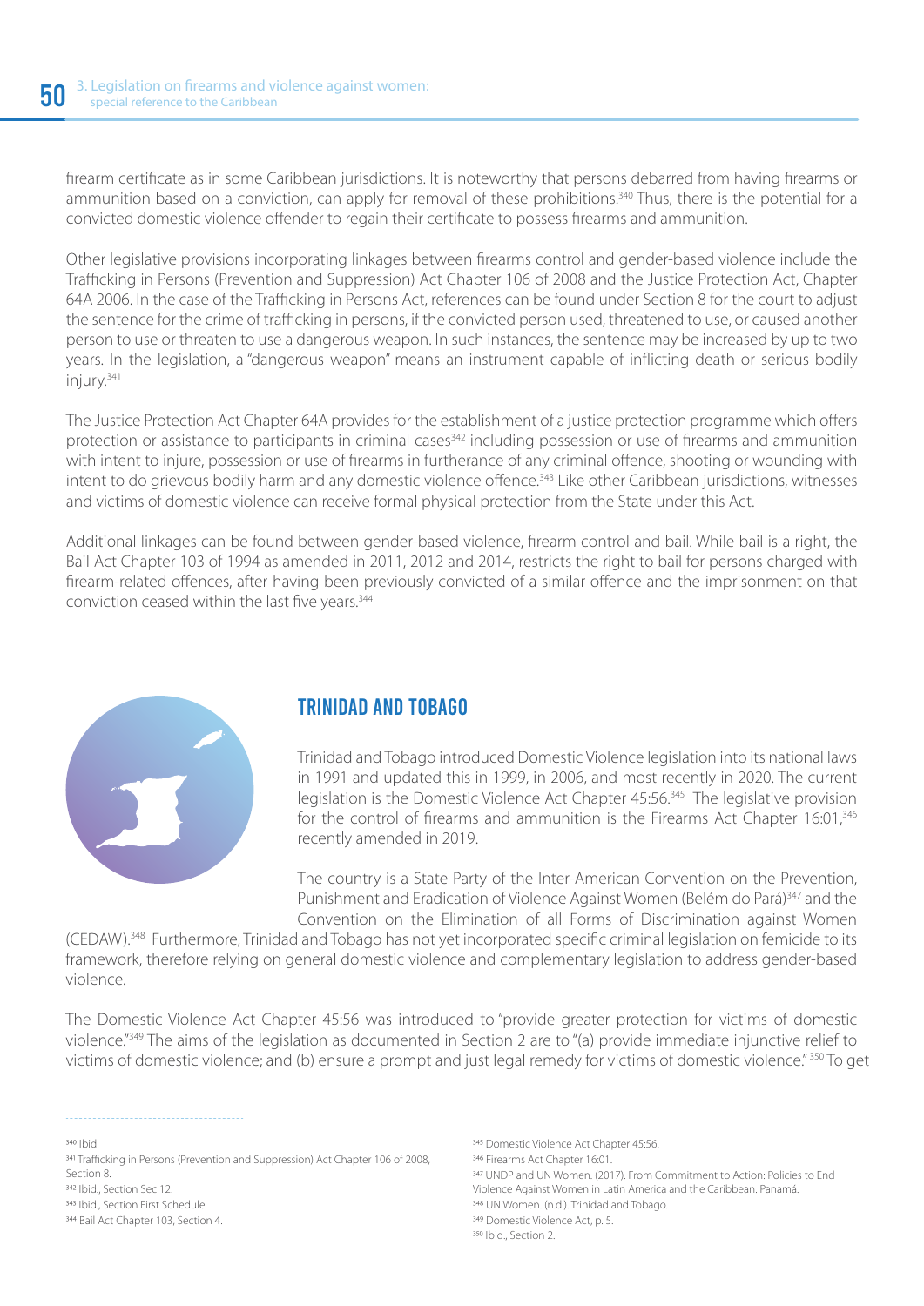firearm certificate as in some Caribbean jurisdictions. It is noteworthy that persons debarred from having firearms or ammunition based on a conviction, can apply for removal of these prohibitions.[340] Thus, there is the potential for a convicted domestic violence offender to regain their certificate to possess firearms and ammunition.

Other legislative provisions incorporating linkages between firearms control and gender-based violence include the Trafficking in Persons (Prevention and Suppression) Act Chapter 106 of 2008 and the Justice Protection Act, Chapter 64A 2006. In the case of the Trafficking in Persons Act, references can be found under Section 8 for the court to adjust the sentence for the crime of trafficking in persons, if the convicted person used, threatened to use, or caused another person to use or threaten to use a dangerous weapon. In such instances, the sentence may be increased by up to two years. In the legislation, a "dangerous weapon" means an instrument capable of inflicting death or serious bodily injury.[341]

The Justice Protection Act Chapter 64A provides for the establishment of a justice protection programme which offers protection or assistance to participants in criminal cases[342] including possession or use of firearms and ammunition with intent to injure, possession or use of firearms in furtherance of any criminal offence, shooting or wounding with intent to do grievous bodily harm and any domestic violence offence.[343] Like other Caribbean jurisdictions, witnesses and victims of domestic violence can receive formal physical protection from the State under this Act.

Additional linkages can be found between gender-based violence, firearm control and bail. While bail is a right, the Bail Act Chapter 103 of 1994 as amended in 2011, 2012 and 2014, restricts the right to bail for persons charged with firearm-related offences, after having been previously convicted of a similar offence and the imprisonment on that conviction ceased within the last five years.[344]

## TRINIDAD AND TOBAGO

Trinidad and Tobago introduced Domestic Violence legislation into its national laws in 1991 and updated this in 1999, in 2006, and most recently in 2020. The current legislation is the Domestic Violence Act Chapter 45:56.[345] The legislative provision for the control of firearms and ammunition is the Firearms Act Chapter 16:01,[346] recently amended in 2019.

The country is a State Party of the Inter-American Convention on the Prevention, Punishment and Eradication of Violence Against Women (Belém do Pará)[347] and the Convention on the Elimination of all Forms of Discrimination against Women (CEDAW).[348] Furthermore, Trinidad and Tobago has not yet incorporated specific criminal legislation on femicide to its framework, therefore relying on general domestic violence and complementary legislation to address gender-based violence.

The Domestic Violence Act Chapter 45:56 was introduced to "provide greater protection for victims of domestic violence."[349] The aims of the legislation as documented in Section 2 are to "(a) provide immediate injunctive relief to victims of domestic violence; and (b) ensure a prompt and just legal remedy for victims of domestic violence."[350] To get

---

[340] Ibid.

[341] Trafficking in Persons (Prevention and Suppression) Act Chapter 106 of 2008, Section 8.

[342] Ibid., Section Sec 12.

[343] Ibid., Section First Schedule.

[344] Bail Act Chapter 103, Section 4.

[345] Domestic Violence Act Chapter 45:56.

[346] Firearms Act Chapter 16:01.

[347] UNDP and UN Women. (2017). From Commitment to Action: Policies to End Violence Against Women in Latin America and the Caribbean. Panamá.

[348] UN Women. (n.d.). Trinidad and Tobago.

[349] Domestic Violence Act, p. 5.

[350] Ibid., Section 2.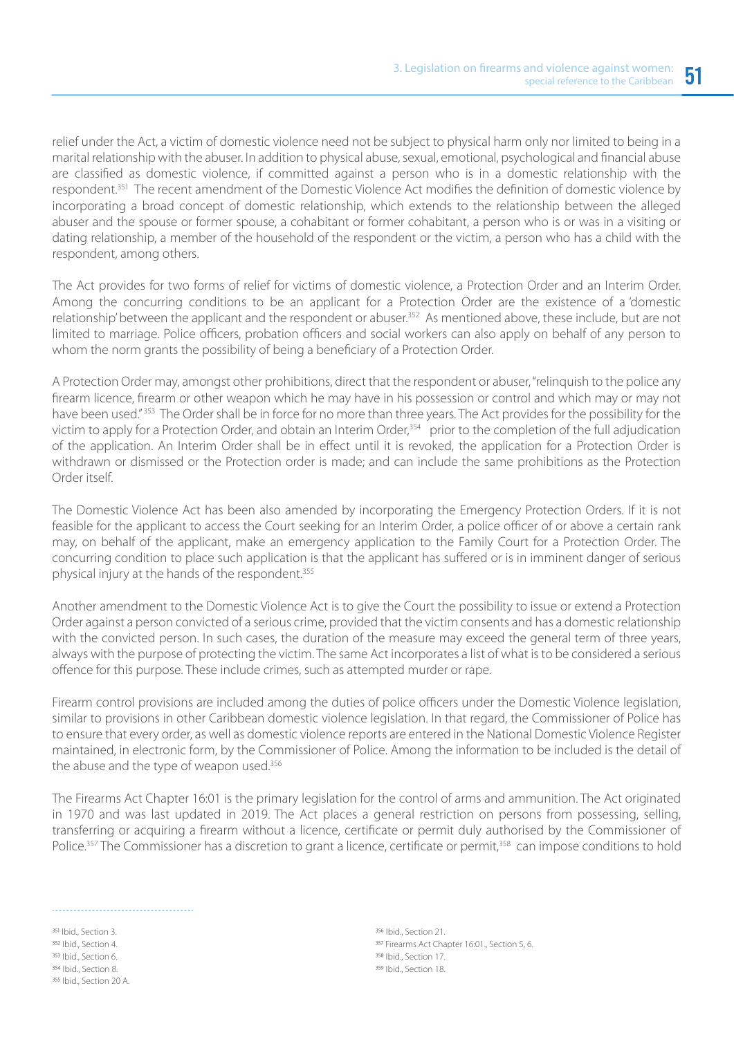relief under the Act, a victim of domestic violence need not be subject to physical harm only nor limited to being in a marital relationship with the abuser. In addition to physical abuse, sexual, emotional, psychological and financial abuse are classified as domestic violence, if committed against a person who is in a domestic relationship with the respondent.[351] The recent amendment of the Domestic Violence Act modifies the definition of domestic violence by incorporating a broad concept of domestic relationship, which extends to the relationship between the alleged abuser and the spouse or former spouse, a cohabitant or former cohabitant, a person who is or was in a visiting or dating relationship, a member of the household of the respondent or the victim, a person who has a child with the respondent, among others.

The Act provides for two forms of relief for victims of domestic violence, a Protection Order and an Interim Order. Among the concurring conditions to be an applicant for a Protection Order are the existence of a 'domestic relationship' between the applicant and the respondent or abuser.[352] As mentioned above, these include, but are not limited to marriage. Police officers, probation officers and social workers can also apply on behalf of any person to whom the norm grants the possibility of being a beneficiary of a Protection Order.

A Protection Order may, amongst other prohibitions, direct that the respondent or abuser, "relinquish to the police any firearm licence, firearm or other weapon which he may have in his possession or control and which may or may not have been used."[353] The Order shall be in force for no more than three years. The Act provides for the possibility for the victim to apply for a Protection Order, and obtain an Interim Order,[354] prior to the completion of the full adjudication of the application. An Interim Order shall be in effect until it is revoked, the application for a Protection Order is withdrawn or dismissed or the Protection order is made; and can include the same prohibitions as the Protection Order itself.

The Domestic Violence Act has been also amended by incorporating the Emergency Protection Orders. If it is not feasible for the applicant to access the Court seeking for an Interim Order, a police officer of or above a certain rank may, on behalf of the applicant, make an emergency application to the Family Court for a Protection Order. The concurring condition to place such application is that the applicant has suffered or is in imminent danger of serious physical injury at the hands of the respondent.[355]

Another amendment to the Domestic Violence Act is to give the Court the possibility to issue or extend a Protection Order against a person convicted of a serious crime, provided that the victim consents and has a domestic relationship with the convicted person. In such cases, the duration of the measure may exceed the general term of three years, always with the purpose of protecting the victim. The same Act incorporates a list of what is to be considered a serious offence for this purpose. These include crimes, such as attempted murder or rape.

Firearm control provisions are included among the duties of police officers under the Domestic Violence legislation, similar to provisions in other Caribbean domestic violence legislation. In that regard, the Commissioner of Police has to ensure that every order, as well as domestic violence reports are entered in the National Domestic Violence Register maintained, in electronic form, by the Commissioner of Police. Among the information to be included is the detail of the abuse and the type of weapon used.[356]

The Firearms Act Chapter 16:01 is the primary legislation for the control of arms and ammunition. The Act originated in 1970 and was last updated in 2019. The Act places a general restriction on persons from possessing, selling, transferring or acquiring a firearm without a licence, certificate or permit duly authorised by the Commissioner of Police.[357] The Commissioner has a discretion to grant a licence, certificate or permit,[358] can impose conditions to hold

---

[351] Ibid., Section 3.
[352] Ibid., Section 4.
[353] Ibid., Section 6.
[354] Ibid., Section 8.
[355] Ibid., Section 20 A.
[356] Ibid., Section 21.
[357] Firearms Act Chapter 16:01., Section 5, 6.
[358] Ibid., Section 17.
[359] Ibid., Section 18.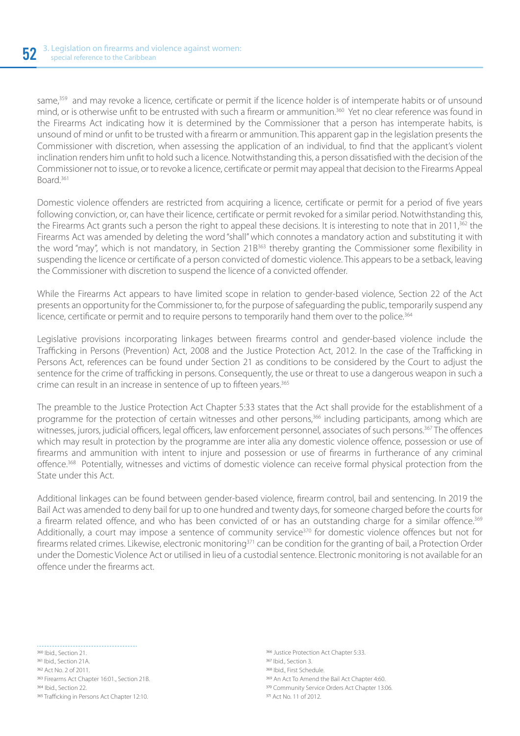same,[359] and may revoke a licence, certificate or permit if the licence holder is of intemperate habits or of unsound mind, or is otherwise unfit to be entrusted with such a firearm or ammunition.[360] Yet no clear reference was found in the Firearms Act indicating how it is determined by the Commissioner that a person has intemperate habits, is unsound of mind or unfit to be trusted with a firearm or ammunition. This apparent gap in the legislation presents the Commissioner with discretion, when assessing the application of an individual, to find that the applicant's violent inclination renders him unfit to hold such a licence. Notwithstanding this, a person dissatisfied with the decision of the Commissioner not to issue, or to revoke a licence, certificate or permit may appeal that decision to the Firearms Appeal Board.[361]

Domestic violence offenders are restricted from acquiring a licence, certificate or permit for a period of five years following conviction, or, can have their licence, certificate or permit revoked for a similar period. Notwithstanding this, the Firearms Act grants such a person the right to appeal these decisions. It is interesting to note that in 2011,[362] the Firearms Act was amended by deleting the word "shall" which connotes a mandatory action and substituting it with the word "may", which is not mandatory, in Section 21B[363] thereby granting the Commissioner some flexibility in suspending the licence or certificate of a person convicted of domestic violence. This appears to be a setback, leaving the Commissioner with discretion to suspend the licence of a convicted offender.

While the Firearms Act appears to have limited scope in relation to gender-based violence, Section 22 of the Act presents an opportunity for the Commissioner to, for the purpose of safeguarding the public, temporarily suspend any licence, certificate or permit and to require persons to temporarily hand them over to the police.[364]

Legislative provisions incorporating linkages between firearms control and gender-based violence include the Trafficking in Persons (Prevention) Act, 2008 and the Justice Protection Act, 2012. In the case of the Trafficking in Persons Act, references can be found under Section 21 as conditions to be considered by the Court to adjust the sentence for the crime of trafficking in persons. Consequently, the use or threat to use a dangerous weapon in such a crime can result in an increase in sentence of up to fifteen years.[365]

The preamble to the Justice Protection Act Chapter 5:33 states that the Act shall provide for the establishment of a programme for the protection of certain witnesses and other persons,[366] including participants, among which are witnesses, jurors, judicial officers, legal officers, law enforcement personnel, associates of such persons.[367] The offences which may result in protection by the programme are inter alia any domestic violence offence, possession or use of firearms and ammunition with intent to injure and possession or use of firearms in furtherance of any criminal offence.[368] Potentially, witnesses and victims of domestic violence can receive formal physical protection from the State under this Act.

Additional linkages can be found between gender-based violence, firearm control, bail and sentencing. In 2019 the Bail Act was amended to deny bail for up to one hundred and twenty days, for someone charged before the courts for a firearm related offence, and who has been convicted of or has an outstanding charge for a similar offence.[369] Additionally, a court may impose a sentence of community service[370] for domestic violence offences but not for firearms related crimes. Likewise, electronic monitoring[371] can be condition for the granting of bail, a Protection Order under the Domestic Violence Act or utilised in lieu of a custodial sentence. Electronic monitoring is not available for an offence under the firearms act.

---

[360] Ibid., Section 21.

[361] Ibid., Section 21A.

[362] Act No. 2 of 2011.

[363] Firearms Act Chapter 16:01., Section 21B.

[364] Ibid., Section 22.

[365] Trafficking in Persons Act Chapter 12:10.

[366] Justice Protection Act Chapter 5:33.

[367] Ibid., Section 3.

[368] Ibid., First Schedule.

[369] An Act To Amend the Bail Act Chapter 4:60.

[370] Community Service Orders Act Chapter 13:06.

[371] Act No. 11 of 2012.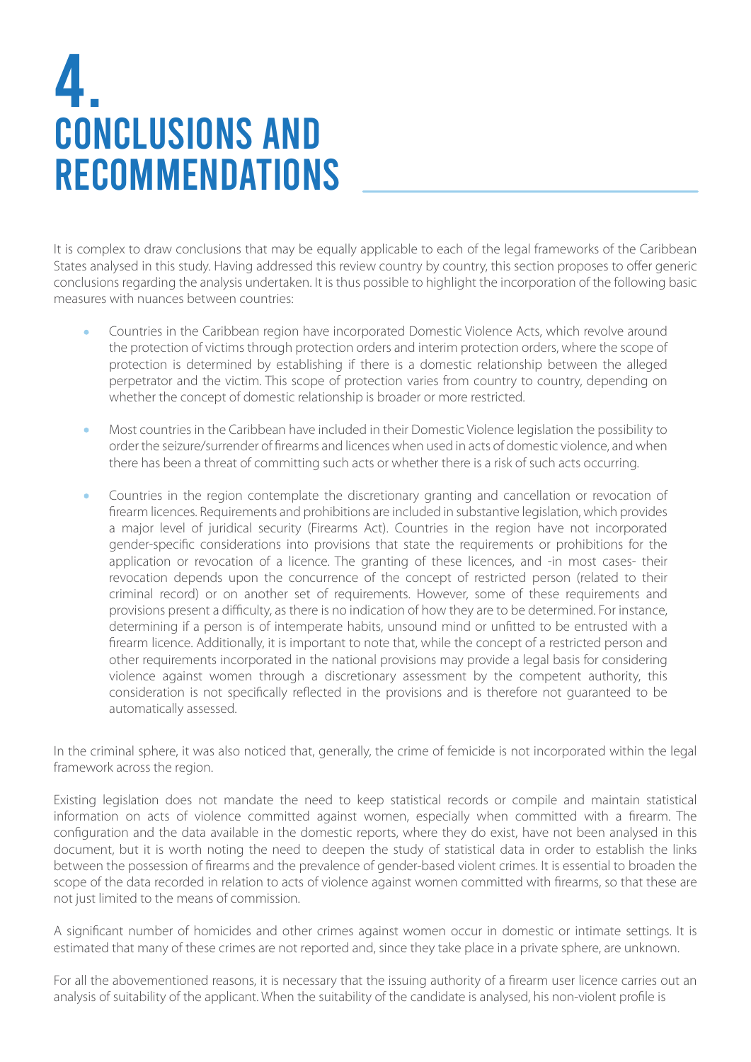# 4. CONCLUSIONS AND RECOMMENDATIONS

It is complex to draw conclusions that may be equally applicable to each of the legal frameworks of the Caribbean States analysed in this study. Having addressed this review country by country, this section proposes to offer generic conclusions regarding the analysis undertaken. It is thus possible to highlight the incorporation of the following basic measures with nuances between countries:

- Countries in the Caribbean region have incorporated Domestic Violence Acts, which revolve around the protection of victims through protection orders and interim protection orders, where the scope of protection is determined by establishing if there is a domestic relationship between the alleged perpetrator and the victim. This scope of protection varies from country to country, depending on whether the concept of domestic relationship is broader or more restricted.
- Most countries in the Caribbean have included in their Domestic Violence legislation the possibility to order the seizure/surrender of firearms and licences when used in acts of domestic violence, and when there has been a threat of committing such acts or whether there is a risk of such acts occurring.
- Countries in the region contemplate the discretionary granting and cancellation or revocation of firearm licences. Requirements and prohibitions are included in substantive legislation, which provides a major level of juridical security (Firearms Act). Countries in the region have not incorporated gender-specific considerations into provisions that state the requirements or prohibitions for the application or revocation of a licence. The granting of these licences, and -in most cases- their revocation depends upon the concurrence of the concept of restricted person (related to their criminal record) or on another set of requirements. However, some of these requirements and provisions present a difficulty, as there is no indication of how they are to be determined. For instance, determining if a person is of intemperate habits, unsound mind or unfitted to be entrusted with a firearm licence. Additionally, it is important to note that, while the concept of a restricted person and other requirements incorporated in the national provisions may provide a legal basis for considering violence against women through a discretionary assessment by the competent authority, this consideration is not specifically reflected in the provisions and is therefore not guaranteed to be automatically assessed.

In the criminal sphere, it was also noticed that, generally, the crime of femicide is not incorporated within the legal framework across the region.

Existing legislation does not mandate the need to keep statistical records or compile and maintain statistical information on acts of violence committed against women, especially when committed with a firearm. The configuration and the data available in the domestic reports, where they do exist, have not been analysed in this document, but it is worth noting the need to deepen the study of statistical data in order to establish the links between the possession of firearms and the prevalence of gender-based violent crimes. It is essential to broaden the scope of the data recorded in relation to acts of violence against women committed with firearms, so that these are not just limited to the means of commission.

A significant number of homicides and other crimes against women occur in domestic or intimate settings. It is estimated that many of these crimes are not reported and, since they take place in a private sphere, are unknown.

For all the abovementioned reasons, it is necessary that the issuing authority of a firearm user licence carries out an analysis of suitability of the applicant. When the suitability of the candidate is analysed, his non-violent profile is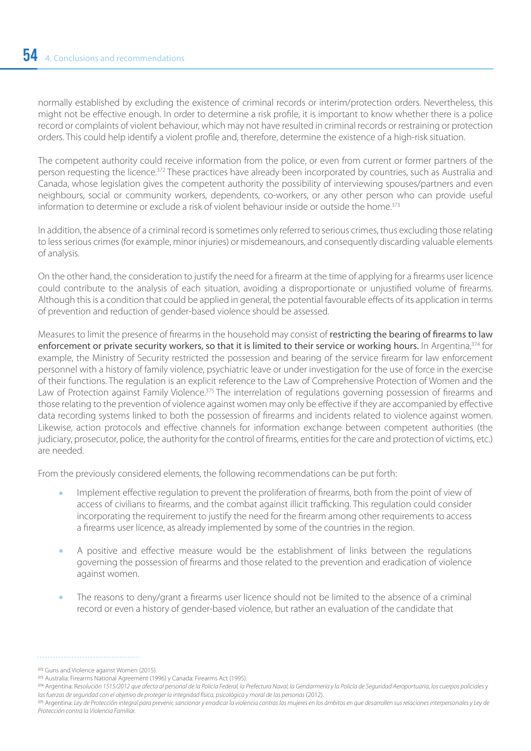normally established by excluding the existence of criminal records or interim/protection orders. Nevertheless, this might not be effective enough. In order to determine a risk profile, it is important to know whether there is a police record or complaints of violent behaviour, which may not have resulted in criminal records or restraining or protection orders. This could help identify a violent profile and, therefore, determine the existence of a high-risk situation.

The competent authority could receive information from the police, or even from current or former partners of the person requesting the licence.[372] These practices have already been incorporated by countries, such as Australia and Canada, whose legislation gives the competent authority the possibility of interviewing spouses/partners and even neighbours, social or community workers, dependents, co-workers, or any other person who can provide useful information to determine or exclude a risk of violent behaviour inside or outside the home.[373]

In addition, the absence of a criminal record is sometimes only referred to serious crimes, thus excluding those relating to less serious crimes (for example, minor injuries) or misdemeanours, and consequently discarding valuable elements of analysis.

On the other hand, the consideration to justify the need for a firearm at the time of applying for a firearms user licence could contribute to the analysis of each situation, avoiding a disproportionate or unjustified volume of firearms. Although this is a condition that could be applied in general, the potential favourable effects of its application in terms of prevention and reduction of gender-based violence should be assessed.

Measures to limit the presence of firearms in the household may consist of **restricting the bearing of firearms to law enforcement or private security workers, so that it is limited to their service or working hours.** In Argentina,[374] for example, the Ministry of Security restricted the possession and bearing of the service firearm for law enforcement personnel with a history of family violence, psychiatric leave or under investigation for the use of force in the exercise of their functions. The regulation is an explicit reference to the Law of Comprehensive Protection of Women and the Law of Protection against Family Violence.[375] The interrelation of regulations governing possession of firearms and those relating to the prevention of violence against women may only be effective if they are accompanied by effective data recording systems linked to both the possession of firearms and incidents related to violence against women. Likewise, action protocols and effective channels for information exchange between competent authorities (the judiciary, prosecutor, police, the authority for the control of firearms, entities for the care and protection of victims, etc.) are needed.

From the previously considered elements, the following recommendations can be put forth:

- Implement effective regulation to prevent the proliferation of firearms, both from the point of view of access of civilians to firearms, and the combat against illicit trafficking. This regulation could consider incorporating the requirement to justify the need for the firearm among other requirements to access a firearms user licence, as already implemented by some of the countries in the region.
- A positive and effective measure would be the establishment of links between the regulations governing the possession of firearms and those related to the prevention and eradication of violence against women.
- The reasons to deny/grant a firearms user licence should not be limited to the absence of a criminal record or even a history of gender-based violence, but rather an evaluation of the candidate that

---

[372] Guns and Violence against Women (2015).

[373] Australia: Firearms National Agreement (1996) y Canada: Firearms Act (1995).

[374] Argentina: R*esolución 1515/2012 que afecta al personal de la Policía Federal, la Prefectura Naval, la Gendarmería y la Policía de Seguridad Aeroportuaria, los cuerpos policiales y las fuerzas de seguridad con el objetivo de proteger la integridad física, psicológica y moral de las personas* (2012).

[375] Argentina: *Ley de Protección integral para prevenir, sancionar y erradicar la violencia contras las mujeres en los ámbitos en que desarrollen sus relaciones interpersonales y Ley de Protección contra la Violencia Familiar.*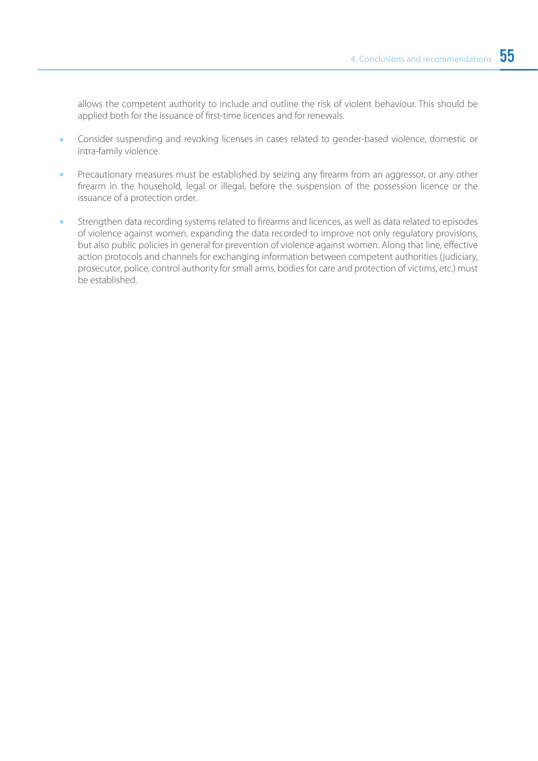allows the competent authority to include and outline the risk of violent behaviour. This should be applied both for the issuance of first-time licences and for renewals.

- Consider suspending and revoking licenses in cases related to gender-based violence, domestic or intra-family violence.

- Precautionary measures must be established by seizing any firearm from an aggressor, or any other firearm in the household, legal or illegal, before the suspension of the possession licence or the issuance of a protection order.

- Strengthen data recording systems related to firearms and licences, as well as data related to episodes of violence against women, expanding the data recorded to improve not only regulatory provisions, but also public policies in general for prevention of violence against women. Along that line, effective action protocols and channels for exchanging information between competent authorities (judiciary, prosecutor, police, control authority for small arms, bodies for care and protection of victims, etc.) must be established.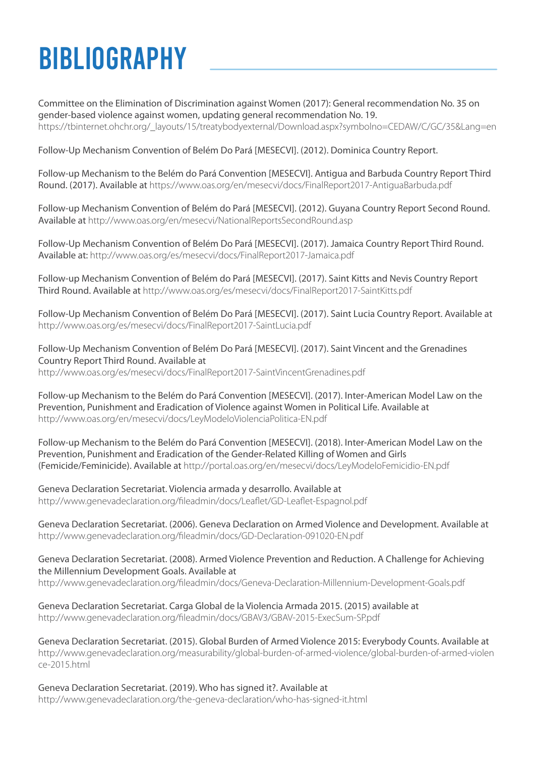# BIBLIOGRAPHY

Committee on the Elimination of Discrimination against Women (2017): General recommendation No. 35 on gender-based violence against women, updating general recommendation No. 19. https://tbinternet.ohchr.org/_layouts/15/treatybodyexternal/Download.aspx?symbolno=CEDAW/C/GC/35&Lang=en

Follow-Up Mechanism Convention of Belém Do Pará [MESECVI]. (2012). Dominica Country Report.

Follow-up Mechanism to the Belém do Pará Convention [MESECVI]. Antigua and Barbuda Country Report Third Round. (2017). Available at https://www.oas.org/en/mesecvi/docs/FinalReport2017-AntiguaBarbuda.pdf

Follow-up Mechanism Convention of Belém do Pará [MESECVI]. (2012). Guyana Country Report Second Round. Available at http://www.oas.org/en/mesecvi/NationalReportsSecondRound.asp

Follow-Up Mechanism Convention of Belém Do Pará [MESECVI]. (2017). Jamaica Country Report Third Round. Available at: http://www.oas.org/es/mesecvi/docs/FinalReport2017-Jamaica.pdf

Follow-up Mechanism Convention of Belém do Pará [MESECVI]. (2017). Saint Kitts and Nevis Country Report Third Round. Available at http://www.oas.org/es/mesecvi/docs/FinalReport2017-SaintKitts.pdf

Follow-Up Mechanism Convention of Belém Do Pará [MESECVI]. (2017). Saint Lucia Country Report. Available at http://www.oas.org/es/mesecvi/docs/FinalReport2017-SaintLucia.pdf

Follow-Up Mechanism Convention of Belém Do Pará [MESECVI]. (2017). Saint Vincent and the Grenadines Country Report Third Round. Available at http://www.oas.org/es/mesecvi/docs/FinalReport2017-SaintVincentGrenadines.pdf

Follow-up Mechanism to the Belém do Pará Convention [MESECVI]. (2017). Inter-American Model Law on the Prevention, Punishment and Eradication of Violence against Women in Political Life. Available at http://www.oas.org/en/mesecvi/docs/LeyModeloViolenciaPolitica-EN.pdf

Follow-up Mechanism to the Belém do Pará Convention [MESECVI]. (2018). Inter-American Model Law on the Prevention, Punishment and Eradication of the Gender-Related Killing of Women and Girls (Femicide/Feminicide). Available at http://portal.oas.org/en/mesecvi/docs/LeyModeloFemicidio-EN.pdf

Geneva Declaration Secretariat. Violencia armada y desarrollo. Available at http://www.genevadeclaration.org/fileadmin/docs/Leaflet/GD-Leaflet-Espagnol.pdf

Geneva Declaration Secretariat. (2006). Geneva Declaration on Armed Violence and Development. Available at http://www.genevadeclaration.org/fileadmin/docs/GD-Declaration-091020-EN.pdf

Geneva Declaration Secretariat. (2008). Armed Violence Prevention and Reduction. A Challenge for Achieving the Millennium Development Goals. Available at http://www.genevadeclaration.org/fileadmin/docs/Geneva-Declaration-Millennium-Development-Goals.pdf

Geneva Declaration Secretariat. Carga Global de la Violencia Armada 2015. (2015) available at http://www.genevadeclaration.org/fileadmin/docs/GBAV3/GBAV-2015-ExecSum-SP.pdf

Geneva Declaration Secretariat. (2015). Global Burden of Armed Violence 2015: Everybody Counts. Available at http://www.genevadeclaration.org/measurability/global-burden-of-armed-violence/global-burden-of-armed-violence-2015.html

Geneva Declaration Secretariat. (2019). Who has signed it?. Available at http://www.genevadeclaration.org/the-geneva-declaration/who-has-signed-it.html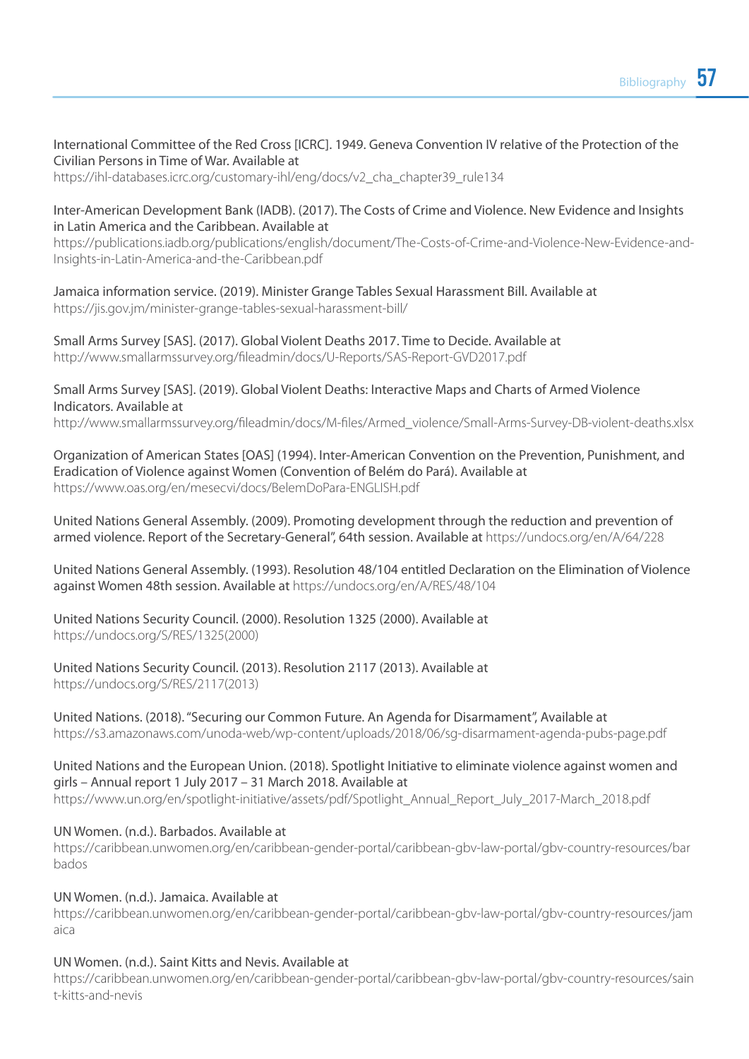International Committee of the Red Cross [ICRC]. 1949. Geneva Convention IV relative of the Protection of the Civilian Persons in Time of War. Available at https://ihl-databases.icrc.org/customary-ihl/eng/docs/v2_cha_chapter39_rule134

Inter-American Development Bank (IADB). (2017). The Costs of Crime and Violence. New Evidence and Insights in Latin America and the Caribbean. Available at https://publications.iadb.org/publications/english/document/The-Costs-of-Crime-and-Violence-New-Evidence-and-Insights-in-Latin-America-and-the-Caribbean.pdf

Jamaica information service. (2019). Minister Grange Tables Sexual Harassment Bill. Available at https://jis.gov.jm/minister-grange-tables-sexual-harassment-bill/

Small Arms Survey [SAS]. (2017). Global Violent Deaths 2017. Time to Decide. Available at http://www.smallarmssurvey.org/fileadmin/docs/U-Reports/SAS-Report-GVD2017.pdf

Small Arms Survey [SAS]. (2019). Global Violent Deaths: Interactive Maps and Charts of Armed Violence Indicators. Available at http://www.smallarmssurvey.org/fileadmin/docs/M-files/Armed_violence/Small-Arms-Survey-DB-violent-deaths.xlsx

Organization of American States [OAS] (1994). Inter-American Convention on the Prevention, Punishment, and Eradication of Violence against Women (Convention of Belém do Pará). Available at https://www.oas.org/en/mesecvi/docs/BelemDoPara-ENGLISH.pdf

United Nations General Assembly. (2009). Promoting development through the reduction and prevention of armed violence. Report of the Secretary-General", 64th session. Available at https://undocs.org/en/A/64/228

United Nations General Assembly. (1993). Resolution 48/104 entitled Declaration on the Elimination of Violence against Women 48th session. Available at https://undocs.org/en/A/RES/48/104

United Nations Security Council. (2000). Resolution 1325 (2000). Available at https://undocs.org/S/RES/1325(2000)

United Nations Security Council. (2013). Resolution 2117 (2013). Available at https://undocs.org/S/RES/2117(2013)

United Nations. (2018). "Securing our Common Future. An Agenda for Disarmament", Available at https://s3.amazonaws.com/unoda-web/wp-content/uploads/2018/06/sg-disarmament-agenda-pubs-page.pdf

United Nations and the European Union. (2018). Spotlight Initiative to eliminate violence against women and girls – Annual report 1 July 2017 – 31 March 2018. Available at https://www.un.org/en/spotlight-initiative/assets/pdf/Spotlight_Annual_Report_July_2017-March_2018.pdf

UN Women. (n.d.). Barbados. Available at https://caribbean.unwomen.org/en/caribbean-gender-portal/caribbean-gbv-law-portal/gbv-country-resources/barbados

UN Women. (n.d.). Jamaica. Available at https://caribbean.unwomen.org/en/caribbean-gender-portal/caribbean-gbv-law-portal/gbv-country-resources/jamaica

UN Women. (n.d.). Saint Kitts and Nevis. Available at https://caribbean.unwomen.org/en/caribbean-gender-portal/caribbean-gbv-law-portal/gbv-country-resources/saint-kitts-and-nevis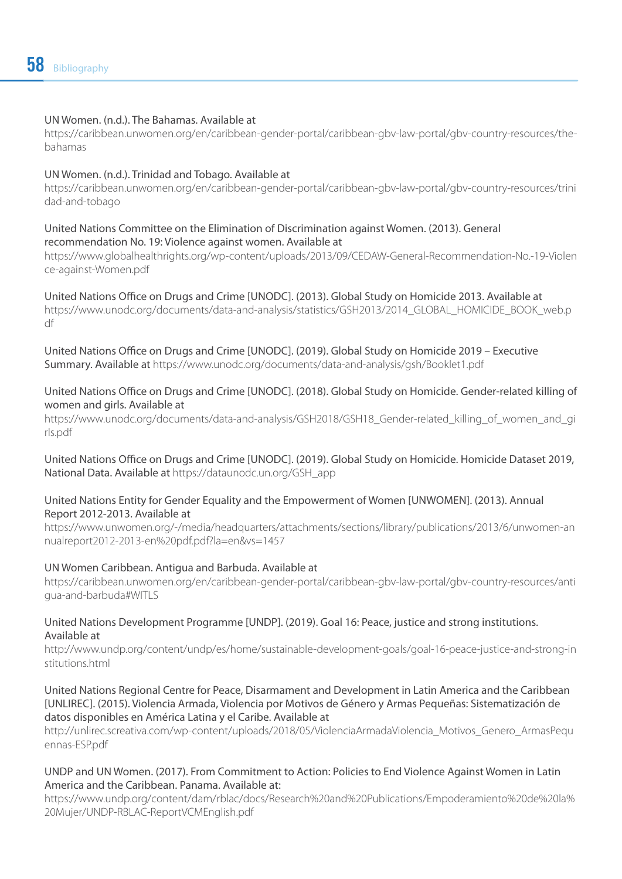UN Women. (n.d.). The Bahamas. Available at
https://caribbean.unwomen.org/en/caribbean-gender-portal/caribbean-gbv-law-portal/gbv-country-resources/the-bahamas

UN Women. (n.d.). Trinidad and Tobago. Available at
https://caribbean.unwomen.org/en/caribbean-gender-portal/caribbean-gbv-law-portal/gbv-country-resources/trinidad-and-tobago

United Nations Committee on the Elimination of Discrimination against Women. (2013). General recommendation No. 19: Violence against women. Available at
https://www.globalhealthrights.org/wp-content/uploads/2013/09/CEDAW-General-Recommendation-No.-19-Violence-against-Women.pdf

United Nations Office on Drugs and Crime [UNODC]. (2013). Global Study on Homicide 2013. Available at
https://www.unodc.org/documents/data-and-analysis/statistics/GSH2013/2014_GLOBAL_HOMICIDE_BOOK_web.pdf

United Nations Office on Drugs and Crime [UNODC]. (2019). Global Study on Homicide 2019 – Executive Summary. Available at https://www.unodc.org/documents/data-and-analysis/gsh/Booklet1.pdf

United Nations Office on Drugs and Crime [UNODC]. (2018). Global Study on Homicide. Gender-related killing of women and girls. Available at
https://www.unodc.org/documents/data-and-analysis/GSH2018/GSH18_Gender-related_killing_of_women_and_girls.pdf

United Nations Office on Drugs and Crime [UNODC]. (2019). Global Study on Homicide. Homicide Dataset 2019, National Data. Available at https://dataunodc.un.org/GSH_app

United Nations Entity for Gender Equality and the Empowerment of Women [UNWOMEN]. (2013). Annual Report 2012-2013. Available at
https://www.unwomen.org/-/media/headquarters/attachments/sections/library/publications/2013/6/unwomen-annualreport2012-2013-en%20pdf.pdf?la=en&vs=1457

UN Women Caribbean. Antigua and Barbuda. Available at
https://caribbean.unwomen.org/en/caribbean-gender-portal/caribbean-gbv-law-portal/gbv-country-resources/antigua-and-barbuda#WITLS

United Nations Development Programme [UNDP]. (2019). Goal 16: Peace, justice and strong institutions. Available at
http://www.undp.org/content/undp/es/home/sustainable-development-goals/goal-16-peace-justice-and-strong-institutions.html

United Nations Regional Centre for Peace, Disarmament and Development in Latin America and the Caribbean [UNLIREC]. (2015). Violencia Armada, Violencia por Motivos de Género y Armas Pequeñas: Sistematización de datos disponibles en América Latina y el Caribe. Available at
http://unlirec.screativa.com/wp-content/uploads/2018/05/ViolenciaArmadaViolencia_Motivos_Genero_ArmasPequennas-ESP.pdf

UNDP and UN Women. (2017). From Commitment to Action: Policies to End Violence Against Women in Latin America and the Caribbean. Panama. Available at:
https://www.undp.org/content/dam/rblac/docs/Research%20and%20Publications/Empoderamiento%20de%20la%20Mujer/UNDP-RBLAC-ReportVCMEnglish.pdf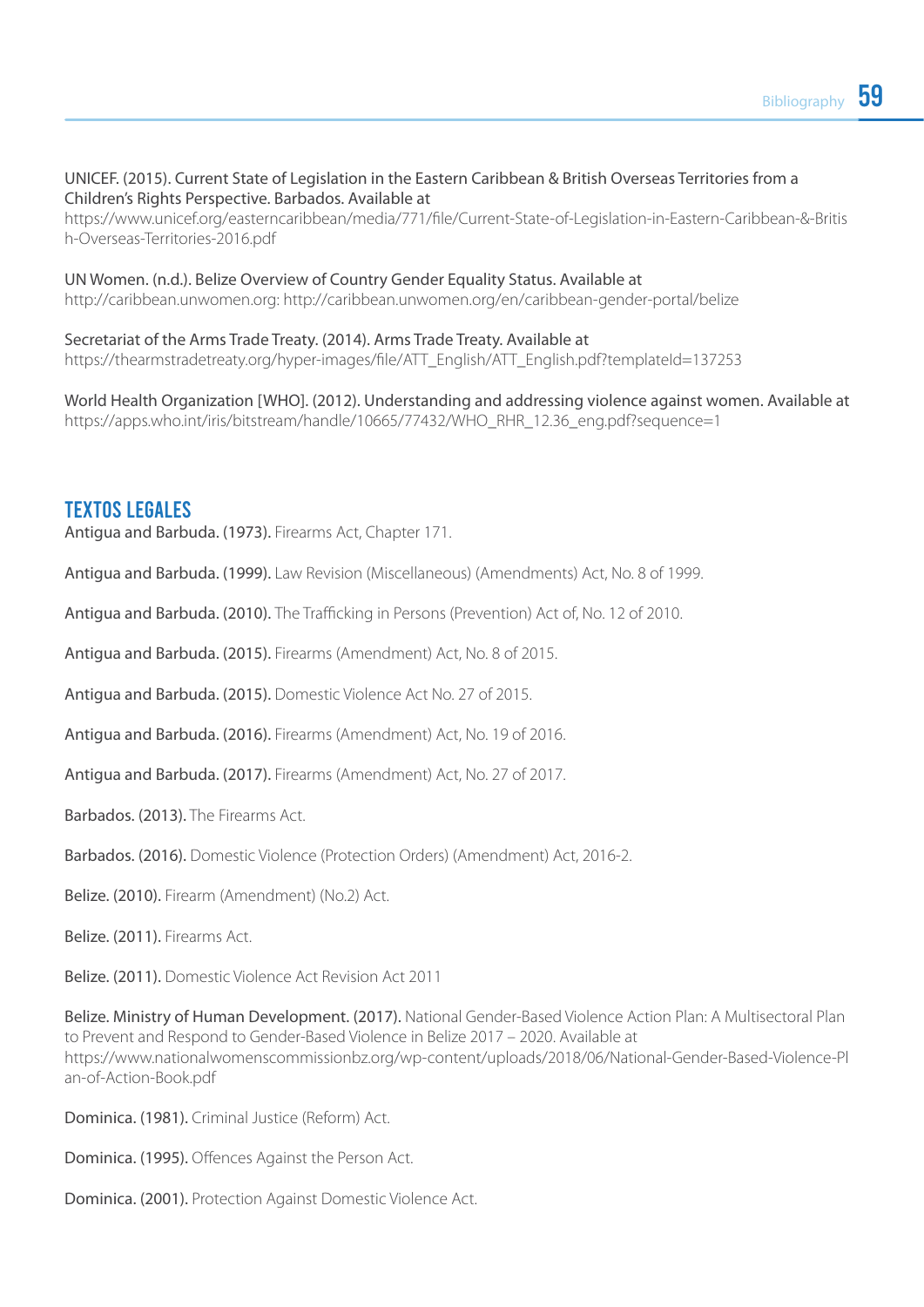UNICEF. (2015). Current State of Legislation in the Eastern Caribbean & British Overseas Territories from a Children's Rights Perspective. Barbados. Available at https://www.unicef.org/easterncaribbean/media/771/file/Current-State-of-Legislation-in-Eastern-Caribbean-&-British-Overseas-Territories-2016.pdf

UN Women. (n.d.). Belize Overview of Country Gender Equality Status. Available at http://caribbean.unwomen.org: http://caribbean.unwomen.org/en/caribbean-gender-portal/belize

Secretariat of the Arms Trade Treaty. (2014). Arms Trade Treaty. Available at https://thearmstradetreaty.org/hyper-images/file/ATT_English/ATT_English.pdf?templateId=137253

World Health Organization [WHO]. (2012). Understanding and addressing violence against women. Available at https://apps.who.int/iris/bitstream/handle/10665/77432/WHO_RHR_12.36_eng.pdf?sequence=1

## TEXTOS LEGALES

**Antigua and Barbuda. (1973).** Firearms Act, Chapter 171.

**Antigua and Barbuda. (1999).** Law Revision (Miscellaneous) (Amendments) Act, No. 8 of 1999.

**Antigua and Barbuda. (2010).** The Trafficking in Persons (Prevention) Act of, No. 12 of 2010.

**Antigua and Barbuda. (2015).** Firearms (Amendment) Act, No. 8 of 2015.

**Antigua and Barbuda. (2015).** Domestic Violence Act No. 27 of 2015.

**Antigua and Barbuda. (2016).** Firearms (Amendment) Act, No. 19 of 2016.

**Antigua and Barbuda. (2017).** Firearms (Amendment) Act, No. 27 of 2017.

**Barbados. (2013).** The Firearms Act.

**Barbados. (2016).** Domestic Violence (Protection Orders) (Amendment) Act, 2016-2.

**Belize. (2010).** Firearm (Amendment) (No.2) Act.

**Belize. (2011).** Firearms Act.

**Belize. (2011).** Domestic Violence Act Revision Act 2011

**Belize. Ministry of Human Development. (2017).** National Gender-Based Violence Action Plan: A Multisectoral Plan to Prevent and Respond to Gender-Based Violence in Belize 2017 – 2020. Available at https://www.nationalwomenscommissionbz.org/wp-content/uploads/2018/06/National-Gender-Based-Violence-Plan-of-Action-Book.pdf

**Dominica. (1981).** Criminal Justice (Reform) Act.

**Dominica. (1995).** Offences Against the Person Act.

**Dominica. (2001).** Protection Against Domestic Violence Act.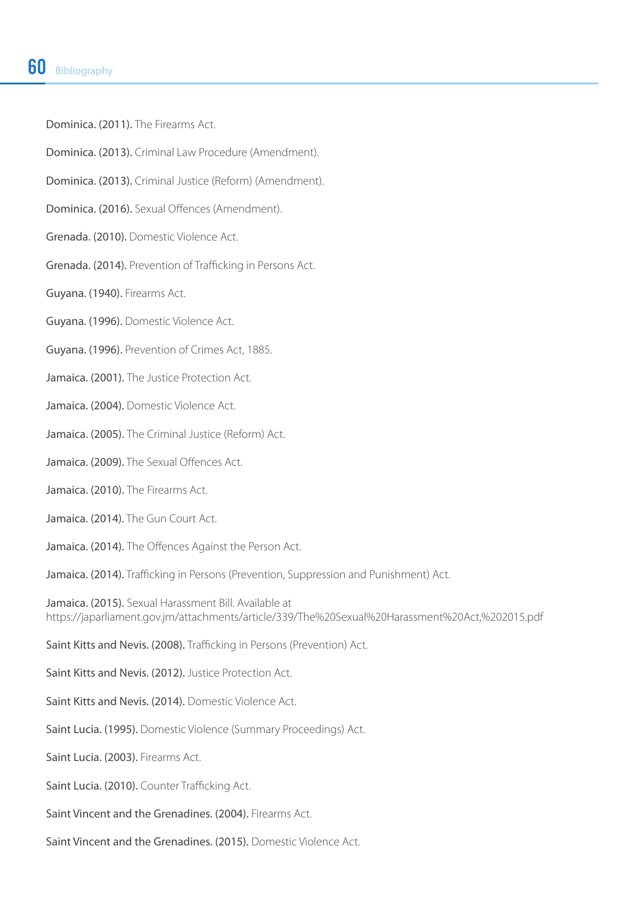Dominica. (2011). The Firearms Act.

Dominica. (2013). Criminal Law Procedure (Amendment).

Dominica. (2013). Criminal Justice (Reform) (Amendment).

Dominica. (2016). Sexual Offences (Amendment).

Grenada. (2010). Domestic Violence Act.

Grenada. (2014). Prevention of Trafficking in Persons Act.

Guyana. (1940). Firearms Act.

Guyana. (1996). Domestic Violence Act.

Guyana. (1996). Prevention of Crimes Act, 1885.

Jamaica. (2001). The Justice Protection Act.

Jamaica. (2004). Domestic Violence Act.

Jamaica. (2005). The Criminal Justice (Reform) Act.

Jamaica. (2009). The Sexual Offences Act.

Jamaica. (2010). The Firearms Act.

Jamaica. (2014). The Gun Court Act.

Jamaica. (2014). The Offences Against the Person Act.

Jamaica. (2014). Trafficking in Persons (Prevention, Suppression and Punishment) Act.

Jamaica. (2015). Sexual Harassment Bill. Available at https://japarliament.gov.jm/attachments/article/339/The%20Sexual%20Harassment%20Act,%202015.pdf

Saint Kitts and Nevis. (2008). Trafficking in Persons (Prevention) Act.

Saint Kitts and Nevis. (2012). Justice Protection Act.

Saint Kitts and Nevis. (2014). Domestic Violence Act.

Saint Lucia. (1995). Domestic Violence (Summary Proceedings) Act.

Saint Lucia. (2003). Firearms Act.

Saint Lucia. (2010). Counter Trafficking Act.

Saint Vincent and the Grenadines. (2004). Firearms Act.

Saint Vincent and the Grenadines. (2015). Domestic Violence Act.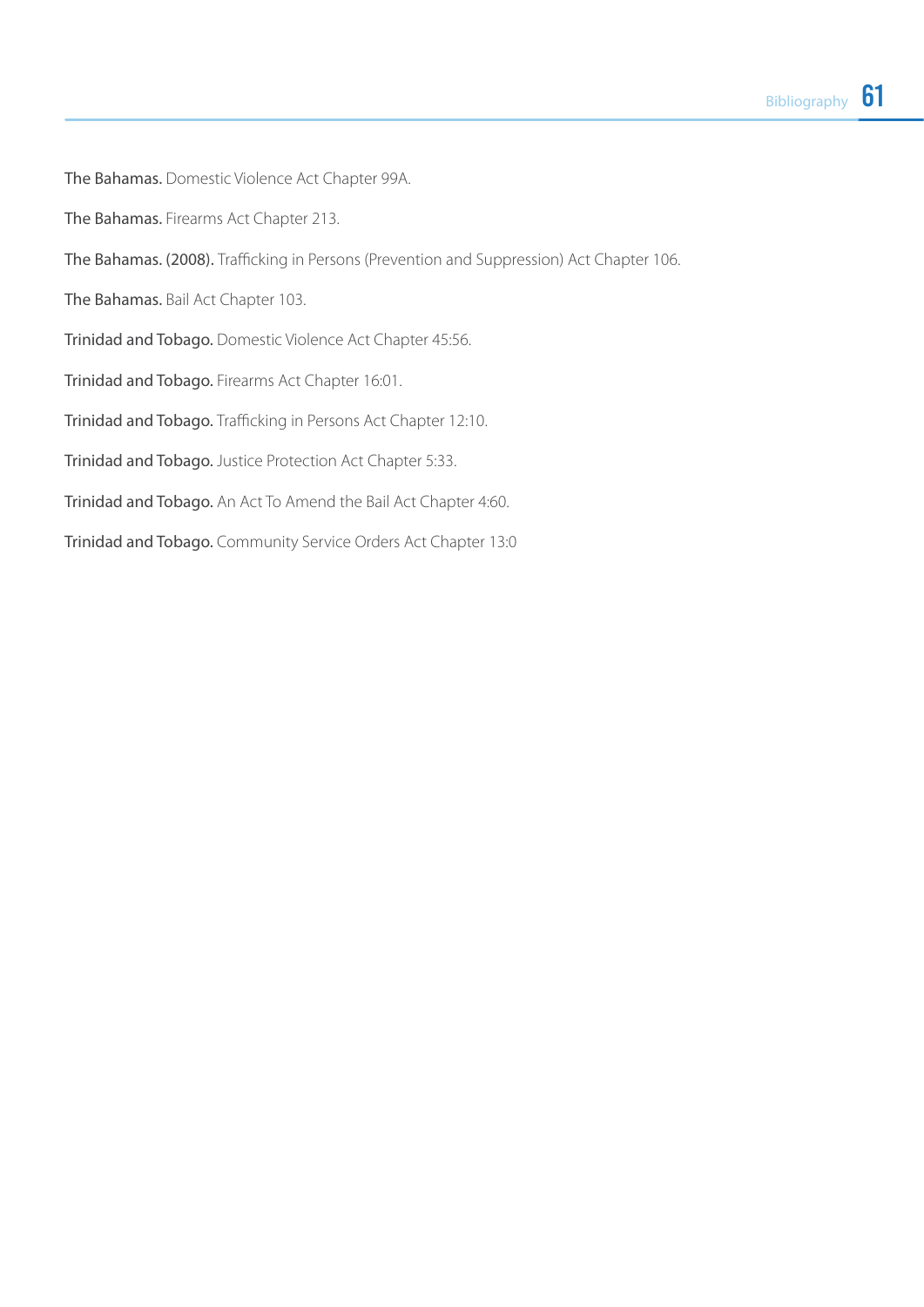**The Bahamas.** Domestic Violence Act Chapter 99A.

**The Bahamas.** Firearms Act Chapter 213.

**The Bahamas. (2008).** Trafficking in Persons (Prevention and Suppression) Act Chapter 106.

**The Bahamas.** Bail Act Chapter 103.

**Trinidad and Tobago.** Domestic Violence Act Chapter 45:56.

**Trinidad and Tobago.** Firearms Act Chapter 16:01.

**Trinidad and Tobago.** Trafficking in Persons Act Chapter 12:10.

**Trinidad and Tobago.** Justice Protection Act Chapter 5:33.

**Trinidad and Tobago.** An Act To Amend the Bail Act Chapter 4:60.

**Trinidad and Tobago.** Community Service Orders Act Chapter 13:0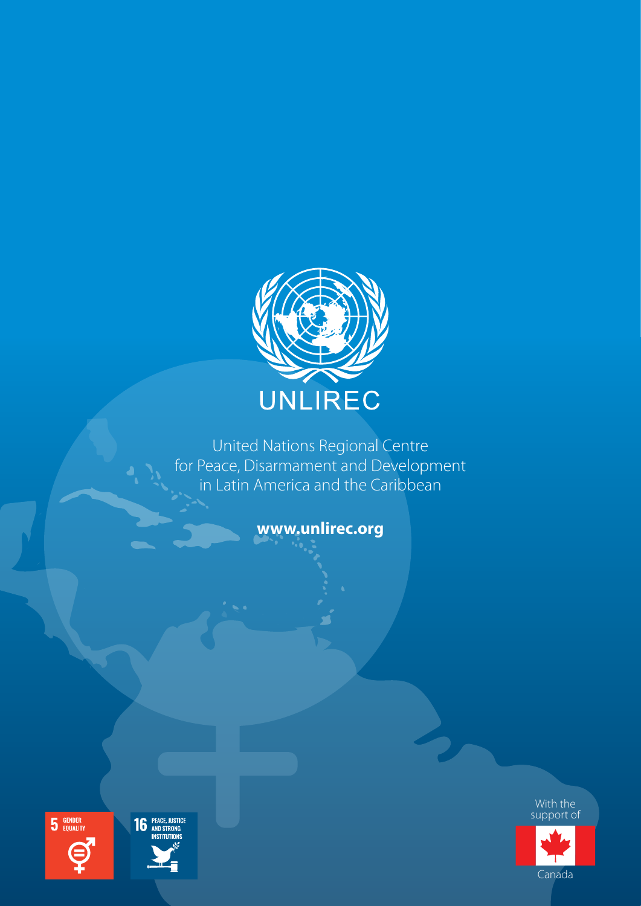UNLIREC

United Nations Regional Centre
for Peace, Disarmament and Development
in Latin America and the Caribbean

**www.unlirec.org**

5 GENDER EQUALITY

16 PEACE, JUSTICE AND STRONG INSTITUTIONS

With the support of

Canada